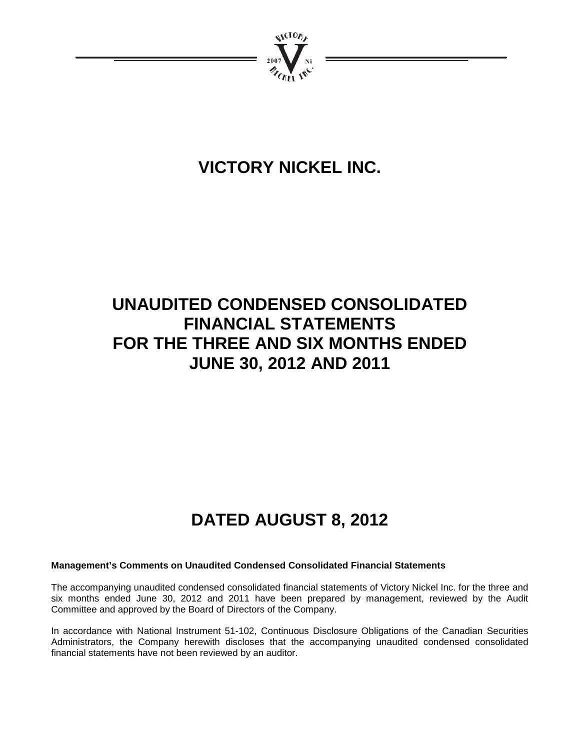# VICTORY NICKEL INC.

# UNAUDITED CONDENSED CONSOLIDATED FINANCIAL STATEMENTS FOR THE THREE AND SIX MONTHS ENDED JUNE 30, 2012 AND 2011

# DATED AUGUST 8, 2012

**Management's Comments on Unaudited Condensed Consolidated Financial Statements**

The accompanying unaudited condensed consolidated financial statements of Victory Nickel Inc. for the three and six months ended June 30, 2012 and 2011 have been prepared by management, reviewed by the Audit Committee and approved by the Board of Directors of the Company.

In accordance with National Instrument 51-102, Continuous Disclosure Obligations of the Canadian Securities Administrators, the Company herewith discloses that the accompanying unaudited condensed consolidated financial statements have not been reviewed by an auditor.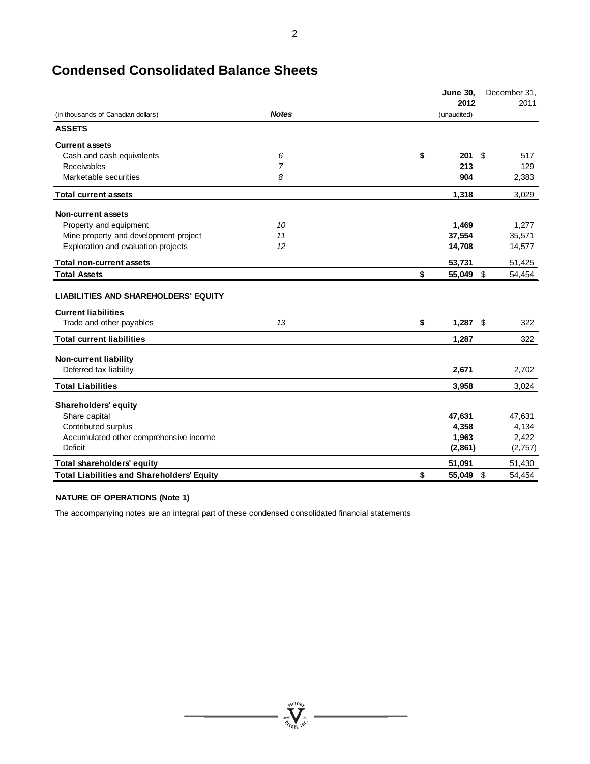# Condensed Consolidated Balance Sheets

| (in thousands of Canadian dollars) | *Notes* | **June 30, 2012** (unaudited) | December 31, 2011 |
|---|---|---|---|
| **ASSETS** | | | |
| **Current assets** | | | |
| Cash and cash equivalents | *6* | **$ 201** | $ 517 |
| Receivables | *7* | **213** | 129 |
| Marketable securities | *8* | **904** | 2,383 |
| **Total current assets** | | **1,318** | 3,029 |
| **Non-current assets** | | | |
| Property and equipment | *10* | **1,469** | 1,277 |
| Mine property and development project | *11* | **37,554** | 35,571 |
| Exploration and evaluation projects | *12* | **14,708** | 14,577 |
| **Total non-current assets** | | **53,731** | 51,425 |
| **Total Assets** | | **$ 55,049** | $ 54,454 |
| **LIABILITIES AND SHAREHOLDERS' EQUITY** | | | |
| **Current liabilities** | | | |
| Trade and other payables | *13* | **$ 1,287** | $ 322 |
| **Total current liabilities** | | **1,287** | 322 |
| **Non-current liability** | | | |
| Deferred tax liability | | **2,671** | 2,702 |
| **Total Liabilities** | | **3,958** | 3,024 |
| **Shareholders' equity** | | | |
| Share capital | | **47,631** | 47,631 |
| Contributed surplus | | **4,358** | 4,134 |
| Accumulated other comprehensive income | | **1,963** | 2,422 |
| Deficit | | **(2,861)** | (2,757) |
| **Total shareholders' equity** | | **51,091** | 51,430 |
| **Total Liabilities and Shareholders' Equity** | | **$ 55,049** | $ 54,454 |

**NATURE OF OPERATIONS (Note 1)**

The accompanying notes are an integral part of these condensed consolidated financial statements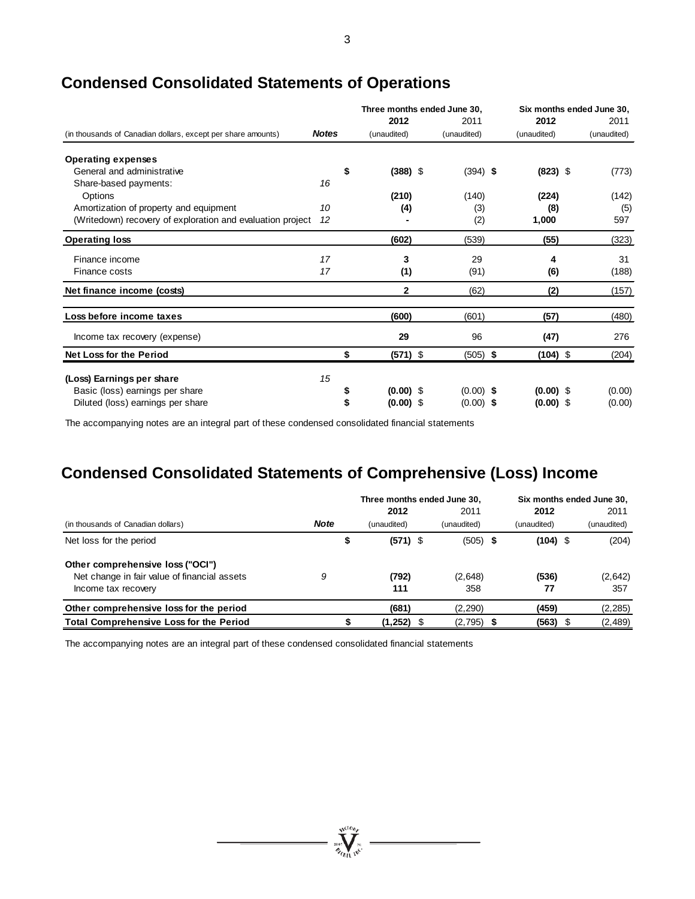## Condensed Consolidated Statements of Operations

| (in thousands of Canadian dollars, except per share amounts) | *Notes* | Three months ended June 30, **2012** (unaudited) | Three months ended June 30, 2011 (unaudited) | Six months ended June 30, **2012** (unaudited) | Six months ended June 30, 2011 (unaudited) |
|---|---|---|---|---|---|
| **Operating expenses** | | | | | |
| General and administrative | | **$ (388)** | $ (394) | **$ (823)** | $ (773) |
| Share-based payments: | *16* | | | | |
| Options | | **(210)** | (140) | **(224)** | (142) |
| Amortization of property and equipment | *10* | **(4)** | (3) | **(8)** | (5) |
| (Writedown) recovery of exploration and evaluation project | *12* | **-** | (2) | **1,000** | 597 |
| **Operating loss** | | **(602)** | (539) | **(55)** | (323) |
| Finance income | *17* | **3** | 29 | **4** | 31 |
| Finance costs | *17* | **(1)** | (91) | **(6)** | (188) |
| **Net finance income (costs)** | | **2** | (62) | **(2)** | (157) |
| **Loss before income taxes** | | **(600)** | (601) | **(57)** | (480) |
| Income tax recovery (expense) | | **29** | 96 | **(47)** | 276 |
| **Net Loss for the Period** | | **$ (571)** | $ (505) | **$ (104)** | $ (204) |
| **(Loss) Earnings per share** | *15* | | | | |
| Basic (loss) earnings per share | | **$ (0.00)** | $ (0.00) | **$ (0.00)** | $ (0.00) |
| Diluted (loss) earnings per share | | **$ (0.00)** | $ (0.00) | **$ (0.00)** | $ (0.00) |

The accompanying notes are an integral part of these condensed consolidated financial statements

## Condensed Consolidated Statements of Comprehensive (Loss) Income

| (in thousands of Canadian dollars) | *Note* | Three months ended June 30, **2012** (unaudited) | Three months ended June 30, 2011 (unaudited) | Six months ended June 30, **2012** (unaudited) | Six months ended June 30, 2011 (unaudited) |
|---|---|---|---|---|---|
| Net loss for the period | | **$ (571)** | $ (505) | **$ (104)** | $ (204) |
| **Other comprehensive loss ("OCI")** | | | | | |
| Net change in fair value of financial assets | *9* | **(792)** | (2,648) | **(536)** | (2,642) |
| Income tax recovery | | **111** | 358 | **77** | 357 |
| **Other comprehensive loss for the period** | | **(681)** | (2,290) | **(459)** | (2,285) |
| **Total Comprehensive Loss for the Period** | | **$ (1,252)** | $ (2,795) | **$ (563)** | $ (2,489) |

The accompanying notes are an integral part of these condensed consolidated financial statements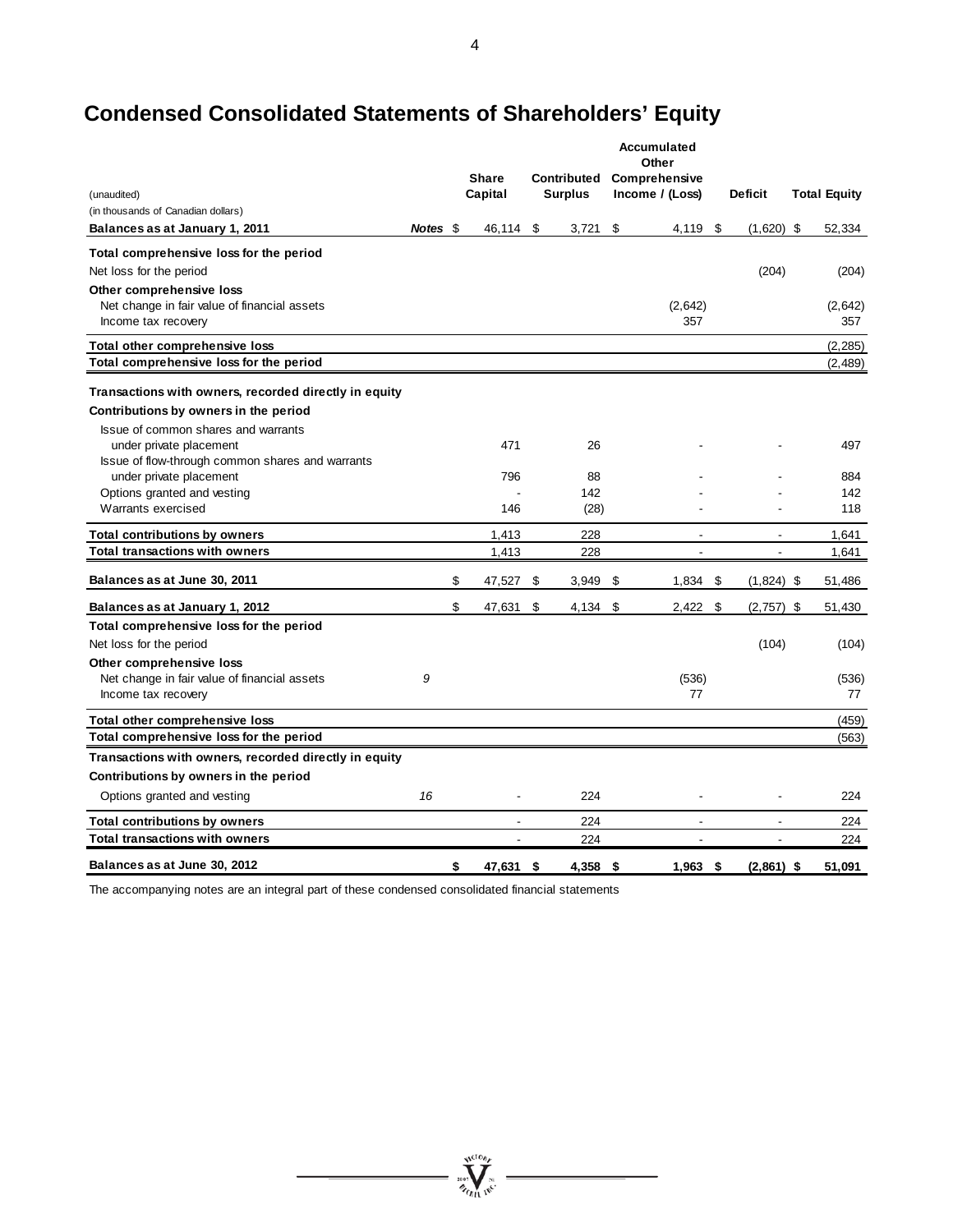# Condensed Consolidated Statements of Shareholders' Equity

| (unaudited)<br>(in thousands of Canadian dollars) | Notes | Share Capital | Contributed Surplus | Accumulated Other Comprehensive Income / (Loss) | Deficit | Total Equity |
|---|---|---|---|---|---|---|
| **Balances as at January 1, 2011** | | $ 46,114 | $ 3,721 | $ 4,119 | $ (1,620) | $ 52,334 |
| **Total comprehensive loss for the period** | | | | | | |
| Net loss for the period | | | | | (204) | (204) |
| **Other comprehensive loss** | | | | | | |
| Net change in fair value of financial assets | | | | (2,642) | | (2,642) |
| Income tax recovery | | | | 357 | | 357 |
| **Total other comprehensive loss** | | | | | | (2,285) |
| **Total comprehensive loss for the period** | | | | | | (2,489) |
| **Transactions with owners, recorded directly in equity** | | | | | | |
| **Contributions by owners in the period** | | | | | | |
| Issue of common shares and warrants under private placement | | 471 | 26 | - | - | 497 |
| Issue of flow-through common shares and warrants under private placement | | 796 | 88 | - | - | 884 |
| Options granted and vesting | | - | 142 | - | - | 142 |
| Warrants exercised | | 146 | (28) | - | - | 118 |
| **Total contributions by owners** | | 1,413 | 228 | - | - | 1,641 |
| **Total transactions with owners** | | 1,413 | 228 | - | - | 1,641 |
| **Balances as at June 30, 2011** | | $ 47,527 | $ 3,949 | $ 1,834 | $ (1,824) | $ 51,486 |
| **Balances as at January 1, 2012** | | $ 47,631 | $ 4,134 | $ 2,422 | $ (2,757) | $ 51,430 |
| **Total comprehensive loss for the period** | | | | | | |
| Net loss for the period | | | | | (104) | (104) |
| **Other comprehensive loss** | | | | | | |
| Net change in fair value of financial assets | 9 | | | (536) | | (536) |
| Income tax recovery | | | | 77 | | 77 |
| **Total other comprehensive loss** | | | | | | (459) |
| **Total comprehensive loss for the period** | | | | | | (563) |
| **Transactions with owners, recorded directly in equity** | | | | | | |
| **Contributions by owners in the period** | | | | | | |
| Options granted and vesting | 16 | - | 224 | - | - | 224 |
| **Total contributions by owners** | | - | 224 | - | - | 224 |
| **Total transactions with owners** | | - | 224 | - | - | 224 |
| **Balances as at June 30, 2012** | | **$ 47,631** | **$ 4,358** | **$ 1,963** | **$ (2,861)** | **$ 51,091** |

The accompanying notes are an integral part of these condensed consolidated financial statements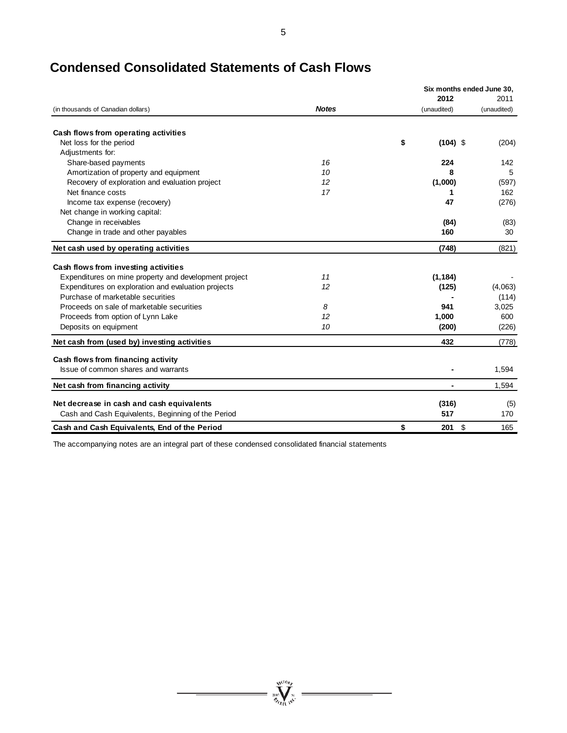# Condensed Consolidated Statements of Cash Flows

| (in thousands of Canadian dollars) | Notes | Six months ended June 30, 2012 (unaudited) | 2011 (unaudited) |
|---|---|---|---|
| **Cash flows from operating activities** | | | |
| Net loss for the period | | **$ (104)** | $ (204) |
| Adjustments for: | | | |
| Share-based payments | 16 | **224** | 142 |
| Amortization of property and equipment | 10 | **8** | 5 |
| Recovery of exploration and evaluation project | 12 | **(1,000)** | (597) |
| Net finance costs | 17 | **1** | 162 |
| Income tax expense (recovery) | | **47** | (276) |
| Net change in working capital: | | | |
| Change in receivables | | **(84)** | (83) |
| Change in trade and other payables | | **160** | 30 |
| **Net cash used by operating activities** | | **(748)** | (821) |
| **Cash flows from investing activities** | | | |
| Expenditures on mine property and development project | 11 | **(1,184)** | - |
| Expenditures on exploration and evaluation projects | 12 | **(125)** | (4,063) |
| Purchase of marketable securities | | **-** | (114) |
| Proceeds on sale of marketable securities | 8 | **941** | 3,025 |
| Proceeds from option of Lynn Lake | 12 | **1,000** | 600 |
| Deposits on equipment | 10 | **(200)** | (226) |
| **Net cash from (used by) investing activities** | | **432** | (778) |
| **Cash flows from financing activity** | | | |
| Issue of common shares and warrants | | **-** | 1,594 |
| **Net cash from financing activity** | | **-** | 1,594 |
| **Net decrease in cash and cash equivalents** | | **(316)** | (5) |
| Cash and Cash Equivalents, Beginning of the Period | | **517** | 170 |
| **Cash and Cash Equivalents, End of the Period** | | **$ 201** | $ 165 |

The accompanying notes are an integral part of these condensed consolidated financial statements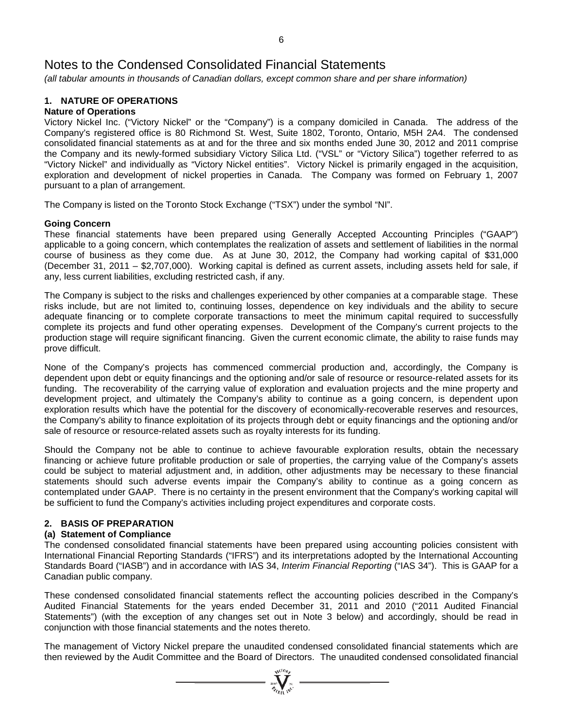# Notes to the Condensed Consolidated Financial Statements

*(all tabular amounts in thousands of Canadian dollars, except common share and per share information)*

## 1. NATURE OF OPERATIONS

### Nature of Operations

Victory Nickel Inc. ("Victory Nickel" or the "Company") is a company domiciled in Canada. The address of the Company's registered office is 80 Richmond St. West, Suite 1802, Toronto, Ontario, M5H 2A4. The condensed consolidated financial statements as at and for the three and six months ended June 30, 2012 and 2011 comprise the Company and its newly-formed subsidiary Victory Silica Ltd. ("VSL" or "Victory Silica") together referred to as "Victory Nickel" and individually as "Victory Nickel entities". Victory Nickel is primarily engaged in the acquisition, exploration and development of nickel properties in Canada. The Company was formed on February 1, 2007 pursuant to a plan of arrangement.

The Company is listed on the Toronto Stock Exchange ("TSX") under the symbol "NI".

### Going Concern

These financial statements have been prepared using Generally Accepted Accounting Principles ("GAAP") applicable to a going concern, which contemplates the realization of assets and settlement of liabilities in the normal course of business as they come due. As at June 30, 2012, the Company had working capital of $31,000 (December 31, 2011 – $2,707,000). Working capital is defined as current assets, including assets held for sale, if any, less current liabilities, excluding restricted cash, if any.

The Company is subject to the risks and challenges experienced by other companies at a comparable stage. These risks include, but are not limited to, continuing losses, dependence on key individuals and the ability to secure adequate financing or to complete corporate transactions to meet the minimum capital required to successfully complete its projects and fund other operating expenses. Development of the Company's current projects to the production stage will require significant financing. Given the current economic climate, the ability to raise funds may prove difficult.

None of the Company's projects has commenced commercial production and, accordingly, the Company is dependent upon debt or equity financings and the optioning and/or sale of resource or resource-related assets for its funding. The recoverability of the carrying value of exploration and evaluation projects and the mine property and development project, and ultimately the Company's ability to continue as a going concern, is dependent upon exploration results which have the potential for the discovery of economically-recoverable reserves and resources, the Company's ability to finance exploitation of its projects through debt or equity financings and the optioning and/or sale of resource or resource-related assets such as royalty interests for its funding.

Should the Company not be able to continue to achieve favourable exploration results, obtain the necessary financing or achieve future profitable production or sale of properties, the carrying value of the Company's assets could be subject to material adjustment and, in addition, other adjustments may be necessary to these financial statements should such adverse events impair the Company's ability to continue as a going concern as contemplated under GAAP. There is no certainty in the present environment that the Company's working capital will be sufficient to fund the Company's activities including project expenditures and corporate costs.

## 2. BASIS OF PREPARATION

### (a) Statement of Compliance

The condensed consolidated financial statements have been prepared using accounting policies consistent with International Financial Reporting Standards ("IFRS") and its interpretations adopted by the International Accounting Standards Board ("IASB") and in accordance with IAS 34, *Interim Financial Reporting* ("IAS 34"). This is GAAP for a Canadian public company.

These condensed consolidated financial statements reflect the accounting policies described in the Company's Audited Financial Statements for the years ended December 31, 2011 and 2010 ("2011 Audited Financial Statements") (with the exception of any changes set out in Note 3 below) and accordingly, should be read in conjunction with those financial statements and the notes thereto.

The management of Victory Nickel prepare the unaudited condensed consolidated financial statements which are then reviewed by the Audit Committee and the Board of Directors. The unaudited condensed consolidated financial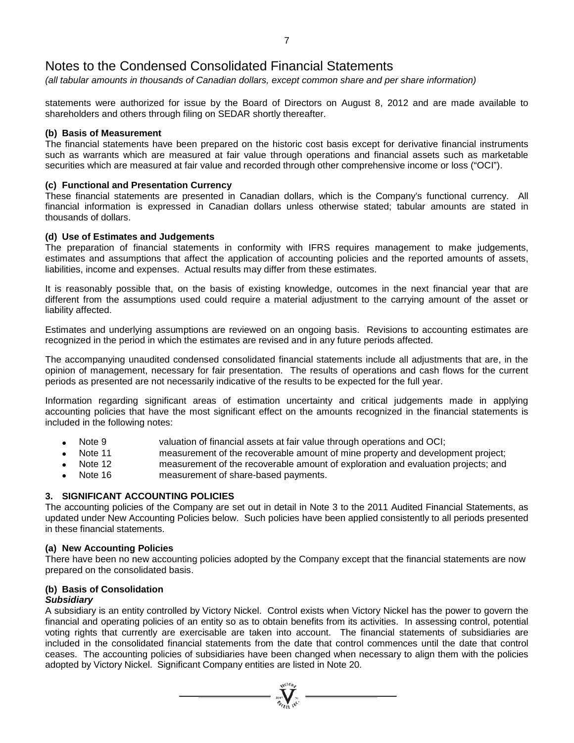# Notes to the Condensed Consolidated Financial Statements

*(all tabular amounts in thousands of Canadian dollars, except common share and per share information)*

statements were authorized for issue by the Board of Directors on August 8, 2012 and are made available to shareholders and others through filing on SEDAR shortly thereafter.

### (b) Basis of Measurement

The financial statements have been prepared on the historic cost basis except for derivative financial instruments such as warrants which are measured at fair value through operations and financial assets such as marketable securities which are measured at fair value and recorded through other comprehensive income or loss ("OCI").

### (c) Functional and Presentation Currency

These financial statements are presented in Canadian dollars, which is the Company's functional currency. All financial information is expressed in Canadian dollars unless otherwise stated; tabular amounts are stated in thousands of dollars.

### (d) Use of Estimates and Judgements

The preparation of financial statements in conformity with IFRS requires management to make judgements, estimates and assumptions that affect the application of accounting policies and the reported amounts of assets, liabilities, income and expenses. Actual results may differ from these estimates.

It is reasonably possible that, on the basis of existing knowledge, outcomes in the next financial year that are different from the assumptions used could require a material adjustment to the carrying amount of the asset or liability affected.

Estimates and underlying assumptions are reviewed on an ongoing basis. Revisions to accounting estimates are recognized in the period in which the estimates are revised and in any future periods affected.

The accompanying unaudited condensed consolidated financial statements include all adjustments that are, in the opinion of management, necessary for fair presentation. The results of operations and cash flows for the current periods as presented are not necessarily indicative of the results to be expected for the full year.

Information regarding significant areas of estimation uncertainty and critical judgements made in applying accounting policies that have the most significant effect on the amounts recognized in the financial statements is included in the following notes:

- Note 9 valuation of financial assets at fair value through operations and OCI;
- Note 11 measurement of the recoverable amount of mine property and development project;
- Note 12 measurement of the recoverable amount of exploration and evaluation projects; and
- Note 16 measurement of share-based payments.

## 3. SIGNIFICANT ACCOUNTING POLICIES

The accounting policies of the Company are set out in detail in Note 3 to the 2011 Audited Financial Statements, as updated under New Accounting Policies below. Such policies have been applied consistently to all periods presented in these financial statements.

### (a) New Accounting Policies

There have been no new accounting policies adopted by the Company except that the financial statements are now prepared on the consolidated basis.

### (b) Basis of Consolidation

***Subsidiary***

A subsidiary is an entity controlled by Victory Nickel. Control exists when Victory Nickel has the power to govern the financial and operating policies of an entity so as to obtain benefits from its activities. In assessing control, potential voting rights that currently are exercisable are taken into account. The financial statements of subsidiaries are included in the consolidated financial statements from the date that control commences until the date that control ceases. The accounting policies of subsidiaries have been changed when necessary to align them with the policies adopted by Victory Nickel. Significant Company entities are listed in Note 20.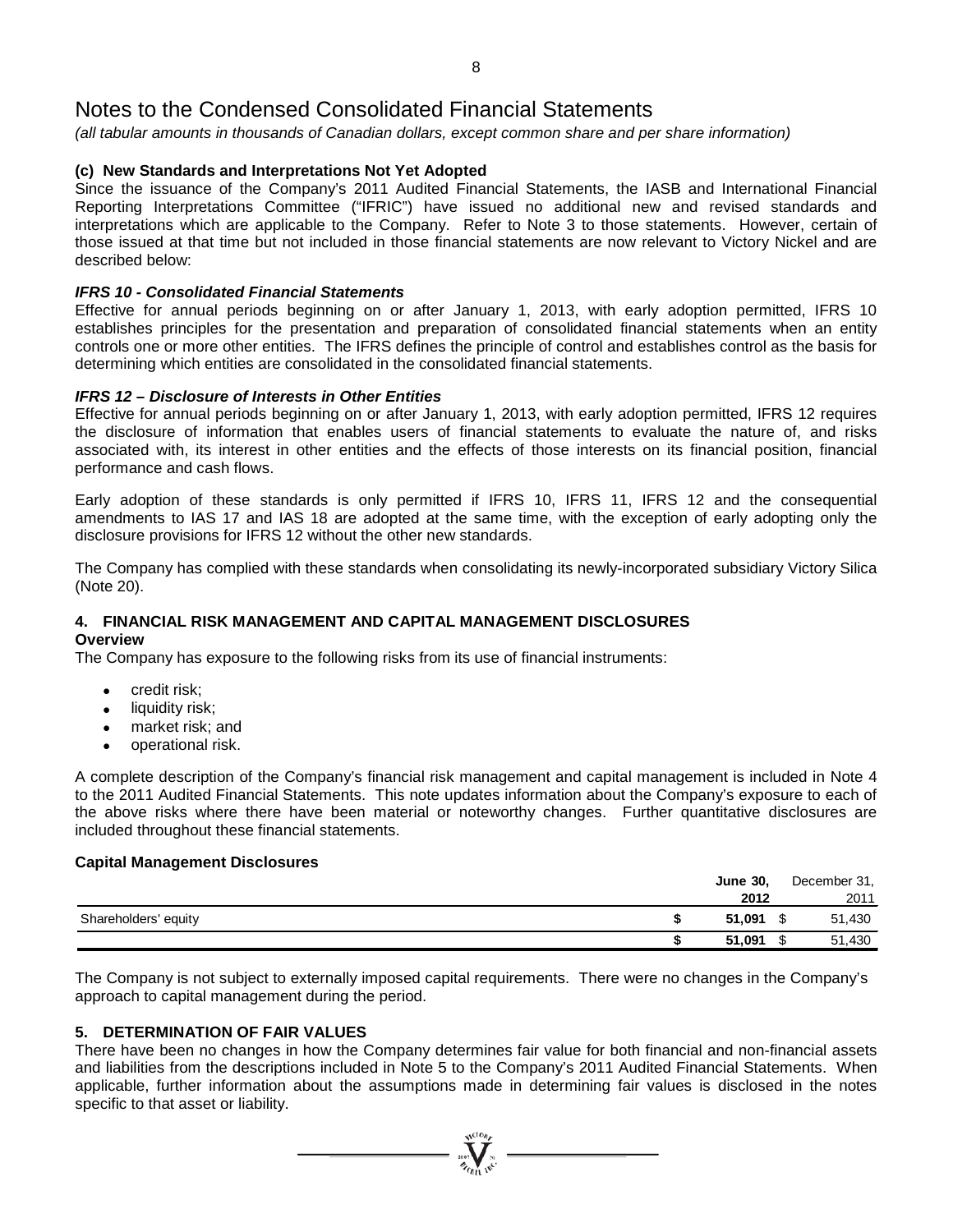# Notes to the Condensed Consolidated Financial Statements

*(all tabular amounts in thousands of Canadian dollars, except common share and per share information)*

### (c) New Standards and Interpretations Not Yet Adopted

Since the issuance of the Company's 2011 Audited Financial Statements, the IASB and International Financial Reporting Interpretations Committee ("IFRIC") have issued no additional new and revised standards and interpretations which are applicable to the Company. Refer to Note 3 to those statements. However, certain of those issued at that time but not included in those financial statements are now relevant to Victory Nickel and are described below:

***IFRS 10 - Consolidated Financial Statements***

Effective for annual periods beginning on or after January 1, 2013, with early adoption permitted, IFRS 10 establishes principles for the presentation and preparation of consolidated financial statements when an entity controls one or more other entities. The IFRS defines the principle of control and establishes control as the basis for determining which entities are consolidated in the consolidated financial statements.

***IFRS 12 – Disclosure of Interests in Other Entities***

Effective for annual periods beginning on or after January 1, 2013, with early adoption permitted, IFRS 12 requires the disclosure of information that enables users of financial statements to evaluate the nature of, and risks associated with, its interest in other entities and the effects of those interests on its financial position, financial performance and cash flows.

Early adoption of these standards is only permitted if IFRS 10, IFRS 11, IFRS 12 and the consequential amendments to IAS 17 and IAS 18 are adopted at the same time, with the exception of early adopting only the disclosure provisions for IFRS 12 without the other new standards.

The Company has complied with these standards when consolidating its newly-incorporated subsidiary Victory Silica (Note 20).

## 4. FINANCIAL RISK MANAGEMENT AND CAPITAL MANAGEMENT DISCLOSURES

**Overview**

The Company has exposure to the following risks from its use of financial instruments:

- credit risk;
- liquidity risk;
- market risk; and
- operational risk.

A complete description of the Company's financial risk management and capital management is included in Note 4 to the 2011 Audited Financial Statements. This note updates information about the Company's exposure to each of the above risks where there have been material or noteworthy changes. Further quantitative disclosures are included throughout these financial statements.

**Capital Management Disclosures**

| | **June 30, 2012** | December 31, 2011 |
|---|---|---|
| Shareholders' equity | **$ 51,091** | $ 51,430 |
| | **$ 51,091** | $ 51,430 |

The Company is not subject to externally imposed capital requirements. There were no changes in the Company's approach to capital management during the period.

## 5. DETERMINATION OF FAIR VALUES

There have been no changes in how the Company determines fair value for both financial and non-financial assets and liabilities from the descriptions included in Note 5 to the Company's 2011 Audited Financial Statements. When applicable, further information about the assumptions made in determining fair values is disclosed in the notes specific to that asset or liability.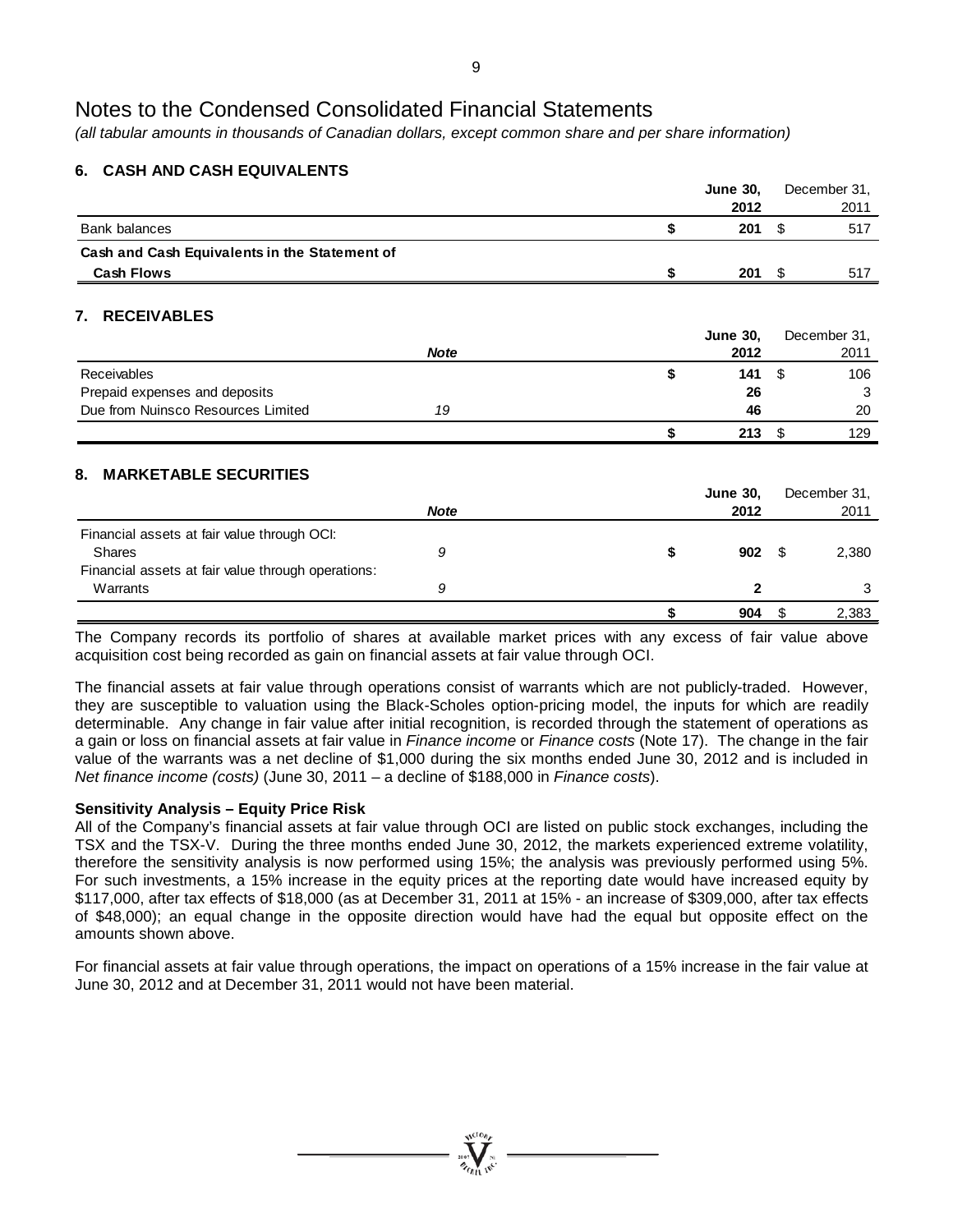# Notes to the Condensed Consolidated Financial Statements

*(all tabular amounts in thousands of Canadian dollars, except common share and per share information)*

## 6. CASH AND CASH EQUIVALENTS

| | **June 30, 2012** | December 31, 2011 |
|---|---|---|
| Bank balances | **$ 201** | $ 517 |
| **Cash and Cash Equivalents in the Statement of Cash Flows** | **$ 201** | $ 517 |

## 7. RECEIVABLES

| | ***Note*** | **June 30, 2012** | December 31, 2011 |
|---|---|---|---|
| Receivables | | **$ 141** | $ 106 |
| Prepaid expenses and deposits | | **26** | 3 |
| Due from Nuinsco Resources Limited | *19* | **46** | 20 |
| | | **$ 213** | $ 129 |

## 8. MARKETABLE SECURITIES

| | ***Note*** | **June 30, 2012** | December 31, 2011 |
|---|---|---|---|
| Financial assets at fair value through OCI: | | | |
| Shares | *9* | **$ 902** | $ 2,380 |
| Financial assets at fair value through operations: | | | |
| Warrants | *9* | **2** | 3 |
| | | **$ 904** | $ 2,383 |

The Company records its portfolio of shares at available market prices with any excess of fair value above acquisition cost being recorded as gain on financial assets at fair value through OCI.

The financial assets at fair value through operations consist of warrants which are not publicly-traded. However, they are susceptible to valuation using the Black-Scholes option-pricing model, the inputs for which are readily determinable. Any change in fair value after initial recognition, is recorded through the statement of operations as a gain or loss on financial assets at fair value in *Finance income* or *Finance costs* (Note 17). The change in the fair value of the warrants was a net decline of $1,000 during the six months ended June 30, 2012 and is included in *Net finance income (costs)* (June 30, 2011 – a decline of $188,000 in *Finance costs*).

**Sensitivity Analysis – Equity Price Risk**

All of the Company's financial assets at fair value through OCI are listed on public stock exchanges, including the TSX and the TSX-V. During the three months ended June 30, 2012, the markets experienced extreme volatility, therefore the sensitivity analysis is now performed using 15%; the analysis was previously performed using 5%. For such investments, a 15% increase in the equity prices at the reporting date would have increased equity by $117,000, after tax effects of $18,000 (as at December 31, 2011 at 15% - an increase of $309,000, after tax effects of $48,000); an equal change in the opposite direction would have had the equal but opposite effect on the amounts shown above.

For financial assets at fair value through operations, the impact on operations of a 15% increase in the fair value at June 30, 2012 and at December 31, 2011 would not have been material.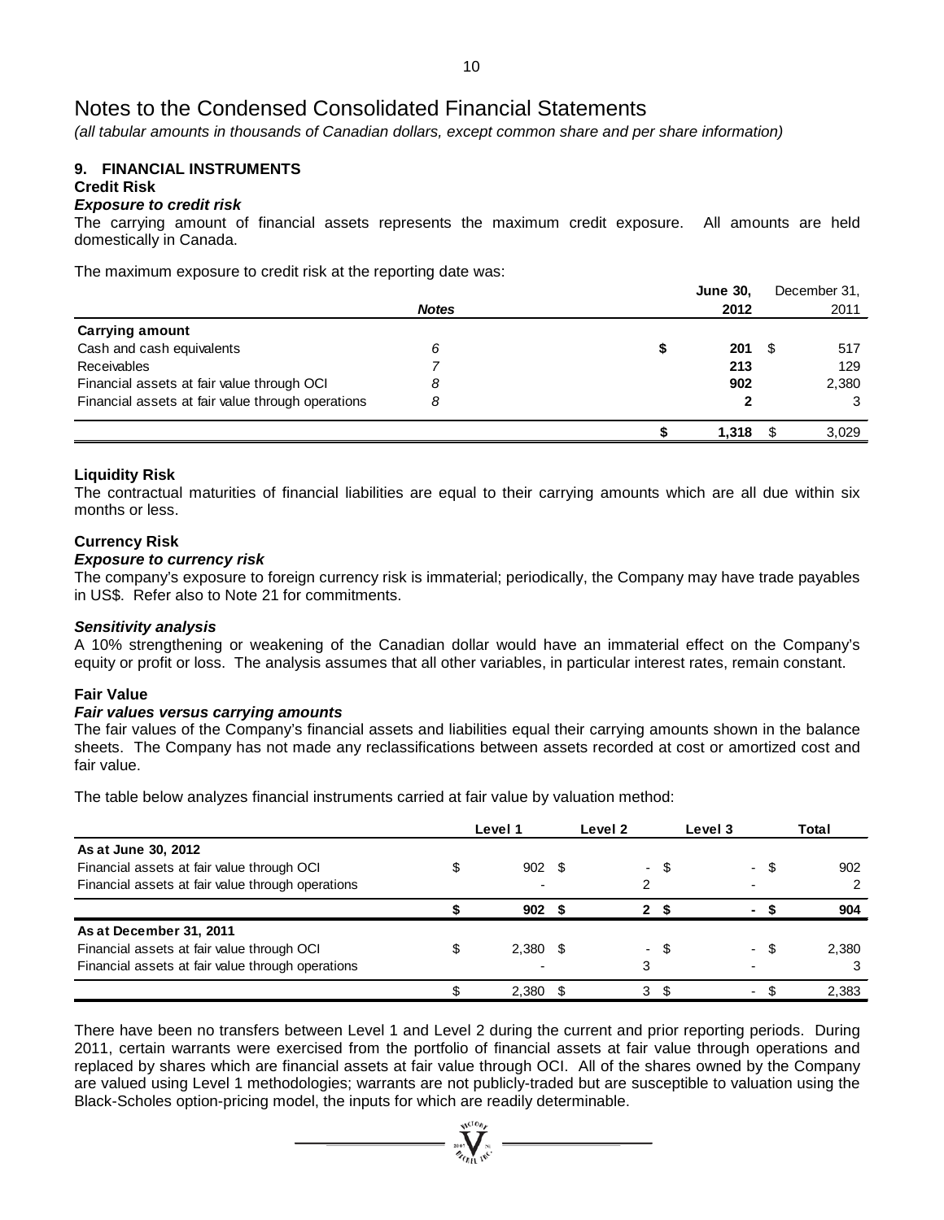# Notes to the Condensed Consolidated Financial Statements

*(all tabular amounts in thousands of Canadian dollars, except common share and per share information)*

## 9. FINANCIAL INSTRUMENTS

### Credit Risk

***Exposure to credit risk***

The carrying amount of financial assets represents the maximum credit exposure. All amounts are held domestically in Canada.

The maximum exposure to credit risk at the reporting date was:

| | *Notes* | **June 30, 2012** | December 31, 2011 |
|---|---|---|---|
| **Carrying amount** | | | |
| Cash and cash equivalents | 6 | **$ 201** | $ 517 |
| Receivables | 7 | **213** | 129 |
| Financial assets at fair value through OCI | 8 | **902** | 2,380 |
| Financial assets at fair value through operations | 8 | **2** | 3 |
| | | **$ 1,318** | $ 3,029 |

### Liquidity Risk

The contractual maturities of financial liabilities are equal to their carrying amounts which are all due within six months or less.

### Currency Risk

***Exposure to currency risk***

The company's exposure to foreign currency risk is immaterial; periodically, the Company may have trade payables in US$. Refer also to Note 21 for commitments.

***Sensitivity analysis***

A 10% strengthening or weakening of the Canadian dollar would have an immaterial effect on the Company's equity or profit or loss. The analysis assumes that all other variables, in particular interest rates, remain constant.

### Fair Value

***Fair values versus carrying amounts***

The fair values of the Company's financial assets and liabilities equal their carrying amounts shown in the balance sheets. The Company has not made any reclassifications between assets recorded at cost or amortized cost and fair value.

The table below analyzes financial instruments carried at fair value by valuation method:

| | Level 1 | Level 2 | Level 3 | Total |
|---|---|---|---|---|
| **As at June 30, 2012** | | | | |
| Financial assets at fair value through OCI | $ 902 | $ - | $ - | $ 902 |
| Financial assets at fair value through operations | - | 2 | - | 2 |
| | **$ 902** | **$ 2** | **$ -** | **$ 904** |
| **As at December 31, 2011** | | | | |
| Financial assets at fair value through OCI | $ 2,380 | $ - | $ - | $ 2,380 |
| Financial assets at fair value through operations | - | 3 | - | 3 |
| | $ 2,380 | $ 3 | $ - | $ 2,383 |

There have been no transfers between Level 1 and Level 2 during the current and prior reporting periods. During 2011, certain warrants were exercised from the portfolio of financial assets at fair value through operations and replaced by shares which are financial assets at fair value through OCI. All of the shares owned by the Company are valued using Level 1 methodologies; warrants are not publicly-traded but are susceptible to valuation using the Black-Scholes option-pricing model, the inputs for which are readily determinable.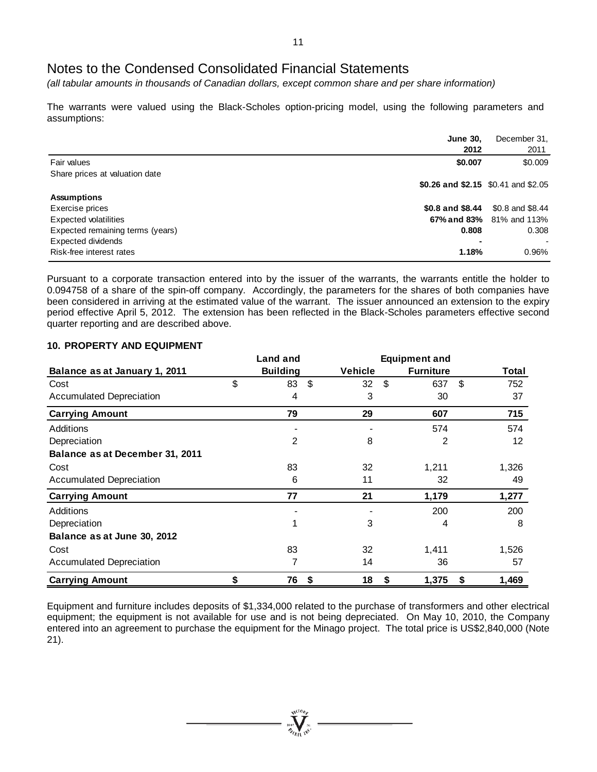# Notes to the Condensed Consolidated Financial Statements

*(all tabular amounts in thousands of Canadian dollars, except common share and per share information)*

The warrants were valued using the Black-Scholes option-pricing model, using the following parameters and assumptions:

| | **June 30, 2012** | December 31, 2011 |
|---|---|---|
| Fair values | **$0.007** | $0.009 |
| Share prices at valuation date | **$0.26 and $2.15** | $0.41 and $2.05 |
| **Assumptions** | | |
| Exercise prices | **$0.8 and $8.44** | $0.8 and $8.44 |
| Expected volatilities | **67% and 83%** | 81% and 113% |
| Expected remaining terms (years) | **0.808** | 0.308 |
| Expected dividends | **-** | - |
| Risk-free interest rates | **1.18%** | 0.96% |

Pursuant to a corporate transaction entered into by the issuer of the warrants, the warrants entitle the holder to 0.094758 of a share of the spin-off company. Accordingly, the parameters for the shares of both companies have been considered in arriving at the estimated value of the warrant. The issuer announced an extension to the expiry period effective April 5, 2012. The extension has been reflected in the Black-Scholes parameters effective second quarter reporting and are described above.

## 10. PROPERTY AND EQUIPMENT

| **Balance as at January 1, 2011** | **Land and Building** | **Vehicle** | **Equipment and Furniture** | **Total** |
|---|---|---|---|---|
| Cost | $ 83 | $ 32 | $ 637 | $ 752 |
| Accumulated Depreciation | 4 | 3 | 30 | 37 |
| **Carrying Amount** | **79** | **29** | **607** | **715** |
| Additions | - | - | 574 | 574 |
| Depreciation | 2 | 8 | 2 | 12 |
| **Balance as at December 31, 2011** | | | | |
| Cost | 83 | 32 | 1,211 | 1,326 |
| Accumulated Depreciation | 6 | 11 | 32 | 49 |
| **Carrying Amount** | **77** | **21** | **1,179** | **1,277** |
| Additions | - | - | 200 | 200 |
| Depreciation | 1 | 3 | 4 | 8 |
| **Balance as at June 30, 2012** | | | | |
| Cost | 83 | 32 | 1,411 | 1,526 |
| Accumulated Depreciation | 7 | 14 | 36 | 57 |
| **Carrying Amount** | **$ 76** | **$ 18** | **$ 1,375** | **$ 1,469** |

Equipment and furniture includes deposits of $1,334,000 related to the purchase of transformers and other electrical equipment; the equipment is not available for use and is not being depreciated. On May 10, 2010, the Company entered into an agreement to purchase the equipment for the Minago project. The total price is US$2,840,000 (Note 21).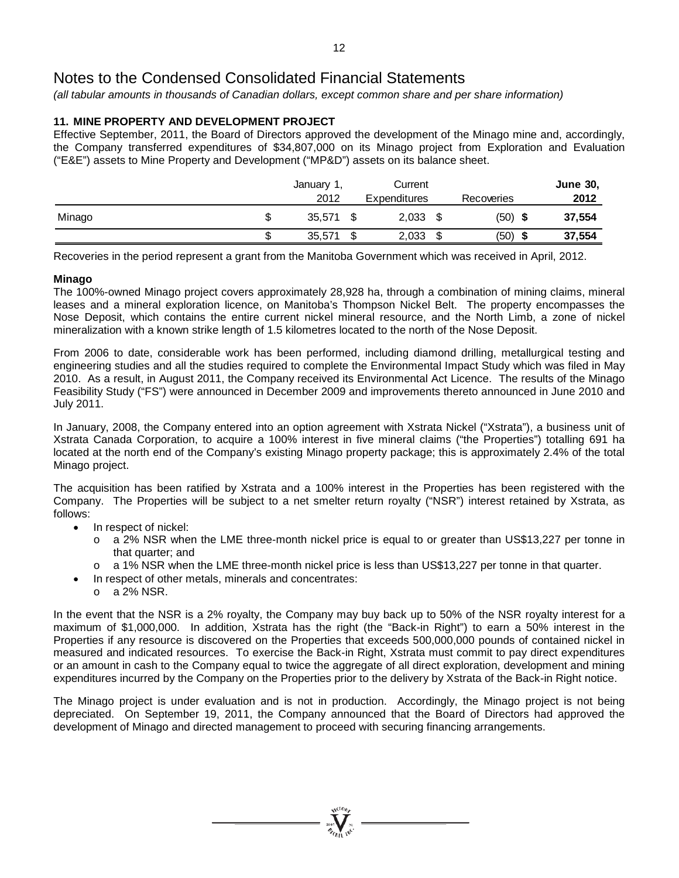# Notes to the Condensed Consolidated Financial Statements

*(all tabular amounts in thousands of Canadian dollars, except common share and per share information)*

### 11. MINE PROPERTY AND DEVELOPMENT PROJECT

Effective September, 2011, the Board of Directors approved the development of the Minago mine and, accordingly, the Company transferred expenditures of $34,807,000 on its Minago project from Exploration and Evaluation ("E&E") assets to Mine Property and Development ("MP&D") assets on its balance sheet.

| | January 1, 2012 | Current Expenditures | Recoveries | **June 30, 2012** |
|---|---|---|---|---|
| Minago | $ 35,571 | $ 2,033 | $ (50) | **$ 37,554** |
| | $ 35,571 | $ 2,033 | $ (50) | **$ 37,554** |

Recoveries in the period represent a grant from the Manitoba Government which was received in April, 2012.

**Minago**

The 100%-owned Minago project covers approximately 28,928 ha, through a combination of mining claims, mineral leases and a mineral exploration licence, on Manitoba's Thompson Nickel Belt. The property encompasses the Nose Deposit, which contains the entire current nickel mineral resource, and the North Limb, a zone of nickel mineralization with a known strike length of 1.5 kilometres located to the north of the Nose Deposit.

From 2006 to date, considerable work has been performed, including diamond drilling, metallurgical testing and engineering studies and all the studies required to complete the Environmental Impact Study which was filed in May 2010. As a result, in August 2011, the Company received its Environmental Act Licence. The results of the Minago Feasibility Study ("FS") were announced in December 2009 and improvements thereto announced in June 2010 and July 2011.

In January, 2008, the Company entered into an option agreement with Xstrata Nickel ("Xstrata"), a business unit of Xstrata Canada Corporation, to acquire a 100% interest in five mineral claims ("the Properties") totalling 691 ha located at the north end of the Company's existing Minago property package; this is approximately 2.4% of the total Minago project.

The acquisition has been ratified by Xstrata and a 100% interest in the Properties has been registered with the Company. The Properties will be subject to a net smelter return royalty ("NSR") interest retained by Xstrata, as follows:

- In respect of nickel:
  - a 2% NSR when the LME three-month nickel price is equal to or greater than US$13,227 per tonne in that quarter; and
  - a 1% NSR when the LME three-month nickel price is less than US$13,227 per tonne in that quarter.
- In respect of other metals, minerals and concentrates:
  - a 2% NSR.

In the event that the NSR is a 2% royalty, the Company may buy back up to 50% of the NSR royalty interest for a maximum of $1,000,000. In addition, Xstrata has the right (the "Back-in Right") to earn a 50% interest in the Properties if any resource is discovered on the Properties that exceeds 500,000,000 pounds of contained nickel in measured and indicated resources. To exercise the Back-in Right, Xstrata must commit to pay direct expenditures or an amount in cash to the Company equal to twice the aggregate of all direct exploration, development and mining expenditures incurred by the Company on the Properties prior to the delivery by Xstrata of the Back-in Right notice.

The Minago project is under evaluation and is not in production. Accordingly, the Minago project is not being depreciated. On September 19, 2011, the Company announced that the Board of Directors had approved the development of Minago and directed management to proceed with securing financing arrangements.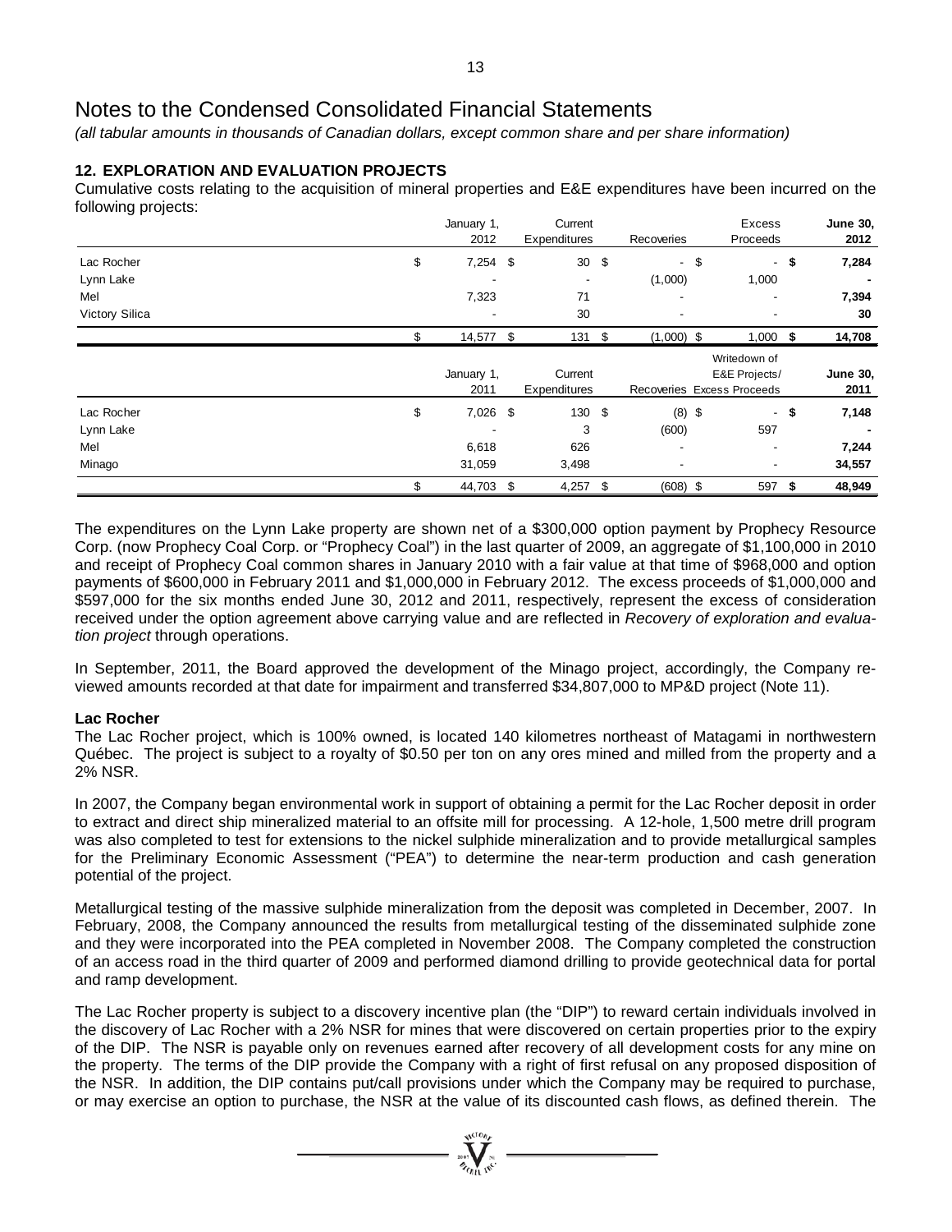# Notes to the Condensed Consolidated Financial Statements

*(all tabular amounts in thousands of Canadian dollars, except common share and per share information)*

## 12. EXPLORATION AND EVALUATION PROJECTS

Cumulative costs relating to the acquisition of mineral properties and E&E expenditures have been incurred on the following projects:

| | January 1, 2012 | Current Expenditures | Recoveries | Excess Proceeds | **June 30, 2012** |
|---|---|---|---|---|---|
| Lac Rocher | $ 7,254 | $ 30 | $ - | $ - | **$ 7,284** |
| Lynn Lake | - | - | (1,000) | 1,000 | **-** |
| Mel | 7,323 | 71 | - | - | **7,394** |
| Victory Silica | - | 30 | - | - | **30** |
| | $ 14,577 | $ 131 | $ (1,000) | $ 1,000 | **$ 14,708** |

| | January 1, 2011 | Current Expenditures | Recoveries | Writedown of E&E Projects/ Excess Proceeds | **June 30, 2011** |
|---|---|---|---|---|---|
| Lac Rocher | $ 7,026 | $ 130 | $ (8) | $ - | **$ 7,148** |
| Lynn Lake | - | 3 | (600) | 597 | **-** |
| Mel | 6,618 | 626 | - | - | **7,244** |
| Minago | 31,059 | 3,498 | - | - | **34,557** |
| | $ 44,703 | $ 4,257 | $ (608) | $ 597 | **$ 48,949** |

The expenditures on the Lynn Lake property are shown net of a $300,000 option payment by Prophecy Resource Corp. (now Prophecy Coal Corp. or "Prophecy Coal") in the last quarter of 2009, an aggregate of $1,100,000 in 2010 and receipt of Prophecy Coal common shares in January 2010 with a fair value at that time of $968,000 and option payments of $600,000 in February 2011 and $1,000,000 in February 2012. The excess proceeds of $1,000,000 and $597,000 for the six months ended June 30, 2012 and 2011, respectively, represent the excess of consideration received under the option agreement above carrying value and are reflected in *Recovery of exploration and evaluation project* through operations.

In September, 2011, the Board approved the development of the Minago project, accordingly, the Company reviewed amounts recorded at that date for impairment and transferred $34,807,000 to MP&D project (Note 11).

### Lac Rocher

The Lac Rocher project, which is 100% owned, is located 140 kilometres northeast of Matagami in northwestern Québec. The project is subject to a royalty of $0.50 per ton on any ores mined and milled from the property and a 2% NSR.

In 2007, the Company began environmental work in support of obtaining a permit for the Lac Rocher deposit in order to extract and direct ship mineralized material to an offsite mill for processing. A 12-hole, 1,500 metre drill program was also completed to test for extensions to the nickel sulphide mineralization and to provide metallurgical samples for the Preliminary Economic Assessment ("PEA") to determine the near-term production and cash generation potential of the project.

Metallurgical testing of the massive sulphide mineralization from the deposit was completed in December, 2007. In February, 2008, the Company announced the results from metallurgical testing of the disseminated sulphide zone and they were incorporated into the PEA completed in November 2008. The Company completed the construction of an access road in the third quarter of 2009 and performed diamond drilling to provide geotechnical data for portal and ramp development.

The Lac Rocher property is subject to a discovery incentive plan (the "DIP") to reward certain individuals involved in the discovery of Lac Rocher with a 2% NSR for mines that were discovered on certain properties prior to the expiry of the DIP. The NSR is payable only on revenues earned after recovery of all development costs for any mine on the property. The terms of the DIP provide the Company with a right of first refusal on any proposed disposition of the NSR. In addition, the DIP contains put/call provisions under which the Company may be required to purchase, or may exercise an option to purchase, the NSR at the value of its discounted cash flows, as defined therein. The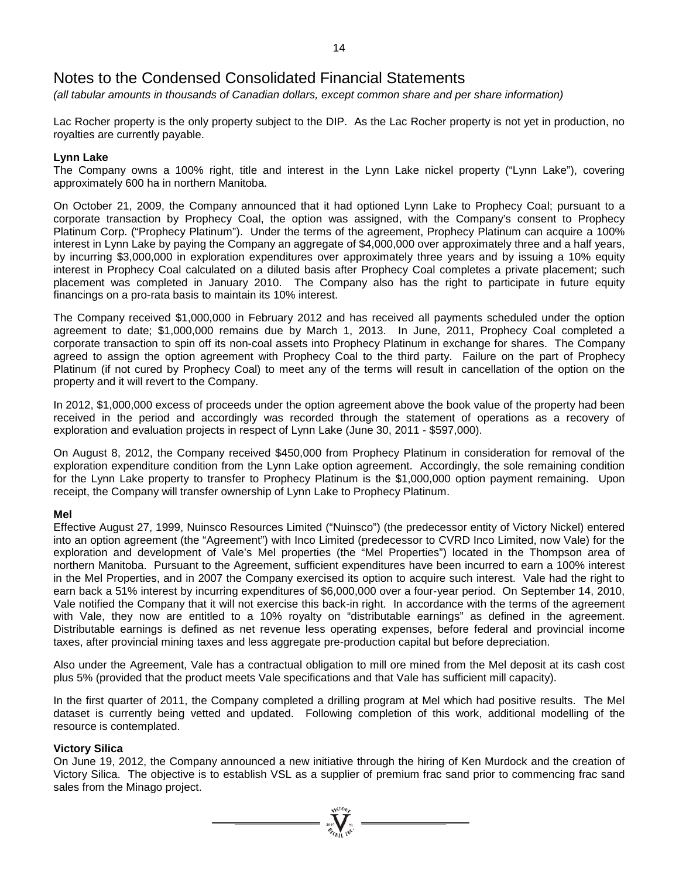# Notes to the Condensed Consolidated Financial Statements

*(all tabular amounts in thousands of Canadian dollars, except common share and per share information)*

Lac Rocher property is the only property subject to the DIP. As the Lac Rocher property is not yet in production, no royalties are currently payable.

**Lynn Lake**

The Company owns a 100% right, title and interest in the Lynn Lake nickel property ("Lynn Lake"), covering approximately 600 ha in northern Manitoba.

On October 21, 2009, the Company announced that it had optioned Lynn Lake to Prophecy Coal; pursuant to a corporate transaction by Prophecy Coal, the option was assigned, with the Company's consent to Prophecy Platinum Corp. ("Prophecy Platinum"). Under the terms of the agreement, Prophecy Platinum can acquire a 100% interest in Lynn Lake by paying the Company an aggregate of $4,000,000 over approximately three and a half years, by incurring $3,000,000 in exploration expenditures over approximately three years and by issuing a 10% equity interest in Prophecy Coal calculated on a diluted basis after Prophecy Coal completes a private placement; such placement was completed in January 2010. The Company also has the right to participate in future equity financings on a pro-rata basis to maintain its 10% interest.

The Company received $1,000,000 in February 2012 and has received all payments scheduled under the option agreement to date; $1,000,000 remains due by March 1, 2013. In June, 2011, Prophecy Coal completed a corporate transaction to spin off its non-coal assets into Prophecy Platinum in exchange for shares. The Company agreed to assign the option agreement with Prophecy Coal to the third party. Failure on the part of Prophecy Platinum (if not cured by Prophecy Coal) to meet any of the terms will result in cancellation of the option on the property and it will revert to the Company.

In 2012, $1,000,000 excess of proceeds under the option agreement above the book value of the property had been received in the period and accordingly was recorded through the statement of operations as a recovery of exploration and evaluation projects in respect of Lynn Lake (June 30, 2011 - $597,000).

On August 8, 2012, the Company received $450,000 from Prophecy Platinum in consideration for removal of the exploration expenditure condition from the Lynn Lake option agreement. Accordingly, the sole remaining condition for the Lynn Lake property to transfer to Prophecy Platinum is the $1,000,000 option payment remaining. Upon receipt, the Company will transfer ownership of Lynn Lake to Prophecy Platinum.

**Mel**

Effective August 27, 1999, Nuinsco Resources Limited ("Nuinsco") (the predecessor entity of Victory Nickel) entered into an option agreement (the "Agreement") with Inco Limited (predecessor to CVRD Inco Limited, now Vale) for the exploration and development of Vale's Mel properties (the "Mel Properties") located in the Thompson area of northern Manitoba. Pursuant to the Agreement, sufficient expenditures have been incurred to earn a 100% interest in the Mel Properties, and in 2007 the Company exercised its option to acquire such interest. Vale had the right to earn back a 51% interest by incurring expenditures of $6,000,000 over a four-year period. On September 14, 2010, Vale notified the Company that it will not exercise this back-in right. In accordance with the terms of the agreement with Vale, they now are entitled to a 10% royalty on "distributable earnings" as defined in the agreement. Distributable earnings is defined as net revenue less operating expenses, before federal and provincial income taxes, after provincial mining taxes and less aggregate pre-production capital but before depreciation.

Also under the Agreement, Vale has a contractual obligation to mill ore mined from the Mel deposit at its cash cost plus 5% (provided that the product meets Vale specifications and that Vale has sufficient mill capacity).

In the first quarter of 2011, the Company completed a drilling program at Mel which had positive results. The Mel dataset is currently being vetted and updated. Following completion of this work, additional modelling of the resource is contemplated.

**Victory Silica**

On June 19, 2012, the Company announced a new initiative through the hiring of Ken Murdock and the creation of Victory Silica. The objective is to establish VSL as a supplier of premium frac sand prior to commencing frac sand sales from the Minago project.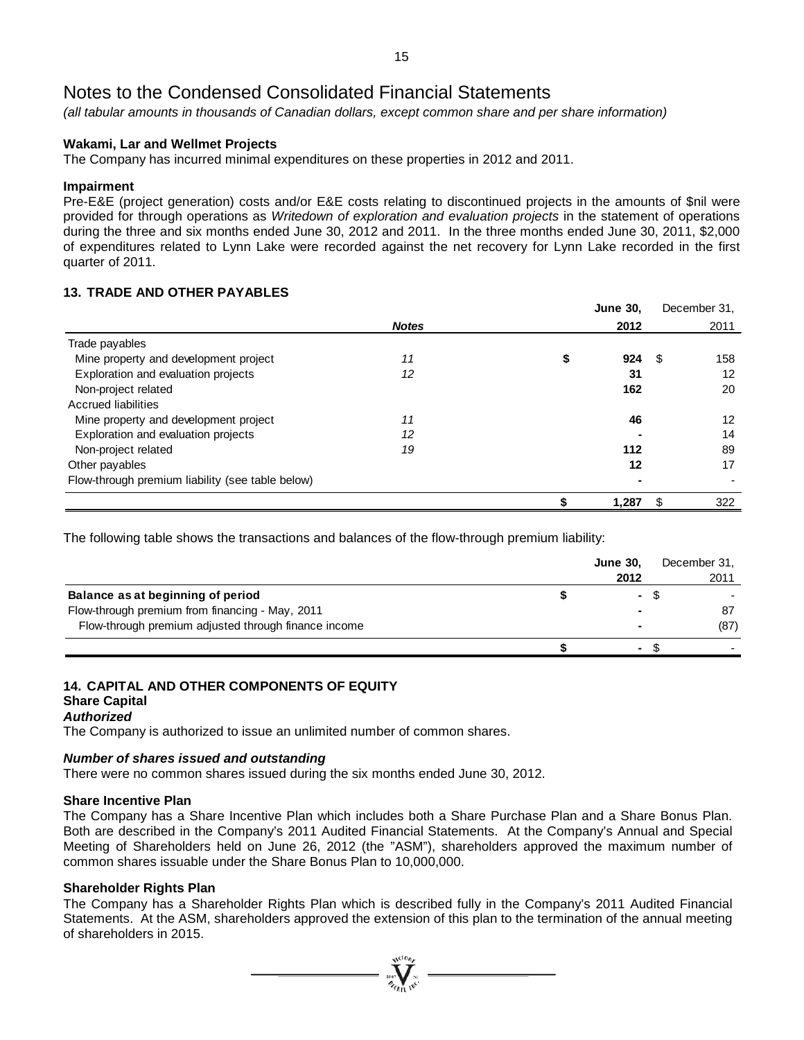# Notes to the Condensed Consolidated Financial Statements

*(all tabular amounts in thousands of Canadian dollars, except common share and per share information)*

**Wakami, Lar and Wellmet Projects**

The Company has incurred minimal expenditures on these properties in 2012 and 2011.

**Impairment**

Pre-E&E (project generation) costs and/or E&E costs relating to discontinued projects in the amounts of $nil were provided for through operations as *Writedown of exploration and evaluation projects* in the statement of operations during the three and six months ended June 30, 2012 and 2011. In the three months ended June 30, 2011, $2,000 of expenditures related to Lynn Lake were recorded against the net recovery for Lynn Lake recorded in the first quarter of 2011.

## 13. TRADE AND OTHER PAYABLES

| | *Notes* | **June 30, 2012** | December 31, 2011 |
|---|---|---|---|
| Trade payables | | | |
| Mine property and development project | 11 | **$ 924** | $ 158 |
| Exploration and evaluation projects | 12 | **31** | 12 |
| Non-project related | | **162** | 20 |
| Accrued liabilities | | | |
| Mine property and development project | 11 | **46** | 12 |
| Exploration and evaluation projects | 12 | **-** | 14 |
| Non-project related | 19 | **112** | 89 |
| Other payables | | **12** | 17 |
| Flow-through premium liability (see table below) | | **-** | - |
| | | **$ 1,287** | $ 322 |

The following table shows the transactions and balances of the flow-through premium liability:

| | **June 30, 2012** | December 31, 2011 |
|---|---|---|
| **Balance as at beginning of period** | **$ -** | $ - |
| Flow-through premium from financing - May, 2011 | **-** | 87 |
| Flow-through premium adjusted through finance income | **-** | (87) |
| | **$ -** | $ - |

## 14. CAPITAL AND OTHER COMPONENTS OF EQUITY

**Share Capital**

***Authorized***

The Company is authorized to issue an unlimited number of common shares.

***Number of shares issued and outstanding***

There were no common shares issued during the six months ended June 30, 2012.

**Share Incentive Plan**

The Company has a Share Incentive Plan which includes both a Share Purchase Plan and a Share Bonus Plan. Both are described in the Company's 2011 Audited Financial Statements. At the Company's Annual and Special Meeting of Shareholders held on June 26, 2012 (the "ASM"), shareholders approved the maximum number of common shares issuable under the Share Bonus Plan to 10,000,000.

**Shareholder Rights Plan**

The Company has a Shareholder Rights Plan which is described fully in the Company's 2011 Audited Financial Statements. At the ASM, shareholders approved the extension of this plan to the termination of the annual meeting of shareholders in 2015.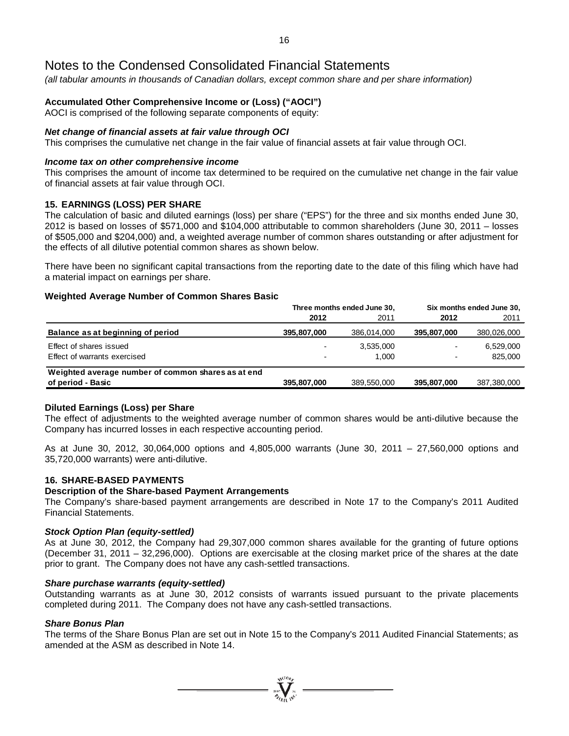# Notes to the Condensed Consolidated Financial Statements

*(all tabular amounts in thousands of Canadian dollars, except common share and per share information)*

### Accumulated Other Comprehensive Income or (Loss) ("AOCI")

AOCI is comprised of the following separate components of equity:

***Net change of financial assets at fair value through OCI***

This comprises the cumulative net change in the fair value of financial assets at fair value through OCI.

***Income tax on other comprehensive income***

This comprises the amount of income tax determined to be required on the cumulative net change in the fair value of financial assets at fair value through OCI.

### 15. EARNINGS (LOSS) PER SHARE

The calculation of basic and diluted earnings (loss) per share ("EPS") for the three and six months ended June 30, 2012 is based on losses of $571,000 and $104,000 attributable to common shareholders (June 30, 2011 – losses of $505,000 and $204,000) and, a weighted average number of common shares outstanding or after adjustment for the effects of all dilutive potential common shares as shown below.

There have been no significant capital transactions from the reporting date to the date of this filing which have had a material impact on earnings per share.

### Weighted Average Number of Common Shares Basic

| | Three months ended June 30, | | Six months ended June 30, | |
|---|---|---|---|---|
| | **2012** | 2011 | **2012** | 2011 |
| **Balance as at beginning of period** | **395,807,000** | 386,014,000 | **395,807,000** | 380,026,000 |
| Effect of shares issued | - | 3,535,000 | - | 6,529,000 |
| Effect of warrants exercised | - | 1,000 | - | 825,000 |
| **Weighted average number of common shares as at end of period - Basic** | **395,807,000** | 389,550,000 | **395,807,000** | 387,380,000 |

### Diluted Earnings (Loss) per Share

The effect of adjustments to the weighted average number of common shares would be anti-dilutive because the Company has incurred losses in each respective accounting period.

As at June 30, 2012, 30,064,000 options and 4,805,000 warrants (June 30, 2011 – 27,560,000 options and 35,720,000 warrants) were anti-dilutive.

### 16. SHARE-BASED PAYMENTS

### Description of the Share-based Payment Arrangements

The Company's share-based payment arrangements are described in Note 17 to the Company's 2011 Audited Financial Statements.

***Stock Option Plan (equity-settled)***

As at June 30, 2012, the Company had 29,307,000 common shares available for the granting of future options (December 31, 2011 – 32,296,000). Options are exercisable at the closing market price of the shares at the date prior to grant. The Company does not have any cash-settled transactions.

***Share purchase warrants (equity-settled)***

Outstanding warrants as at June 30, 2012 consists of warrants issued pursuant to the private placements completed during 2011. The Company does not have any cash-settled transactions.

***Share Bonus Plan***

The terms of the Share Bonus Plan are set out in Note 15 to the Company's 2011 Audited Financial Statements; as amended at the ASM as described in Note 14.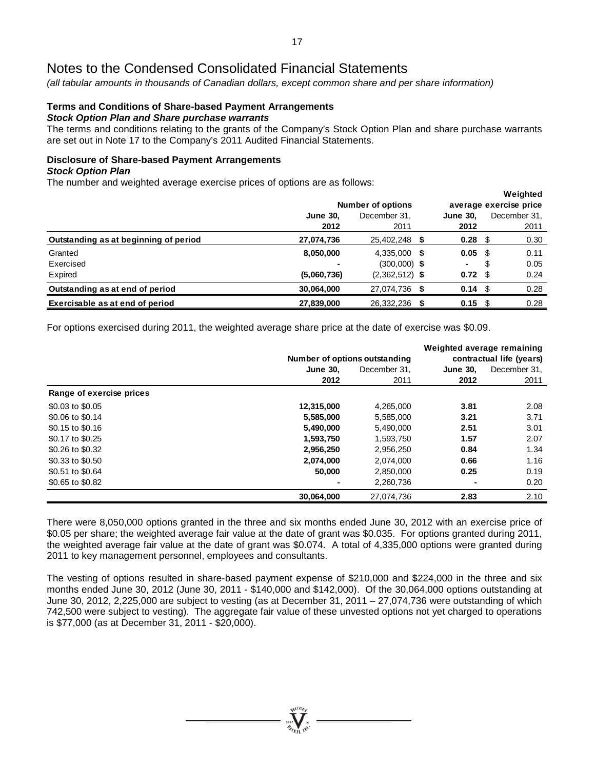# Notes to the Condensed Consolidated Financial Statements

*(all tabular amounts in thousands of Canadian dollars, except common share and per share information)*

**Terms and Conditions of Share-based Payment Arrangements**

***Stock Option Plan and Share purchase warrants***

The terms and conditions relating to the grants of the Company's Stock Option Plan and share purchase warrants are set out in Note 17 to the Company's 2011 Audited Financial Statements.

**Disclosure of Share-based Payment Arrangements**

***Stock Option Plan***

The number and weighted average exercise prices of options are as follows:

| | Number of options | | Weighted average exercise price | |
|---|---|---|---|---|
| | **June 30, 2012** | December 31, 2011 | **June 30, 2012** | December 31, 2011 |
| **Outstanding as at beginning of period** | **27,074,736** | 25,402,248 | **$ 0.28** | $ 0.30 |
| Granted | **8,050,000** | 4,335,000 | **$ 0.05** | $ 0.11 |
| Exercised | **-** | (300,000) | **$ -** | $ 0.05 |
| Expired | **(5,060,736)** | (2,362,512) | **$ 0.72** | $ 0.24 |
| **Outstanding as at end of period** | **30,064,000** | 27,074,736 | **$ 0.14** | $ 0.28 |
| **Exercisable as at end of period** | **27,839,000** | 26,332,236 | **$ 0.15** | $ 0.28 |

For options exercised during 2011, the weighted average share price at the date of exercise was $0.09.

| | Number of options outstanding | | Weighted average remaining contractual life (years) | |
|---|---|---|---|---|
| | **June 30, 2012** | December 31, 2011 | **June 30, 2012** | December 31, 2011 |
| **Range of exercise prices** | | | | |
| $0.03 to $0.05 | **12,315,000** | 4,265,000 | **3.81** | 2.08 |
| $0.06 to $0.14 | **5,585,000** | 5,585,000 | **3.21** | 3.71 |
| $0.15 to $0.16 | **5,490,000** | 5,490,000 | **2.51** | 3.01 |
| $0.17 to $0.25 | **1,593,750** | 1,593,750 | **1.57** | 2.07 |
| $0.26 to $0.32 | **2,956,250** | 2,956,250 | **0.84** | 1.34 |
| $0.33 to $0.50 | **2,074,000** | 2,074,000 | **0.66** | 1.16 |
| $0.51 to $0.64 | **50,000** | 2,850,000 | **0.25** | 0.19 |
| $0.65 to $0.82 | **-** | 2,260,736 | **-** | 0.20 |
| | **30,064,000** | 27,074,736 | **2.83** | 2.10 |

There were 8,050,000 options granted in the three and six months ended June 30, 2012 with an exercise price of $0.05 per share; the weighted average fair value at the date of grant was $0.035. For options granted during 2011, the weighted average fair value at the date of grant was $0.074. A total of 4,335,000 options were granted during 2011 to key management personnel, employees and consultants.

The vesting of options resulted in share-based payment expense of $210,000 and $224,000 in the three and six months ended June 30, 2012 (June 30, 2011 - $140,000 and $142,000). Of the 30,064,000 options outstanding at June 30, 2012, 2,225,000 are subject to vesting (as at December 31, 2011 – 27,074,736 were outstanding of which 742,500 were subject to vesting). The aggregate fair value of these unvested options not yet charged to operations is $77,000 (as at December 31, 2011 - $20,000).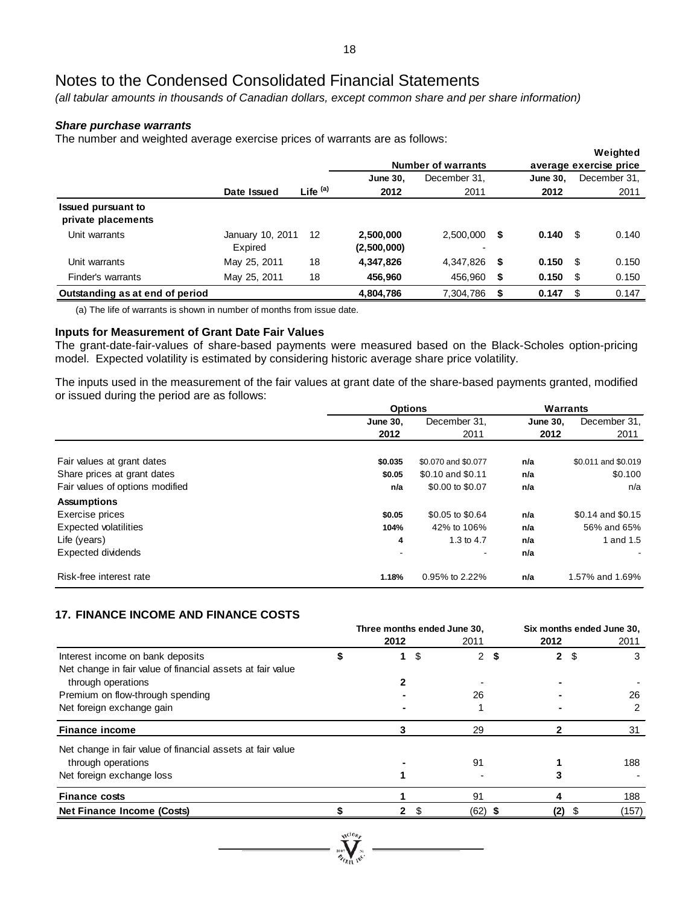# Notes to the Condensed Consolidated Financial Statements

*(all tabular amounts in thousands of Canadian dollars, except common share and per share information)*

***Share purchase warrants***

The number and weighted average exercise prices of warrants are as follows:

| | Date Issued | Life (a) | Number of warrants June 30, 2012 | Number of warrants December 31, 2011 | Weighted average exercise price June 30, 2012 | Weighted average exercise price December 31, 2011 |
|---|---|---|---|---|---|---|
| **Issued pursuant to private placements** | | | | | | |
| Unit warrants | January 10, 2011 | 12 | **2,500,000** | 2,500,000 | **$ 0.140** | $ 0.140 |
| | Expired | | **(2,500,000)** | - | | |
| Unit warrants | May 25, 2011 | 18 | **4,347,826** | 4,347,826 | **$ 0.150** | $ 0.150 |
| Finder's warrants | May 25, 2011 | 18 | **456,960** | 456,960 | **$ 0.150** | $ 0.150 |
| **Outstanding as at end of period** | | | **4,804,786** | 7,304,786 | **$ 0.147** | $ 0.147 |

(a) The life of warrants is shown in number of months from issue date.

**Inputs for Measurement of Grant Date Fair Values**

The grant-date-fair-values of share-based payments were measured based on the Black-Scholes option-pricing model. Expected volatility is estimated by considering historic average share price volatility.

The inputs used in the measurement of the fair values at grant date of the share-based payments granted, modified or issued during the period are as follows:

| | Options June 30, 2012 | Options December 31, 2011 | Warrants June 30, 2012 | Warrants December 31, 2011 |
|---|---|---|---|---|
| Fair values at grant dates | **$0.035** | $0.070 and $0.077 | **n/a** | $0.011 and $0.019 |
| Share prices at grant dates | **$0.05** | $0.10 and $0.11 | **n/a** | $0.100 |
| Fair values of options modified | **n/a** | $0.00 to $0.07 | **n/a** | n/a |
| **Assumptions** | | | | |
| Exercise prices | **$0.05** | $0.05 to $0.64 | **n/a** | $0.14 and $0.15 |
| Expected volatilities | **104%** | 42% to 106% | **n/a** | 56% and 65% |
| Life (years) | **4** | 1.3 to 4.7 | **n/a** | 1 and 1.5 |
| Expected dividends | **-** | - | **n/a** | - |
| Risk-free interest rate | **1.18%** | 0.95% to 2.22% | **n/a** | 1.57% and 1.69% |

## 17. FINANCE INCOME AND FINANCE COSTS

| | Three months ended June 30, 2012 | Three months ended June 30, 2011 | Six months ended June 30, 2012 | Six months ended June 30, 2011 |
|---|---|---|---|---|
| Interest income on bank deposits | **$ 1** | $ 2 | **$ 2** | $ 3 |
| Net change in fair value of financial assets at fair value through operations | **2** | - | **-** | - |
| Premium on flow-through spending | **-** | 26 | **-** | 26 |
| Net foreign exchange gain | **-** | 1 | **-** | 2 |
| **Finance income** | **3** | 29 | **2** | 31 |
| Net change in fair value of financial assets at fair value through operations | **-** | 91 | **1** | 188 |
| Net foreign exchange loss | **1** | - | **3** | - |
| **Finance costs** | **1** | 91 | **4** | 188 |
| **Net Finance Income (Costs)** | **$ 2** | $ (62) | **$ (2)** | $ (157) |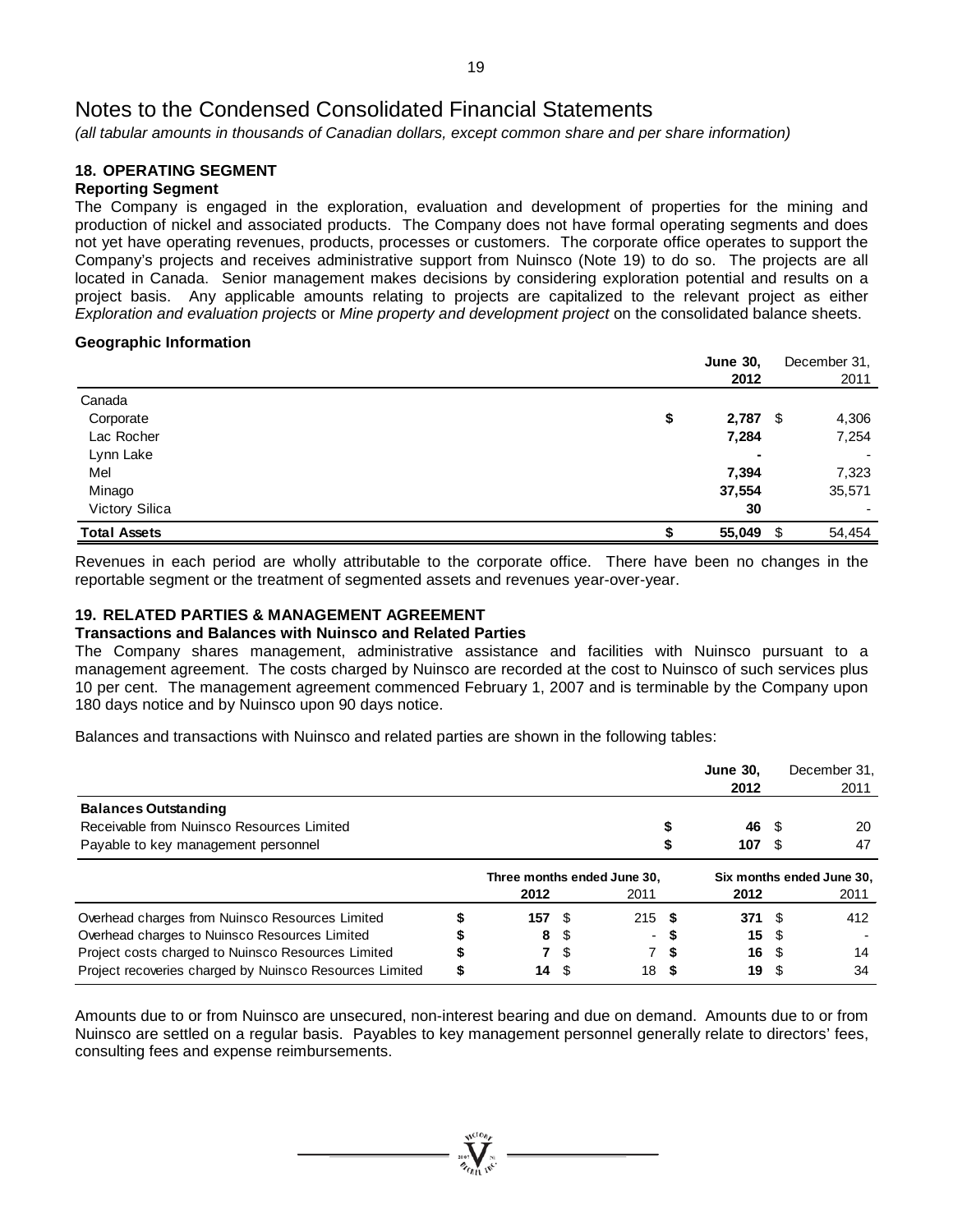# Notes to the Condensed Consolidated Financial Statements

*(all tabular amounts in thousands of Canadian dollars, except common share and per share information)*

## 18. OPERATING SEGMENT

### Reporting Segment

The Company is engaged in the exploration, evaluation and development of properties for the mining and production of nickel and associated products. The Company does not have formal operating segments and does not yet have operating revenues, products, processes or customers. The corporate office operates to support the Company's projects and receives administrative support from Nuinsco (Note 19) to do so. The projects are all located in Canada. Senior management makes decisions by considering exploration potential and results on a project basis. Any applicable amounts relating to projects are capitalized to the relevant project as either *Exploration and evaluation projects* or *Mine property and development project* on the consolidated balance sheets.

### Geographic Information

| | **June 30, 2012** | December 31, 2011 |
|---|---|---|
| Canada | | |
| Corporate | **$ 2,787** | $ 4,306 |
| Lac Rocher | **7,284** | 7,254 |
| Lynn Lake | **-** | - |
| Mel | **7,394** | 7,323 |
| Minago | **37,554** | 35,571 |
| Victory Silica | **30** | - |
| **Total Assets** | **$ 55,049** | $ 54,454 |

Revenues in each period are wholly attributable to the corporate office. There have been no changes in the reportable segment or the treatment of segmented assets and revenues year-over-year.

## 19. RELATED PARTIES & MANAGEMENT AGREEMENT

### Transactions and Balances with Nuinsco and Related Parties

The Company shares management, administrative assistance and facilities with Nuinsco pursuant to a management agreement. The costs charged by Nuinsco are recorded at the cost to Nuinsco of such services plus 10 per cent. The management agreement commenced February 1, 2007 and is terminable by the Company upon 180 days notice and by Nuinsco upon 90 days notice.

Balances and transactions with Nuinsco and related parties are shown in the following tables:

| | **June 30, 2012** | December 31, 2011 |
|---|---|---|
| **Balances Outstanding** | | |
| Receivable from Nuinsco Resources Limited | **$ 46** | $ 20 |
| Payable to key management personnel | **$ 107** | $ 47 |

| | **Three months ended June 30,** | | **Six months ended June 30,** | |
|---|---|---|---|---|
| | **2012** | 2011 | **2012** | 2011 |
| Overhead charges from Nuinsco Resources Limited | **$ 157** | $ 215 | **$ 371** | $ 412 |
| Overhead charges to Nuinsco Resources Limited | **$ 8** | $ - | **$ 15** | $ - |
| Project costs charged to Nuinsco Resources Limited | **$ 7** | $ 7 | **$ 16** | $ 14 |
| Project recoveries charged by Nuinsco Resources Limited | **$ 14** | $ 18 | **$ 19** | $ 34 |

Amounts due to or from Nuinsco are unsecured, non-interest bearing and due on demand. Amounts due to or from Nuinsco are settled on a regular basis. Payables to key management personnel generally relate to directors' fees, consulting fees and expense reimbursements.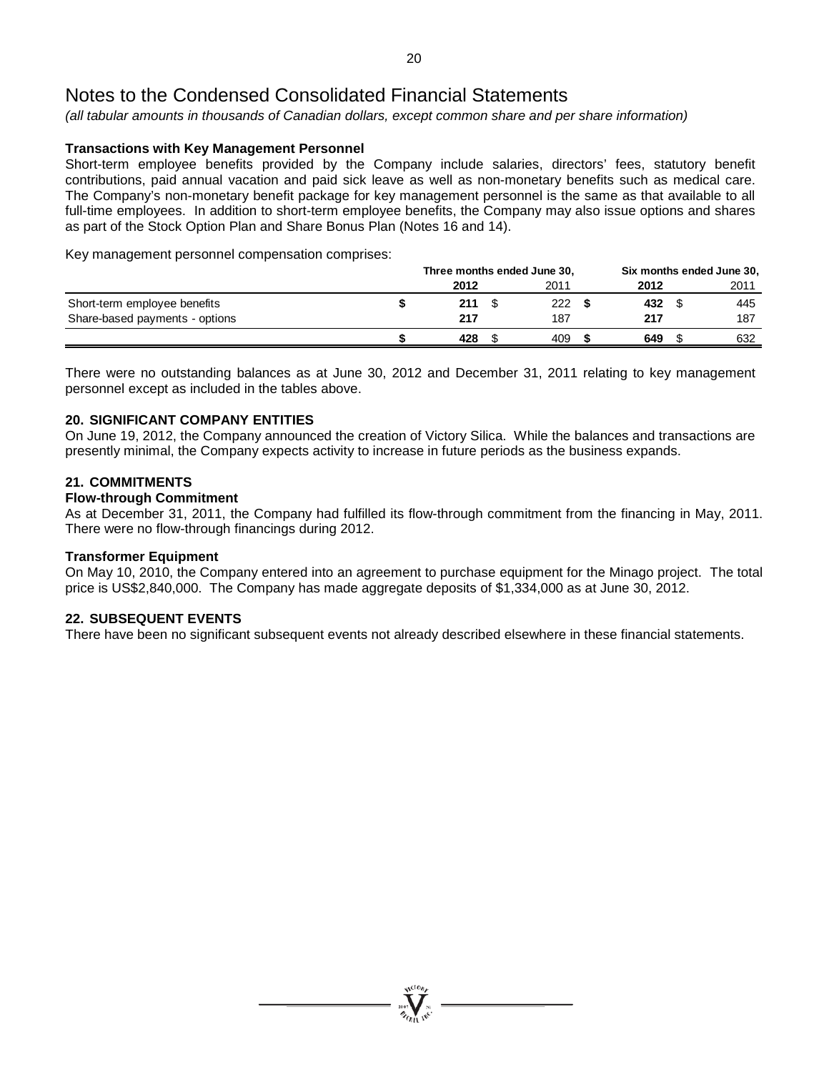# Notes to the Condensed Consolidated Financial Statements

*(all tabular amounts in thousands of Canadian dollars, except common share and per share information)*

**Transactions with Key Management Personnel**

Short-term employee benefits provided by the Company include salaries, directors' fees, statutory benefit contributions, paid annual vacation and paid sick leave as well as non-monetary benefits such as medical care. The Company's non-monetary benefit package for key management personnel is the same as that available to all full-time employees. In addition to short-term employee benefits, the Company may also issue options and shares as part of the Stock Option Plan and Share Bonus Plan (Notes 16 and 14).

Key management personnel compensation comprises:

| | Three months ended June 30, | | Six months ended June 30, | |
|---|---|---|---|---|
| | **2012** | 2011 | **2012** | 2011 |
| Short-term employee benefits | **$ 211** | $ 222 | **$ 432** | $ 445 |
| Share-based payments - options | **217** | 187 | **217** | 187 |
| | **$ 428** | $ 409 | **$ 649** | $ 632 |

There were no outstanding balances as at June 30, 2012 and December 31, 2011 relating to key management personnel except as included in the tables above.

### 20. SIGNIFICANT COMPANY ENTITIES

On June 19, 2012, the Company announced the creation of Victory Silica. While the balances and transactions are presently minimal, the Company expects activity to increase in future periods as the business expands.

### 21. COMMITMENTS

**Flow-through Commitment**

As at December 31, 2011, the Company had fulfilled its flow-through commitment from the financing in May, 2011. There were no flow-through financings during 2012.

**Transformer Equipment**

On May 10, 2010, the Company entered into an agreement to purchase equipment for the Minago project. The total price is US$2,840,000. The Company has made aggregate deposits of $1,334,000 as at June 30, 2012.

### 22. SUBSEQUENT EVENTS

There have been no significant subsequent events not already described elsewhere in these financial statements.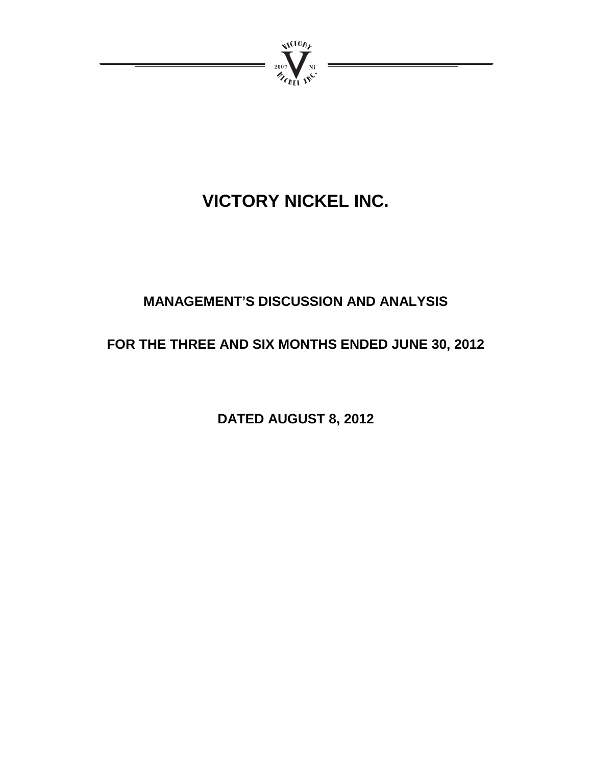# VICTORY NICKEL INC.

## MANAGEMENT'S DISCUSSION AND ANALYSIS

## FOR THE THREE AND SIX MONTHS ENDED JUNE 30, 2012

## DATED AUGUST 8, 2012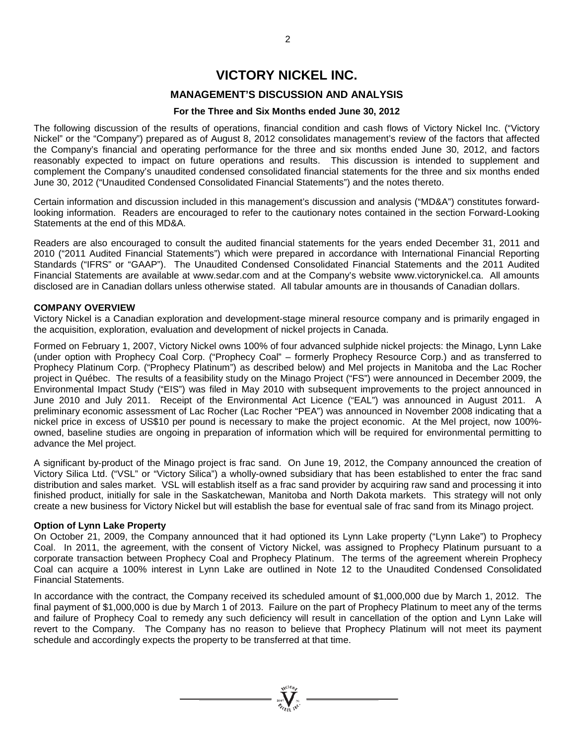# VICTORY NICKEL INC.

## MANAGEMENT'S DISCUSSION AND ANALYSIS

### For the Three and Six Months ended June 30, 2012

The following discussion of the results of operations, financial condition and cash flows of Victory Nickel Inc. ("Victory Nickel" or the "Company") prepared as of August 8, 2012 consolidates management's review of the factors that affected the Company's financial and operating performance for the three and six months ended June 30, 2012, and factors reasonably expected to impact on future operations and results. This discussion is intended to supplement and complement the Company's unaudited condensed consolidated financial statements for the three and six months ended June 30, 2012 ("Unaudited Condensed Consolidated Financial Statements") and the notes thereto.

Certain information and discussion included in this management's discussion and analysis ("MD&A") constitutes forward-looking information. Readers are encouraged to refer to the cautionary notes contained in the section Forward-Looking Statements at the end of this MD&A.

Readers are also encouraged to consult the audited financial statements for the years ended December 31, 2011 and 2010 ("2011 Audited Financial Statements") which were prepared in accordance with International Financial Reporting Standards ("IFRS" or "GAAP"). The Unaudited Condensed Consolidated Financial Statements and the 2011 Audited Financial Statements are available at www.sedar.com and at the Company's website www.victorynickel.ca. All amounts disclosed are in Canadian dollars unless otherwise stated. All tabular amounts are in thousands of Canadian dollars.

**COMPANY OVERVIEW**

Victory Nickel is a Canadian exploration and development-stage mineral resource company and is primarily engaged in the acquisition, exploration, evaluation and development of nickel projects in Canada.

Formed on February 1, 2007, Victory Nickel owns 100% of four advanced sulphide nickel projects: the Minago, Lynn Lake (under option with Prophecy Coal Corp. ("Prophecy Coal" – formerly Prophecy Resource Corp.) and as transferred to Prophecy Platinum Corp. ("Prophecy Platinum") as described below) and Mel projects in Manitoba and the Lac Rocher project in Québec. The results of a feasibility study on the Minago Project ("FS") were announced in December 2009, the Environmental Impact Study ("EIS") was filed in May 2010 with subsequent improvements to the project announced in June 2010 and July 2011. Receipt of the Environmental Act Licence ("EAL") was announced in August 2011. A preliminary economic assessment of Lac Rocher (Lac Rocher "PEA") was announced in November 2008 indicating that a nickel price in excess of US$10 per pound is necessary to make the project economic. At the Mel project, now 100%-owned, baseline studies are ongoing in preparation of information which will be required for environmental permitting to advance the Mel project.

A significant by-product of the Minago project is frac sand. On June 19, 2012, the Company announced the creation of Victory Silica Ltd. ("VSL" or "Victory Silica") a wholly-owned subsidiary that has been established to enter the frac sand distribution and sales market. VSL will establish itself as a frac sand provider by acquiring raw sand and processing it into finished product, initially for sale in the Saskatchewan, Manitoba and North Dakota markets. This strategy will not only create a new business for Victory Nickel but will establish the base for eventual sale of frac sand from its Minago project.

**Option of Lynn Lake Property**

On October 21, 2009, the Company announced that it had optioned its Lynn Lake property ("Lynn Lake") to Prophecy Coal. In 2011, the agreement, with the consent of Victory Nickel, was assigned to Prophecy Platinum pursuant to a corporate transaction between Prophecy Coal and Prophecy Platinum. The terms of the agreement wherein Prophecy Coal can acquire a 100% interest in Lynn Lake are outlined in Note 12 to the Unaudited Condensed Consolidated Financial Statements.

In accordance with the contract, the Company received its scheduled amount of $1,000,000 due by March 1, 2012. The final payment of $1,000,000 is due by March 1 of 2013. Failure on the part of Prophecy Platinum to meet any of the terms and failure of Prophecy Coal to remedy any such deficiency will result in cancellation of the option and Lynn Lake will revert to the Company. The Company has no reason to believe that Prophecy Platinum will not meet its payment schedule and accordingly expects the property to be transferred at that time.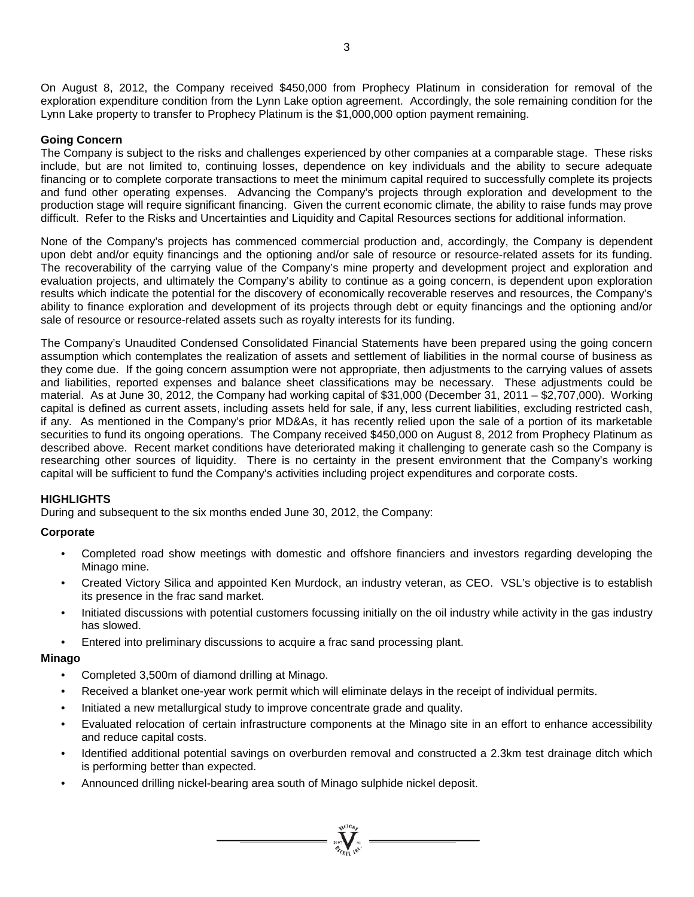On August 8, 2012, the Company received $450,000 from Prophecy Platinum in consideration for removal of the exploration expenditure condition from the Lynn Lake option agreement. Accordingly, the sole remaining condition for the Lynn Lake property to transfer to Prophecy Platinum is the $1,000,000 option payment remaining.

**Going Concern**

The Company is subject to the risks and challenges experienced by other companies at a comparable stage. These risks include, but are not limited to, continuing losses, dependence on key individuals and the ability to secure adequate financing or to complete corporate transactions to meet the minimum capital required to successfully complete its projects and fund other operating expenses. Advancing the Company's projects through exploration and development to the production stage will require significant financing. Given the current economic climate, the ability to raise funds may prove difficult. Refer to the Risks and Uncertainties and Liquidity and Capital Resources sections for additional information.

None of the Company's projects has commenced commercial production and, accordingly, the Company is dependent upon debt and/or equity financings and the optioning and/or sale of resource or resource-related assets for its funding. The recoverability of the carrying value of the Company's mine property and development project and exploration and evaluation projects, and ultimately the Company's ability to continue as a going concern, is dependent upon exploration results which indicate the potential for the discovery of economically recoverable reserves and resources, the Company's ability to finance exploration and development of its projects through debt or equity financings and the optioning and/or sale of resource or resource-related assets such as royalty interests for its funding.

The Company's Unaudited Condensed Consolidated Financial Statements have been prepared using the going concern assumption which contemplates the realization of assets and settlement of liabilities in the normal course of business as they come due. If the going concern assumption were not appropriate, then adjustments to the carrying values of assets and liabilities, reported expenses and balance sheet classifications may be necessary. These adjustments could be material. As at June 30, 2012, the Company had working capital of $31,000 (December 31, 2011 – $2,707,000). Working capital is defined as current assets, including assets held for sale, if any, less current liabilities, excluding restricted cash, if any. As mentioned in the Company's prior MD&As, it has recently relied upon the sale of a portion of its marketable securities to fund its ongoing operations. The Company received $450,000 on August 8, 2012 from Prophecy Platinum as described above. Recent market conditions have deteriorated making it challenging to generate cash so the Company is researching other sources of liquidity. There is no certainty in the present environment that the Company's working capital will be sufficient to fund the Company's activities including project expenditures and corporate costs.

**HIGHLIGHTS**

During and subsequent to the six months ended June 30, 2012, the Company:

**Corporate**

- Completed road show meetings with domestic and offshore financiers and investors regarding developing the Minago mine.
- Created Victory Silica and appointed Ken Murdock, an industry veteran, as CEO. VSL's objective is to establish its presence in the frac sand market.
- Initiated discussions with potential customers focussing initially on the oil industry while activity in the gas industry has slowed.
- Entered into preliminary discussions to acquire a frac sand processing plant.

**Minago**

- Completed 3,500m of diamond drilling at Minago.
- Received a blanket one-year work permit which will eliminate delays in the receipt of individual permits.
- Initiated a new metallurgical study to improve concentrate grade and quality.
- Evaluated relocation of certain infrastructure components at the Minago site in an effort to enhance accessibility and reduce capital costs.
- Identified additional potential savings on overburden removal and constructed a 2.3km test drainage ditch which is performing better than expected.
- Announced drilling nickel-bearing area south of Minago sulphide nickel deposit.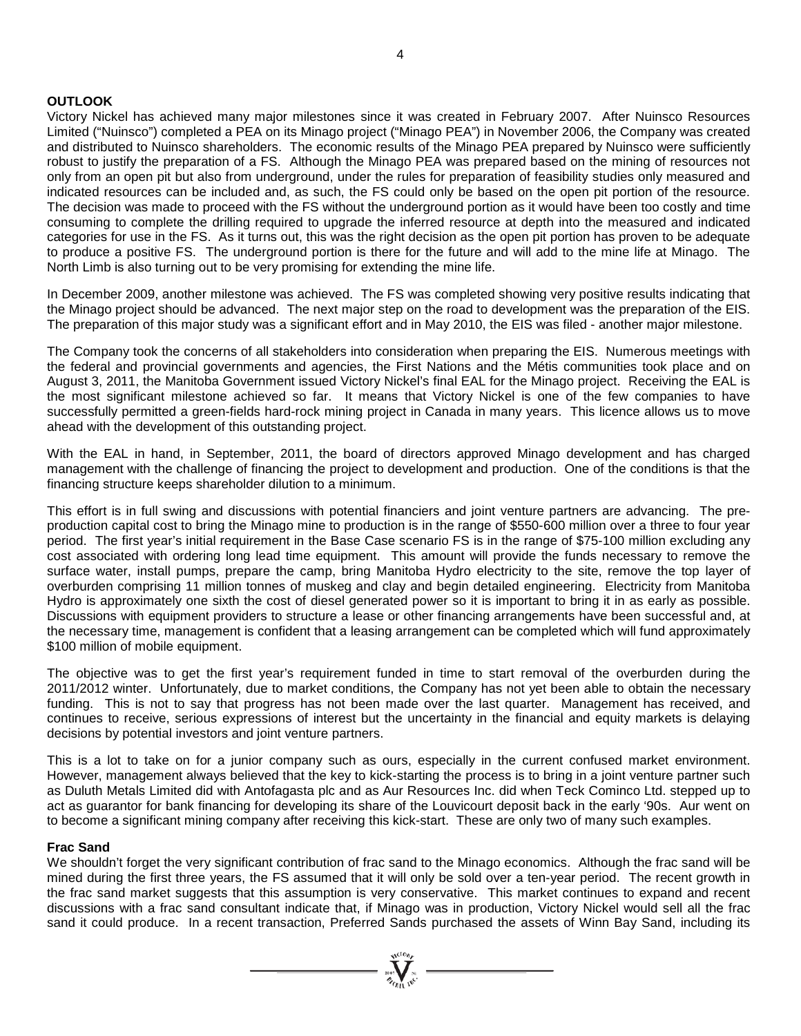**OUTLOOK**

Victory Nickel has achieved many major milestones since it was created in February 2007. After Nuinsco Resources Limited ("Nuinsco") completed a PEA on its Minago project ("Minago PEA") in November 2006, the Company was created and distributed to Nuinsco shareholders. The economic results of the Minago PEA prepared by Nuinsco were sufficiently robust to justify the preparation of a FS. Although the Minago PEA was prepared based on the mining of resources not only from an open pit but also from underground, under the rules for preparation of feasibility studies only measured and indicated resources can be included and, as such, the FS could only be based on the open pit portion of the resource. The decision was made to proceed with the FS without the underground portion as it would have been too costly and time consuming to complete the drilling required to upgrade the inferred resource at depth into the measured and indicated categories for use in the FS. As it turns out, this was the right decision as the open pit portion has proven to be adequate to produce a positive FS. The underground portion is there for the future and will add to the mine life at Minago. The North Limb is also turning out to be very promising for extending the mine life.

In December 2009, another milestone was achieved. The FS was completed showing very positive results indicating that the Minago project should be advanced. The next major step on the road to development was the preparation of the EIS. The preparation of this major study was a significant effort and in May 2010, the EIS was filed - another major milestone.

The Company took the concerns of all stakeholders into consideration when preparing the EIS. Numerous meetings with the federal and provincial governments and agencies, the First Nations and the Métis communities took place and on August 3, 2011, the Manitoba Government issued Victory Nickel's final EAL for the Minago project. Receiving the EAL is the most significant milestone achieved so far. It means that Victory Nickel is one of the few companies to have successfully permitted a green-fields hard-rock mining project in Canada in many years. This licence allows us to move ahead with the development of this outstanding project.

With the EAL in hand, in September, 2011, the board of directors approved Minago development and has charged management with the challenge of financing the project to development and production. One of the conditions is that the financing structure keeps shareholder dilution to a minimum.

This effort is in full swing and discussions with potential financiers and joint venture partners are advancing. The pre-production capital cost to bring the Minago mine to production is in the range of $550-600 million over a three to four year period. The first year's initial requirement in the Base Case scenario FS is in the range of $75-100 million excluding any cost associated with ordering long lead time equipment. This amount will provide the funds necessary to remove the surface water, install pumps, prepare the camp, bring Manitoba Hydro electricity to the site, remove the top layer of overburden comprising 11 million tonnes of muskeg and clay and begin detailed engineering. Electricity from Manitoba Hydro is approximately one sixth the cost of diesel generated power so it is important to bring it in as early as possible. Discussions with equipment providers to structure a lease or other financing arrangements have been successful and, at the necessary time, management is confident that a leasing arrangement can be completed which will fund approximately $100 million of mobile equipment.

The objective was to get the first year's requirement funded in time to start removal of the overburden during the 2011/2012 winter. Unfortunately, due to market conditions, the Company has not yet been able to obtain the necessary funding. This is not to say that progress has not been made over the last quarter. Management has received, and continues to receive, serious expressions of interest but the uncertainty in the financial and equity markets is delaying decisions by potential investors and joint venture partners.

This is a lot to take on for a junior company such as ours, especially in the current confused market environment. However, management always believed that the key to kick-starting the process is to bring in a joint venture partner such as Duluth Metals Limited did with Antofagasta plc and as Aur Resources Inc. did when Teck Cominco Ltd. stepped up to act as guarantor for bank financing for developing its share of the Louvicourt deposit back in the early '90s. Aur went on to become a significant mining company after receiving this kick-start. These are only two of many such examples.

**Frac Sand**

We shouldn't forget the very significant contribution of frac sand to the Minago economics. Although the frac sand will be mined during the first three years, the FS assumed that it will only be sold over a ten-year period. The recent growth in the frac sand market suggests that this assumption is very conservative. This market continues to expand and recent discussions with a frac sand consultant indicate that, if Minago was in production, Victory Nickel would sell all the frac sand it could produce. In a recent transaction, Preferred Sands purchased the assets of Winn Bay Sand, including its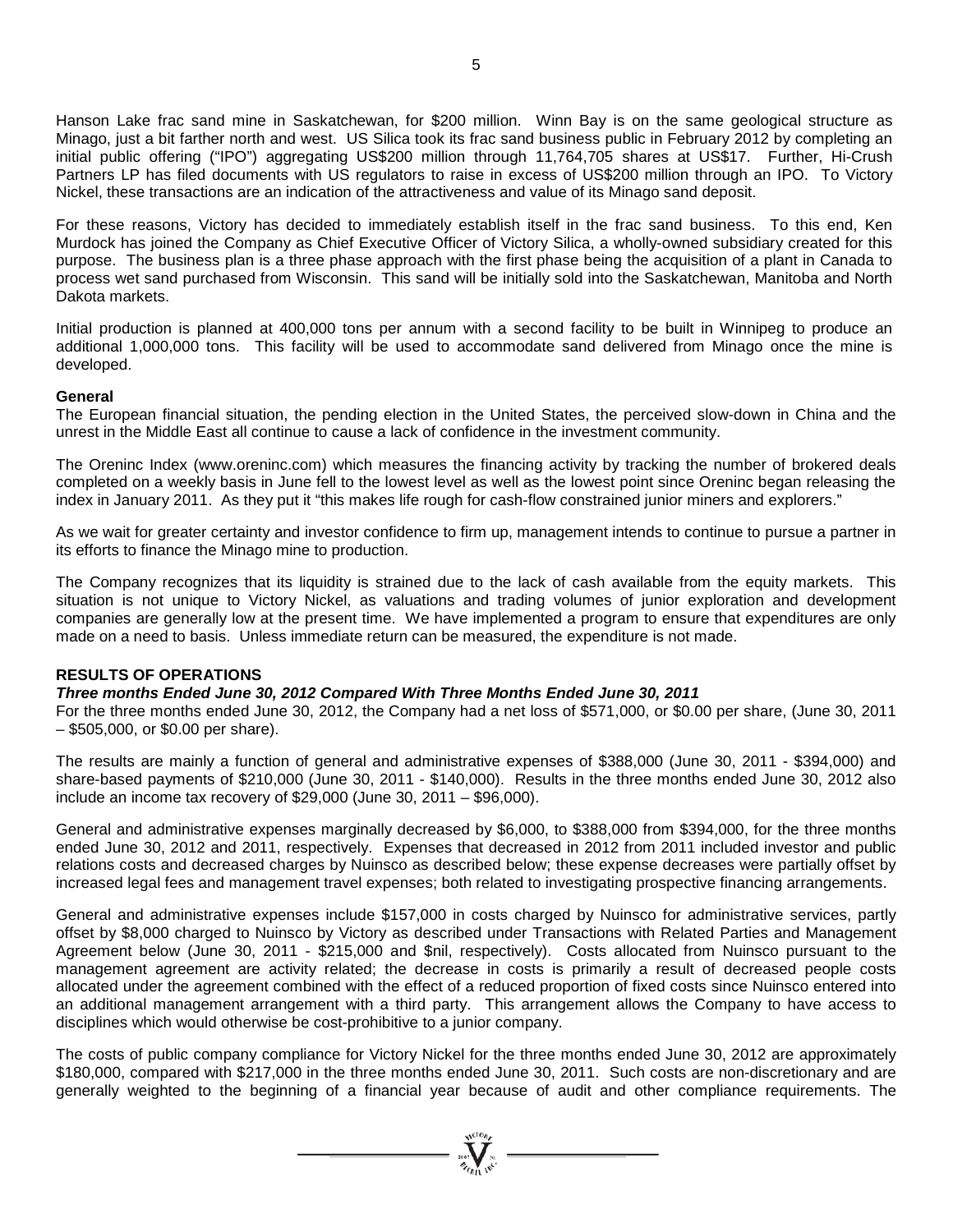Hanson Lake frac sand mine in Saskatchewan, for $200 million. Winn Bay is on the same geological structure as Minago, just a bit farther north and west. US Silica took its frac sand business public in February 2012 by completing an initial public offering ("IPO") aggregating US$200 million through 11,764,705 shares at US$17. Further, Hi-Crush Partners LP has filed documents with US regulators to raise in excess of US$200 million through an IPO. To Victory Nickel, these transactions are an indication of the attractiveness and value of its Minago sand deposit.

For these reasons, Victory has decided to immediately establish itself in the frac sand business. To this end, Ken Murdock has joined the Company as Chief Executive Officer of Victory Silica, a wholly-owned subsidiary created for this purpose. The business plan is a three phase approach with the first phase being the acquisition of a plant in Canada to process wet sand purchased from Wisconsin. This sand will be initially sold into the Saskatchewan, Manitoba and North Dakota markets.

Initial production is planned at 400,000 tons per annum with a second facility to be built in Winnipeg to produce an additional 1,000,000 tons. This facility will be used to accommodate sand delivered from Minago once the mine is developed.

**General**

The European financial situation, the pending election in the United States, the perceived slow-down in China and the unrest in the Middle East all continue to cause a lack of confidence in the investment community.

The Oreninc Index (www.oreninc.com) which measures the financing activity by tracking the number of brokered deals completed on a weekly basis in June fell to the lowest level as well as the lowest point since Oreninc began releasing the index in January 2011. As they put it "this makes life rough for cash-flow constrained junior miners and explorers."

As we wait for greater certainty and investor confidence to firm up, management intends to continue to pursue a partner in its efforts to finance the Minago mine to production.

The Company recognizes that its liquidity is strained due to the lack of cash available from the equity markets. This situation is not unique to Victory Nickel, as valuations and trading volumes of junior exploration and development companies are generally low at the present time. We have implemented a program to ensure that expenditures are only made on a need to basis. Unless immediate return can be measured, the expenditure is not made.

**RESULTS OF OPERATIONS**

***Three months Ended June 30, 2012 Compared With Three Months Ended June 30, 2011***

For the three months ended June 30, 2012, the Company had a net loss of $571,000, or $0.00 per share, (June 30, 2011 – $505,000, or $0.00 per share).

The results are mainly a function of general and administrative expenses of $388,000 (June 30, 2011 - $394,000) and share-based payments of $210,000 (June 30, 2011 - $140,000). Results in the three months ended June 30, 2012 also include an income tax recovery of $29,000 (June 30, 2011 – $96,000).

General and administrative expenses marginally decreased by $6,000, to $388,000 from $394,000, for the three months ended June 30, 2012 and 2011, respectively. Expenses that decreased in 2012 from 2011 included investor and public relations costs and decreased charges by Nuinsco as described below; these expense decreases were partially offset by increased legal fees and management travel expenses; both related to investigating prospective financing arrangements.

General and administrative expenses include $157,000 in costs charged by Nuinsco for administrative services, partly offset by $8,000 charged to Nuinsco by Victory as described under Transactions with Related Parties and Management Agreement below (June 30, 2011 - $215,000 and $nil, respectively). Costs allocated from Nuinsco pursuant to the management agreement are activity related; the decrease in costs is primarily a result of decreased people costs allocated under the agreement combined with the effect of a reduced proportion of fixed costs since Nuinsco entered into an additional management arrangement with a third party. This arrangement allows the Company to have access to disciplines which would otherwise be cost-prohibitive to a junior company.

The costs of public company compliance for Victory Nickel for the three months ended June 30, 2012 are approximately $180,000, compared with $217,000 in the three months ended June 30, 2011. Such costs are non-discretionary and are generally weighted to the beginning of a financial year because of audit and other compliance requirements. The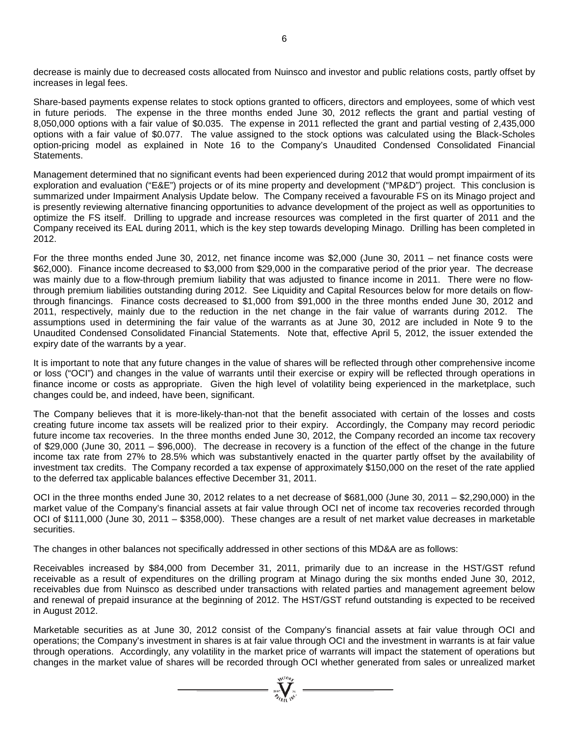decrease is mainly due to decreased costs allocated from Nuinsco and investor and public relations costs, partly offset by increases in legal fees.

Share-based payments expense relates to stock options granted to officers, directors and employees, some of which vest in future periods. The expense in the three months ended June 30, 2012 reflects the grant and partial vesting of 8,050,000 options with a fair value of $0.035. The expense in 2011 reflected the grant and partial vesting of 2,435,000 options with a fair value of $0.077. The value assigned to the stock options was calculated using the Black-Scholes option-pricing model as explained in Note 16 to the Company's Unaudited Condensed Consolidated Financial Statements.

Management determined that no significant events had been experienced during 2012 that would prompt impairment of its exploration and evaluation ("E&E") projects or of its mine property and development ("MP&D") project. This conclusion is summarized under Impairment Analysis Update below. The Company received a favourable FS on its Minago project and is presently reviewing alternative financing opportunities to advance development of the project as well as opportunities to optimize the FS itself. Drilling to upgrade and increase resources was completed in the first quarter of 2011 and the Company received its EAL during 2011, which is the key step towards developing Minago. Drilling has been completed in 2012.

For the three months ended June 30, 2012, net finance income was $2,000 (June 30, 2011 – net finance costs were $62,000). Finance income decreased to $3,000 from $29,000 in the comparative period of the prior year. The decrease was mainly due to a flow-through premium liability that was adjusted to finance income in 2011. There were no flow-through premium liabilities outstanding during 2012. See Liquidity and Capital Resources below for more details on flow-through financings. Finance costs decreased to $1,000 from $91,000 in the three months ended June 30, 2012 and 2011, respectively, mainly due to the reduction in the net change in the fair value of warrants during 2012. The assumptions used in determining the fair value of the warrants as at June 30, 2012 are included in Note 9 to the Unaudited Condensed Consolidated Financial Statements. Note that, effective April 5, 2012, the issuer extended the expiry date of the warrants by a year.

It is important to note that any future changes in the value of shares will be reflected through other comprehensive income or loss ("OCI") and changes in the value of warrants until their exercise or expiry will be reflected through operations in finance income or costs as appropriate. Given the high level of volatility being experienced in the marketplace, such changes could be, and indeed, have been, significant.

The Company believes that it is more-likely-than-not that the benefit associated with certain of the losses and costs creating future income tax assets will be realized prior to their expiry. Accordingly, the Company may record periodic future income tax recoveries. In the three months ended June 30, 2012, the Company recorded an income tax recovery of $29,000 (June 30, 2011 – $96,000). The decrease in recovery is a function of the effect of the change in the future income tax rate from 27% to 28.5% which was substantively enacted in the quarter partly offset by the availability of investment tax credits. The Company recorded a tax expense of approximately $150,000 on the reset of the rate applied to the deferred tax applicable balances effective December 31, 2011.

OCI in the three months ended June 30, 2012 relates to a net decrease of $681,000 (June 30, 2011 – $2,290,000) in the market value of the Company's financial assets at fair value through OCI net of income tax recoveries recorded through OCI of $111,000 (June 30, 2011 – $358,000). These changes are a result of net market value decreases in marketable securities.

The changes in other balances not specifically addressed in other sections of this MD&A are as follows:

Receivables increased by $84,000 from December 31, 2011, primarily due to an increase in the HST/GST refund receivable as a result of expenditures on the drilling program at Minago during the six months ended June 30, 2012, receivables due from Nuinsco as described under transactions with related parties and management agreement below and renewal of prepaid insurance at the beginning of 2012. The HST/GST refund outstanding is expected to be received in August 2012.

Marketable securities as at June 30, 2012 consist of the Company's financial assets at fair value through OCI and operations; the Company's investment in shares is at fair value through OCI and the investment in warrants is at fair value through operations. Accordingly, any volatility in the market price of warrants will impact the statement of operations but changes in the market value of shares will be recorded through OCI whether generated from sales or unrealized market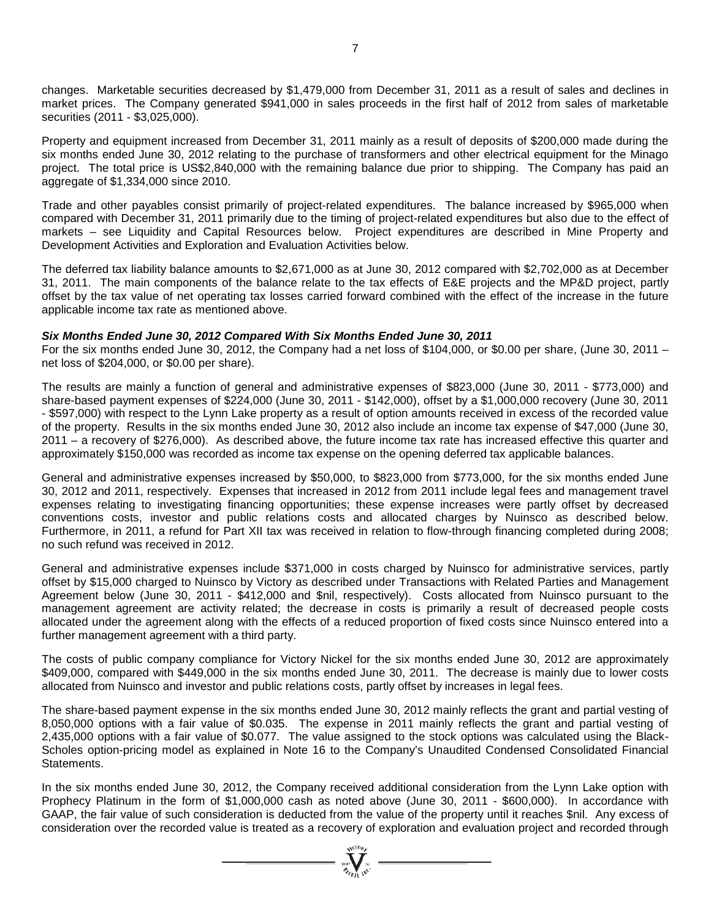changes. Marketable securities decreased by $1,479,000 from December 31, 2011 as a result of sales and declines in market prices. The Company generated $941,000 in sales proceeds in the first half of 2012 from sales of marketable securities (2011 - $3,025,000).

Property and equipment increased from December 31, 2011 mainly as a result of deposits of $200,000 made during the six months ended June 30, 2012 relating to the purchase of transformers and other electrical equipment for the Minago project. The total price is US$2,840,000 with the remaining balance due prior to shipping. The Company has paid an aggregate of $1,334,000 since 2010.

Trade and other payables consist primarily of project-related expenditures. The balance increased by $965,000 when compared with December 31, 2011 primarily due to the timing of project-related expenditures but also due to the effect of markets – see Liquidity and Capital Resources below. Project expenditures are described in Mine Property and Development Activities and Exploration and Evaluation Activities below.

The deferred tax liability balance amounts to $2,671,000 as at June 30, 2012 compared with $2,702,000 as at December 31, 2011. The main components of the balance relate to the tax effects of E&E projects and the MP&D project, partly offset by the tax value of net operating tax losses carried forward combined with the effect of the increase in the future applicable income tax rate as mentioned above.

***Six Months Ended June 30, 2012 Compared With Six Months Ended June 30, 2011***

For the six months ended June 30, 2012, the Company had a net loss of $104,000, or $0.00 per share, (June 30, 2011 – net loss of $204,000, or $0.00 per share).

The results are mainly a function of general and administrative expenses of $823,000 (June 30, 2011 - $773,000) and share-based payment expenses of $224,000 (June 30, 2011 - $142,000), offset by a $1,000,000 recovery (June 30, 2011 - $597,000) with respect to the Lynn Lake property as a result of option amounts received in excess of the recorded value of the property. Results in the six months ended June 30, 2012 also include an income tax expense of $47,000 (June 30, 2011 – a recovery of $276,000). As described above, the future income tax rate has increased effective this quarter and approximately $150,000 was recorded as income tax expense on the opening deferred tax applicable balances.

General and administrative expenses increased by $50,000, to $823,000 from $773,000, for the six months ended June 30, 2012 and 2011, respectively. Expenses that increased in 2012 from 2011 include legal fees and management travel expenses relating to investigating financing opportunities; these expense increases were partly offset by decreased conventions costs, investor and public relations costs and allocated charges by Nuinsco as described below. Furthermore, in 2011, a refund for Part XII tax was received in relation to flow-through financing completed during 2008; no such refund was received in 2012.

General and administrative expenses include $371,000 in costs charged by Nuinsco for administrative services, partly offset by $15,000 charged to Nuinsco by Victory as described under Transactions with Related Parties and Management Agreement below (June 30, 2011 - $412,000 and $nil, respectively). Costs allocated from Nuinsco pursuant to the management agreement are activity related; the decrease in costs is primarily a result of decreased people costs allocated under the agreement along with the effects of a reduced proportion of fixed costs since Nuinsco entered into a further management agreement with a third party.

The costs of public company compliance for Victory Nickel for the six months ended June 30, 2012 are approximately $409,000, compared with $449,000 in the six months ended June 30, 2011. The decrease is mainly due to lower costs allocated from Nuinsco and investor and public relations costs, partly offset by increases in legal fees.

The share-based payment expense in the six months ended June 30, 2012 mainly reflects the grant and partial vesting of 8,050,000 options with a fair value of $0.035. The expense in 2011 mainly reflects the grant and partial vesting of 2,435,000 options with a fair value of $0.077. The value assigned to the stock options was calculated using the Black-Scholes option-pricing model as explained in Note 16 to the Company's Unaudited Condensed Consolidated Financial Statements.

In the six months ended June 30, 2012, the Company received additional consideration from the Lynn Lake option with Prophecy Platinum in the form of $1,000,000 cash as noted above (June 30, 2011 - $600,000). In accordance with GAAP, the fair value of such consideration is deducted from the value of the property until it reaches $nil. Any excess of consideration over the recorded value is treated as a recovery of exploration and evaluation project and recorded through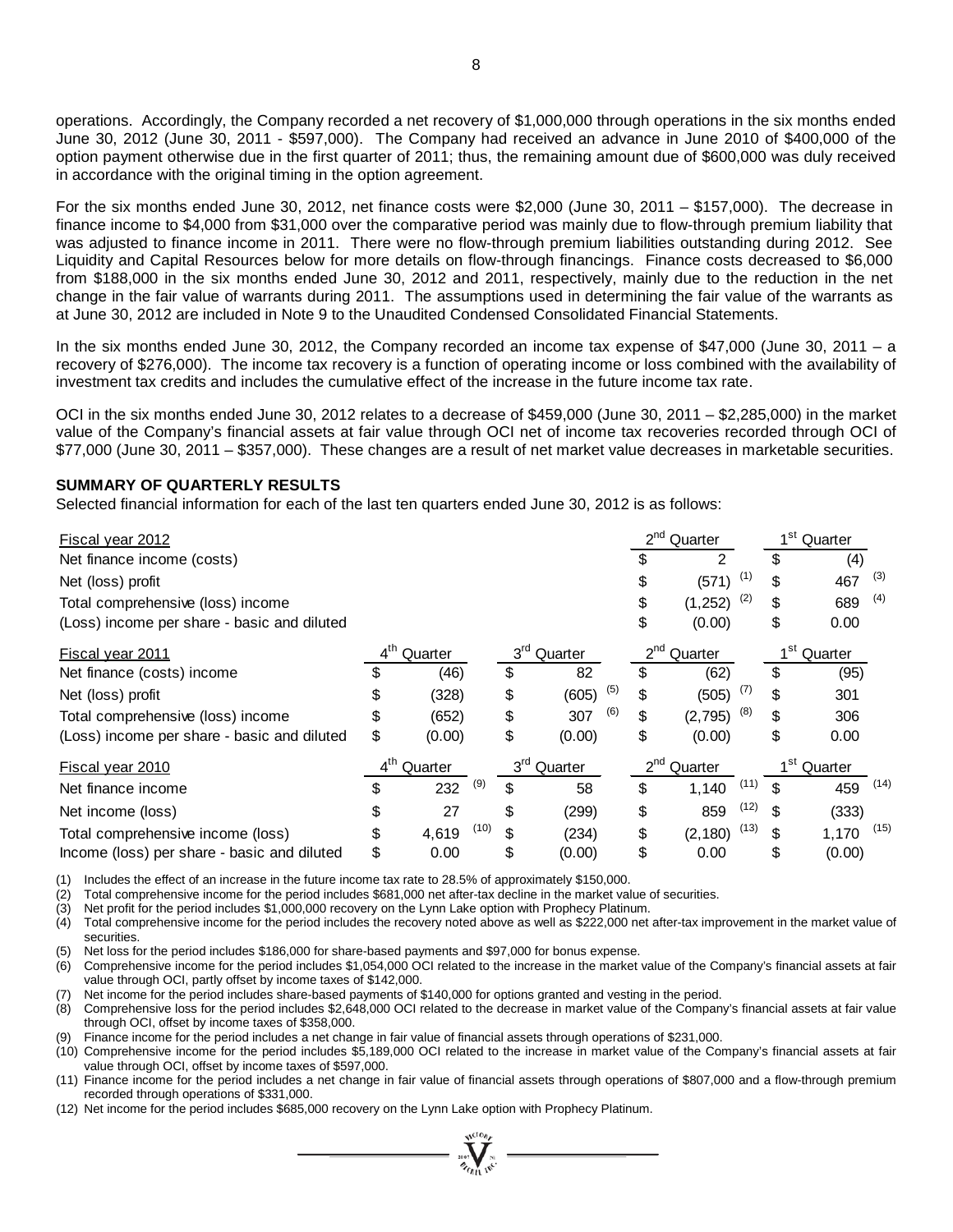operations. Accordingly, the Company recorded a net recovery of $1,000,000 through operations in the six months ended June 30, 2012 (June 30, 2011 - $597,000). The Company had received an advance in June 2010 of $400,000 of the option payment otherwise due in the first quarter of 2011; thus, the remaining amount due of $600,000 was duly received in accordance with the original timing in the option agreement.

For the six months ended June 30, 2012, net finance costs were $2,000 (June 30, 2011 – $157,000). The decrease in finance income to $4,000 from $31,000 over the comparative period was mainly due to flow-through premium liability that was adjusted to finance income in 2011. There were no flow-through premium liabilities outstanding during 2012. See Liquidity and Capital Resources below for more details on flow-through financings. Finance costs decreased to $6,000 from $188,000 in the six months ended June 30, 2012 and 2011, respectively, mainly due to the reduction in the net change in the fair value of warrants during 2011. The assumptions used in determining the fair value of the warrants as at June 30, 2012 are included in Note 9 to the Unaudited Condensed Consolidated Financial Statements.

In the six months ended June 30, 2012, the Company recorded an income tax expense of $47,000 (June 30, 2011 – a recovery of $276,000). The income tax recovery is a function of operating income or loss combined with the availability of investment tax credits and includes the cumulative effect of the increase in the future income tax rate.

OCI in the six months ended June 30, 2012 relates to a decrease of $459,000 (June 30, 2011 – $2,285,000) in the market value of the Company's financial assets at fair value through OCI net of income tax recoveries recorded through OCI of $77,000 (June 30, 2011 – $357,000). These changes are a result of net market value decreases in marketable securities.

**SUMMARY OF QUARTERLY RESULTS**

Selected financial information for each of the last ten quarters ended June 30, 2012 is as follows:

| Fiscal year 2012 | | | 2nd Quarter | 1st Quarter |
|---|---|---|---|---|
| Net finance income (costs) | | | $ 2 | $ (4) |
| Net (loss) profit | | | $ (571) (1) | $ 467 (3) |
| Total comprehensive (loss) income | | | $ (1,252) (2) | $ 689 (4) |
| (Loss) income per share - basic and diluted | | | $ (0.00) | $ 0.00 |

| Fiscal year 2011 | 4th Quarter | 3rd Quarter | 2nd Quarter | 1st Quarter |
|---|---|---|---|---|
| Net finance (costs) income | $ (46) | $ 82 | $ (62) | $ (95) |
| Net (loss) profit | $ (328) | $ (605) (5) | $ (505) (7) | $ 301 |
| Total comprehensive (loss) income | $ (652) | $ 307 (6) | $ (2,795) (8) | $ 306 |
| (Loss) income per share - basic and diluted | $ (0.00) | $ (0.00) | $ (0.00) | $ 0.00 |

| Fiscal year 2010 | 4th Quarter | 3rd Quarter | 2nd Quarter | 1st Quarter |
|---|---|---|---|---|
| Net finance income | $ 232 (9) | $ 58 | $ 1,140 (11) | $ 459 (14) |
| Net income (loss) | $ 27 | $ (299) | $ 859 (12) | $ (333) |
| Total comprehensive income (loss) | $ 4,619 (10) | $ (234) | $ (2,180) (13) | $ 1,170 (15) |
| Income (loss) per share - basic and diluted | $ 0.00 | $ (0.00) | $ 0.00 | $ (0.00) |

(1) Includes the effect of an increase in the future income tax rate to 28.5% of approximately $150,000.
(2) Total comprehensive income for the period includes $681,000 net after-tax decline in the market value of securities.
(3) Net profit for the period includes $1,000,000 recovery on the Lynn Lake option with Prophecy Platinum.
(4) Total comprehensive income for the period includes the recovery noted above as well as $222,000 net after-tax improvement in the market value of securities.
(5) Net loss for the period includes $186,000 for share-based payments and $97,000 for bonus expense.
(6) Comprehensive income for the period includes $1,054,000 OCI related to the increase in the market value of the Company's financial assets at fair value through OCI, partly offset by income taxes of $142,000.
(7) Net income for the period includes share-based payments of $140,000 for options granted and vesting in the period.
(8) Comprehensive loss for the period includes $2,648,000 OCI related to the decrease in market value of the Company's financial assets at fair value through OCI, offset by income taxes of $358,000.
(9) Finance income for the period includes a net change in fair value of financial assets through operations of $231,000.
(10) Comprehensive income for the period includes $5,189,000 OCI related to the increase in market value of the Company's financial assets at fair value through OCI, offset by income taxes of $597,000.
(11) Finance income for the period includes a net change in fair value of financial assets through operations of $807,000 and a flow-through premium recorded through operations of $331,000.
(12) Net income for the period includes $685,000 recovery on the Lynn Lake option with Prophecy Platinum.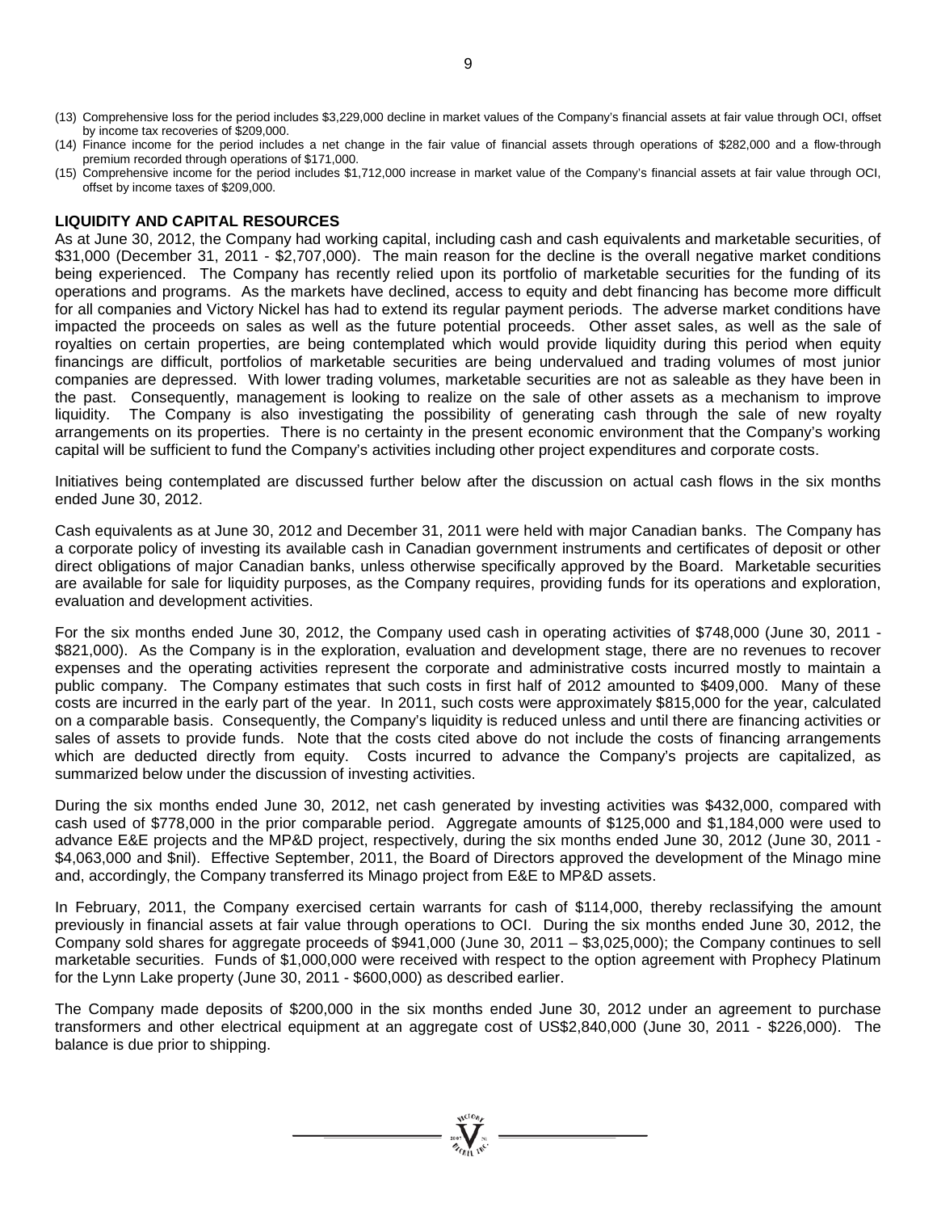(13) Comprehensive loss for the period includes $3,229,000 decline in market values of the Company's financial assets at fair value through OCI, offset by income tax recoveries of $209,000.

(14) Finance income for the period includes a net change in the fair value of financial assets through operations of $282,000 and a flow-through premium recorded through operations of $171,000.

(15) Comprehensive income for the period includes $1,712,000 increase in market value of the Company's financial assets at fair value through OCI, offset by income taxes of $209,000.

**LIQUIDITY AND CAPITAL RESOURCES**

As at June 30, 2012, the Company had working capital, including cash and cash equivalents and marketable securities, of $31,000 (December 31, 2011 - $2,707,000). The main reason for the decline is the overall negative market conditions being experienced. The Company has recently relied upon its portfolio of marketable securities for the funding of its operations and programs. As the markets have declined, access to equity and debt financing has become more difficult for all companies and Victory Nickel has had to extend its regular payment periods. The adverse market conditions have impacted the proceeds on sales as well as the future potential proceeds. Other asset sales, as well as the sale of royalties on certain properties, are being contemplated which would provide liquidity during this period when equity financings are difficult, portfolios of marketable securities are being undervalued and trading volumes of most junior companies are depressed. With lower trading volumes, marketable securities are not as saleable as they have been in the past. Consequently, management is looking to realize on the sale of other assets as a mechanism to improve liquidity. The Company is also investigating the possibility of generating cash through the sale of new royalty arrangements on its properties. There is no certainty in the present economic environment that the Company's working capital will be sufficient to fund the Company's activities including other project expenditures and corporate costs.

Initiatives being contemplated are discussed further below after the discussion on actual cash flows in the six months ended June 30, 2012.

Cash equivalents as at June 30, 2012 and December 31, 2011 were held with major Canadian banks. The Company has a corporate policy of investing its available cash in Canadian government instruments and certificates of deposit or other direct obligations of major Canadian banks, unless otherwise specifically approved by the Board. Marketable securities are available for sale for liquidity purposes, as the Company requires, providing funds for its operations and exploration, evaluation and development activities.

For the six months ended June 30, 2012, the Company used cash in operating activities of $748,000 (June 30, 2011 - $821,000). As the Company is in the exploration, evaluation and development stage, there are no revenues to recover expenses and the operating activities represent the corporate and administrative costs incurred mostly to maintain a public company. The Company estimates that such costs in first half of 2012 amounted to $409,000. Many of these costs are incurred in the early part of the year. In 2011, such costs were approximately $815,000 for the year, calculated on a comparable basis. Consequently, the Company's liquidity is reduced unless and until there are financing activities or sales of assets to provide funds. Note that the costs cited above do not include the costs of financing arrangements which are deducted directly from equity. Costs incurred to advance the Company's projects are capitalized, as summarized below under the discussion of investing activities.

During the six months ended June 30, 2012, net cash generated by investing activities was $432,000, compared with cash used of $778,000 in the prior comparable period. Aggregate amounts of $125,000 and $1,184,000 were used to advance E&E projects and the MP&D project, respectively, during the six months ended June 30, 2012 (June 30, 2011 - $4,063,000 and $nil). Effective September, 2011, the Board of Directors approved the development of the Minago mine and, accordingly, the Company transferred its Minago project from E&E to MP&D assets.

In February, 2011, the Company exercised certain warrants for cash of $114,000, thereby reclassifying the amount previously in financial assets at fair value through operations to OCI. During the six months ended June 30, 2012, the Company sold shares for aggregate proceeds of $941,000 (June 30, 2011 – $3,025,000); the Company continues to sell marketable securities. Funds of $1,000,000 were received with respect to the option agreement with Prophecy Platinum for the Lynn Lake property (June 30, 2011 - $600,000) as described earlier.

The Company made deposits of $200,000 in the six months ended June 30, 2012 under an agreement to purchase transformers and other electrical equipment at an aggregate cost of US$2,840,000 (June 30, 2011 - $226,000). The balance is due prior to shipping.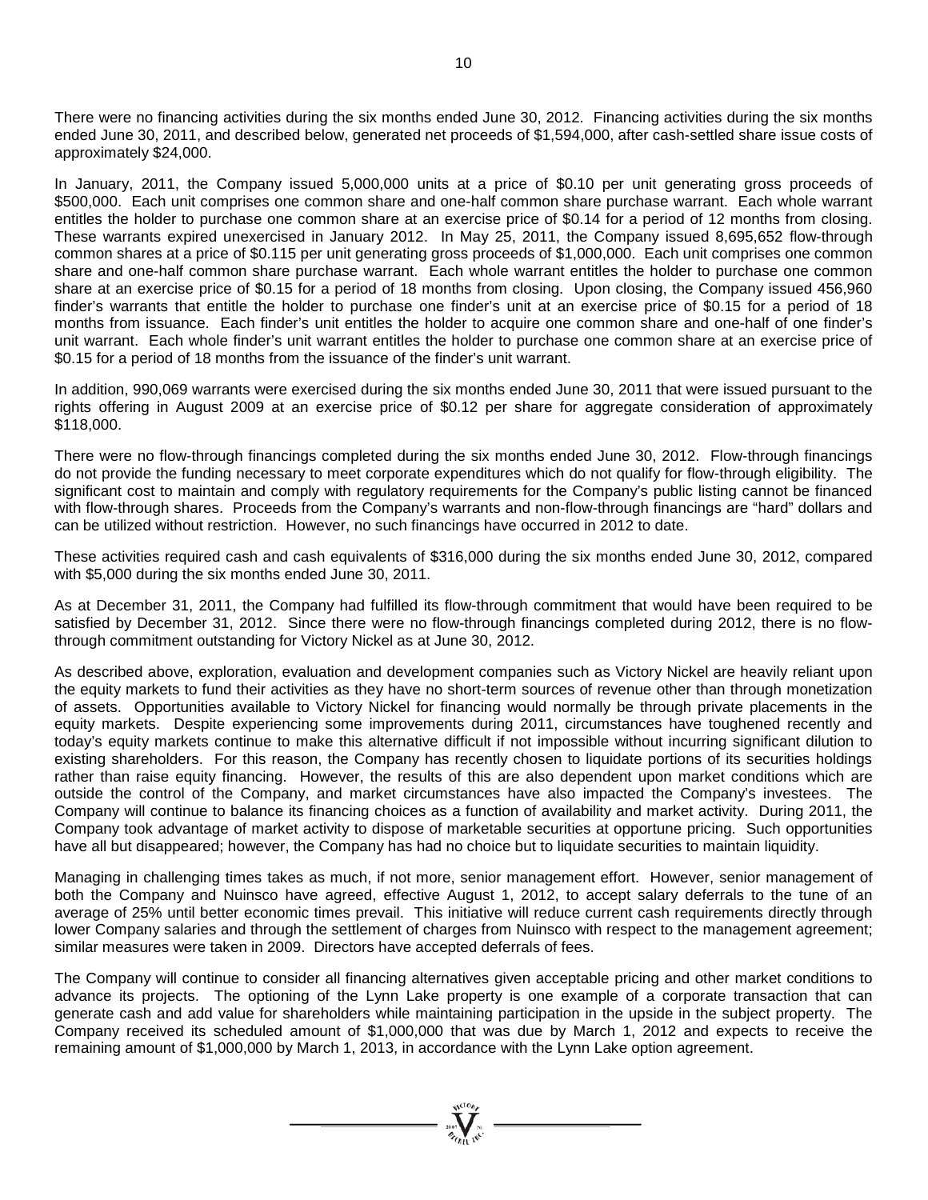There were no financing activities during the six months ended June 30, 2012. Financing activities during the six months ended June 30, 2011, and described below, generated net proceeds of $1,594,000, after cash-settled share issue costs of approximately $24,000.

In January, 2011, the Company issued 5,000,000 units at a price of $0.10 per unit generating gross proceeds of $500,000. Each unit comprises one common share and one-half common share purchase warrant. Each whole warrant entitles the holder to purchase one common share at an exercise price of $0.14 for a period of 12 months from closing. These warrants expired unexercised in January 2012. In May 25, 2011, the Company issued 8,695,652 flow-through common shares at a price of $0.115 per unit generating gross proceeds of $1,000,000. Each unit comprises one common share and one-half common share purchase warrant. Each whole warrant entitles the holder to purchase one common share at an exercise price of $0.15 for a period of 18 months from closing. Upon closing, the Company issued 456,960 finder's warrants that entitle the holder to purchase one finder's unit at an exercise price of $0.15 for a period of 18 months from issuance. Each finder's unit entitles the holder to acquire one common share and one-half of one finder's unit warrant. Each whole finder's unit warrant entitles the holder to purchase one common share at an exercise price of $0.15 for a period of 18 months from the issuance of the finder's unit warrant.

In addition, 990,069 warrants were exercised during the six months ended June 30, 2011 that were issued pursuant to the rights offering in August 2009 at an exercise price of $0.12 per share for aggregate consideration of approximately $118,000.

There were no flow-through financings completed during the six months ended June 30, 2012. Flow-through financings do not provide the funding necessary to meet corporate expenditures which do not qualify for flow-through eligibility. The significant cost to maintain and comply with regulatory requirements for the Company's public listing cannot be financed with flow-through shares. Proceeds from the Company's warrants and non-flow-through financings are "hard" dollars and can be utilized without restriction. However, no such financings have occurred in 2012 to date.

These activities required cash and cash equivalents of $316,000 during the six months ended June 30, 2012, compared with $5,000 during the six months ended June 30, 2011.

As at December 31, 2011, the Company had fulfilled its flow-through commitment that would have been required to be satisfied by December 31, 2012. Since there were no flow-through financings completed during 2012, there is no flow-through commitment outstanding for Victory Nickel as at June 30, 2012.

As described above, exploration, evaluation and development companies such as Victory Nickel are heavily reliant upon the equity markets to fund their activities as they have no short-term sources of revenue other than through monetization of assets. Opportunities available to Victory Nickel for financing would normally be through private placements in the equity markets. Despite experiencing some improvements during 2011, circumstances have toughened recently and today's equity markets continue to make this alternative difficult if not impossible without incurring significant dilution to existing shareholders. For this reason, the Company has recently chosen to liquidate portions of its securities holdings rather than raise equity financing. However, the results of this are also dependent upon market conditions which are outside the control of the Company, and market circumstances have also impacted the Company's investees. The Company will continue to balance its financing choices as a function of availability and market activity. During 2011, the Company took advantage of market activity to dispose of marketable securities at opportune pricing. Such opportunities have all but disappeared; however, the Company has had no choice but to liquidate securities to maintain liquidity.

Managing in challenging times takes as much, if not more, senior management effort. However, senior management of both the Company and Nuinsco have agreed, effective August 1, 2012, to accept salary deferrals to the tune of an average of 25% until better economic times prevail. This initiative will reduce current cash requirements directly through lower Company salaries and through the settlement of charges from Nuinsco with respect to the management agreement; similar measures were taken in 2009. Directors have accepted deferrals of fees.

The Company will continue to consider all financing alternatives given acceptable pricing and other market conditions to advance its projects. The optioning of the Lynn Lake property is one example of a corporate transaction that can generate cash and add value for shareholders while maintaining participation in the upside in the subject property. The Company received its scheduled amount of $1,000,000 that was due by March 1, 2012 and expects to receive the remaining amount of $1,000,000 by March 1, 2013, in accordance with the Lynn Lake option agreement.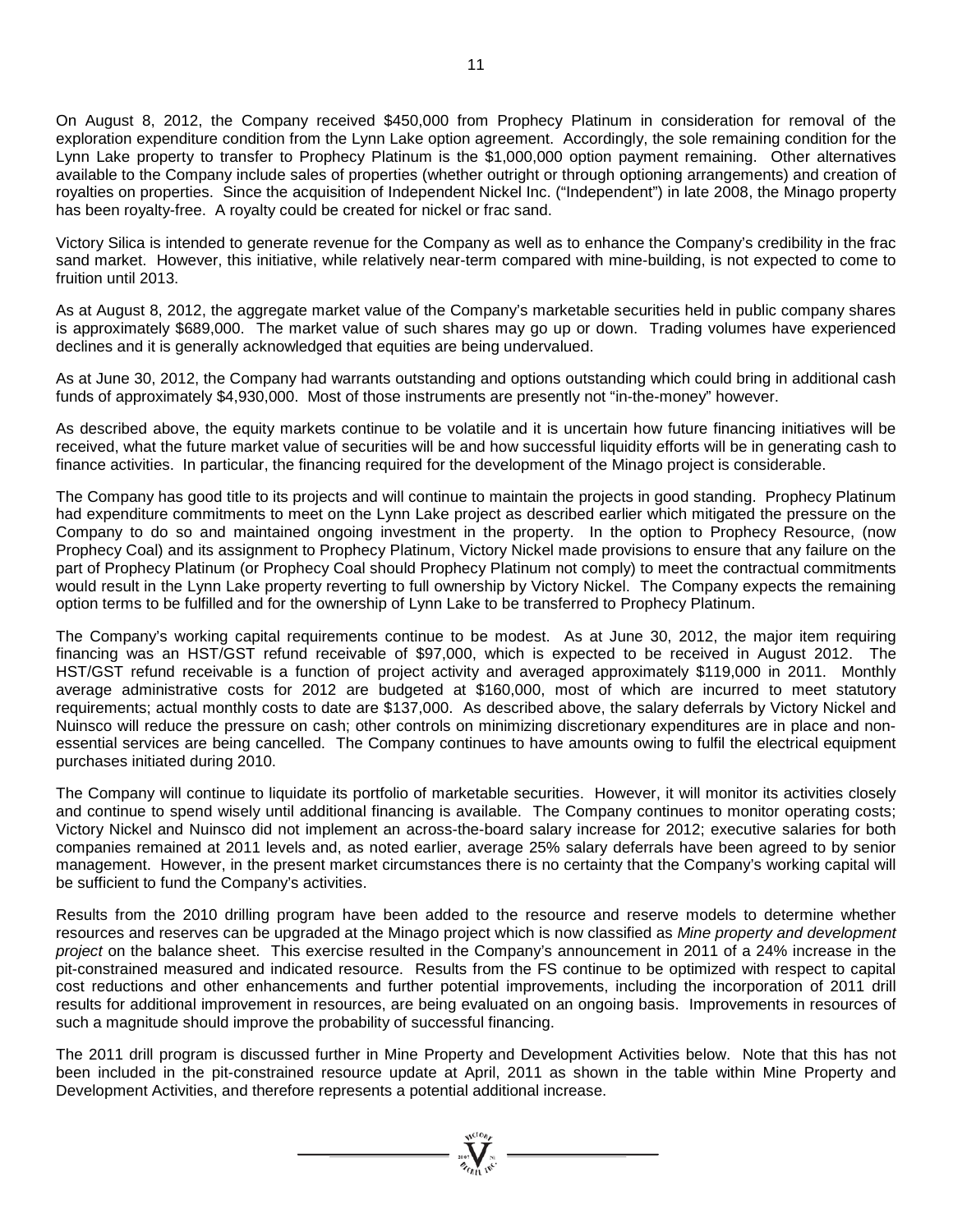On August 8, 2012, the Company received $450,000 from Prophecy Platinum in consideration for removal of the exploration expenditure condition from the Lynn Lake option agreement. Accordingly, the sole remaining condition for the Lynn Lake property to transfer to Prophecy Platinum is the $1,000,000 option payment remaining. Other alternatives available to the Company include sales of properties (whether outright or through optioning arrangements) and creation of royalties on properties. Since the acquisition of Independent Nickel Inc. ("Independent") in late 2008, the Minago property has been royalty-free. A royalty could be created for nickel or frac sand.

Victory Silica is intended to generate revenue for the Company as well as to enhance the Company's credibility in the frac sand market. However, this initiative, while relatively near-term compared with mine-building, is not expected to come to fruition until 2013.

As at August 8, 2012, the aggregate market value of the Company's marketable securities held in public company shares is approximately $689,000. The market value of such shares may go up or down. Trading volumes have experienced declines and it is generally acknowledged that equities are being undervalued.

As at June 30, 2012, the Company had warrants outstanding and options outstanding which could bring in additional cash funds of approximately $4,930,000. Most of those instruments are presently not "in-the-money" however.

As described above, the equity markets continue to be volatile and it is uncertain how future financing initiatives will be received, what the future market value of securities will be and how successful liquidity efforts will be in generating cash to finance activities. In particular, the financing required for the development of the Minago project is considerable.

The Company has good title to its projects and will continue to maintain the projects in good standing. Prophecy Platinum had expenditure commitments to meet on the Lynn Lake project as described earlier which mitigated the pressure on the Company to do so and maintained ongoing investment in the property. In the option to Prophecy Resource, (now Prophecy Coal) and its assignment to Prophecy Platinum, Victory Nickel made provisions to ensure that any failure on the part of Prophecy Platinum (or Prophecy Coal should Prophecy Platinum not comply) to meet the contractual commitments would result in the Lynn Lake property reverting to full ownership by Victory Nickel. The Company expects the remaining option terms to be fulfilled and for the ownership of Lynn Lake to be transferred to Prophecy Platinum.

The Company's working capital requirements continue to be modest. As at June 30, 2012, the major item requiring financing was an HST/GST refund receivable of $97,000, which is expected to be received in August 2012. The HST/GST refund receivable is a function of project activity and averaged approximately $119,000 in 2011. Monthly average administrative costs for 2012 are budgeted at $160,000, most of which are incurred to meet statutory requirements; actual monthly costs to date are $137,000. As described above, the salary deferrals by Victory Nickel and Nuinsco will reduce the pressure on cash; other controls on minimizing discretionary expenditures are in place and non-essential services are being cancelled. The Company continues to have amounts owing to fulfil the electrical equipment purchases initiated during 2010.

The Company will continue to liquidate its portfolio of marketable securities. However, it will monitor its activities closely and continue to spend wisely until additional financing is available. The Company continues to monitor operating costs; Victory Nickel and Nuinsco did not implement an across-the-board salary increase for 2012; executive salaries for both companies remained at 2011 levels and, as noted earlier, average 25% salary deferrals have been agreed to by senior management. However, in the present market circumstances there is no certainty that the Company's working capital will be sufficient to fund the Company's activities.

Results from the 2010 drilling program have been added to the resource and reserve models to determine whether resources and reserves can be upgraded at the Minago project which is now classified as *Mine property and development project* on the balance sheet. This exercise resulted in the Company's announcement in 2011 of a 24% increase in the pit-constrained measured and indicated resource. Results from the FS continue to be optimized with respect to capital cost reductions and other enhancements and further potential improvements, including the incorporation of 2011 drill results for additional improvement in resources, are being evaluated on an ongoing basis. Improvements in resources of such a magnitude should improve the probability of successful financing.

The 2011 drill program is discussed further in Mine Property and Development Activities below. Note that this has not been included in the pit-constrained resource update at April, 2011 as shown in the table within Mine Property and Development Activities, and therefore represents a potential additional increase.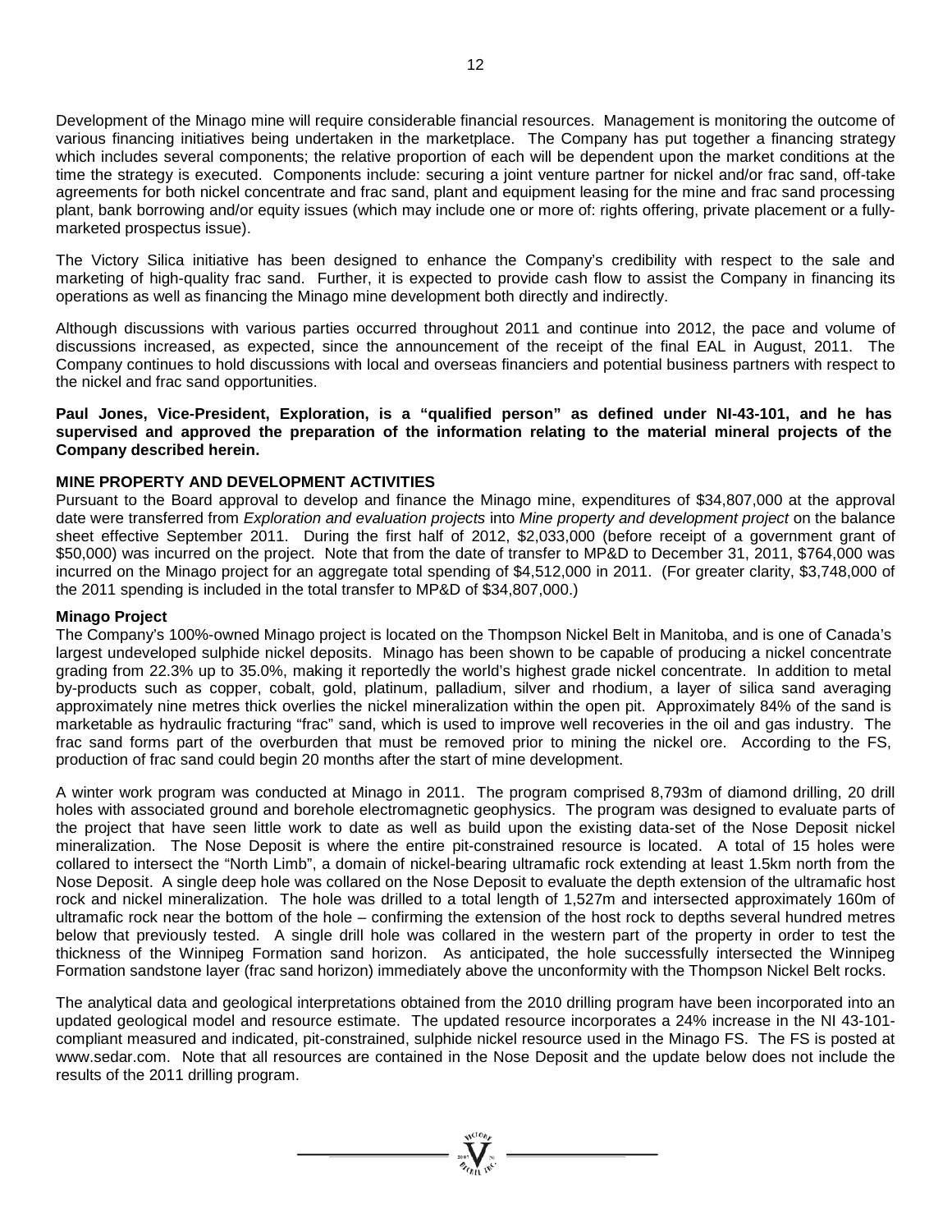Development of the Minago mine will require considerable financial resources. Management is monitoring the outcome of various financing initiatives being undertaken in the marketplace. The Company has put together a financing strategy which includes several components; the relative proportion of each will be dependent upon the market conditions at the time the strategy is executed. Components include: securing a joint venture partner for nickel and/or frac sand, off-take agreements for both nickel concentrate and frac sand, plant and equipment leasing for the mine and frac sand processing plant, bank borrowing and/or equity issues (which may include one or more of: rights offering, private placement or a fully-marketed prospectus issue).

The Victory Silica initiative has been designed to enhance the Company's credibility with respect to the sale and marketing of high-quality frac sand. Further, it is expected to provide cash flow to assist the Company in financing its operations as well as financing the Minago mine development both directly and indirectly.

Although discussions with various parties occurred throughout 2011 and continue into 2012, the pace and volume of discussions increased, as expected, since the announcement of the receipt of the final EAL in August, 2011. The Company continues to hold discussions with local and overseas financiers and potential business partners with respect to the nickel and frac sand opportunities.

**Paul Jones, Vice-President, Exploration, is a "qualified person" as defined under NI-43-101, and he has supervised and approved the preparation of the information relating to the material mineral projects of the Company described herein.**

## MINE PROPERTY AND DEVELOPMENT ACTIVITIES

Pursuant to the Board approval to develop and finance the Minago mine, expenditures of $34,807,000 at the approval date were transferred from *Exploration and evaluation projects* into *Mine property and development project* on the balance sheet effective September 2011. During the first half of 2012, $2,033,000 (before receipt of a government grant of $50,000) was incurred on the project. Note that from the date of transfer to MP&D to December 31, 2011, $764,000 was incurred on the Minago project for an aggregate total spending of $4,512,000 in 2011. (For greater clarity, $3,748,000 of the 2011 spending is included in the total transfer to MP&D of $34,807,000.)

### Minago Project

The Company's 100%-owned Minago project is located on the Thompson Nickel Belt in Manitoba, and is one of Canada's largest undeveloped sulphide nickel deposits. Minago has been shown to be capable of producing a nickel concentrate grading from 22.3% up to 35.0%, making it reportedly the world's highest grade nickel concentrate. In addition to metal by-products such as copper, cobalt, gold, platinum, palladium, silver and rhodium, a layer of silica sand averaging approximately nine metres thick overlies the nickel mineralization within the open pit. Approximately 84% of the sand is marketable as hydraulic fracturing "frac" sand, which is used to improve well recoveries in the oil and gas industry. The frac sand forms part of the overburden that must be removed prior to mining the nickel ore. According to the FS, production of frac sand could begin 20 months after the start of mine development.

A winter work program was conducted at Minago in 2011. The program comprised 8,793m of diamond drilling, 20 drill holes with associated ground and borehole electromagnetic geophysics. The program was designed to evaluate parts of the project that have seen little work to date as well as build upon the existing data-set of the Nose Deposit nickel mineralization. The Nose Deposit is where the entire pit-constrained resource is located. A total of 15 holes were collared to intersect the "North Limb", a domain of nickel-bearing ultramafic rock extending at least 1.5km north from the Nose Deposit. A single deep hole was collared on the Nose Deposit to evaluate the depth extension of the ultramafic host rock and nickel mineralization. The hole was drilled to a total length of 1,527m and intersected approximately 160m of ultramafic rock near the bottom of the hole – confirming the extension of the host rock to depths several hundred metres below that previously tested. A single drill hole was collared in the western part of the property in order to test the thickness of the Winnipeg Formation sand horizon. As anticipated, the hole successfully intersected the Winnipeg Formation sandstone layer (frac sand horizon) immediately above the unconformity with the Thompson Nickel Belt rocks.

The analytical data and geological interpretations obtained from the 2010 drilling program have been incorporated into an updated geological model and resource estimate. The updated resource incorporates a 24% increase in the NI 43-101-compliant measured and indicated, pit-constrained, sulphide nickel resource used in the Minago FS. The FS is posted at www.sedar.com. Note that all resources are contained in the Nose Deposit and the update below does not include the results of the 2011 drilling program.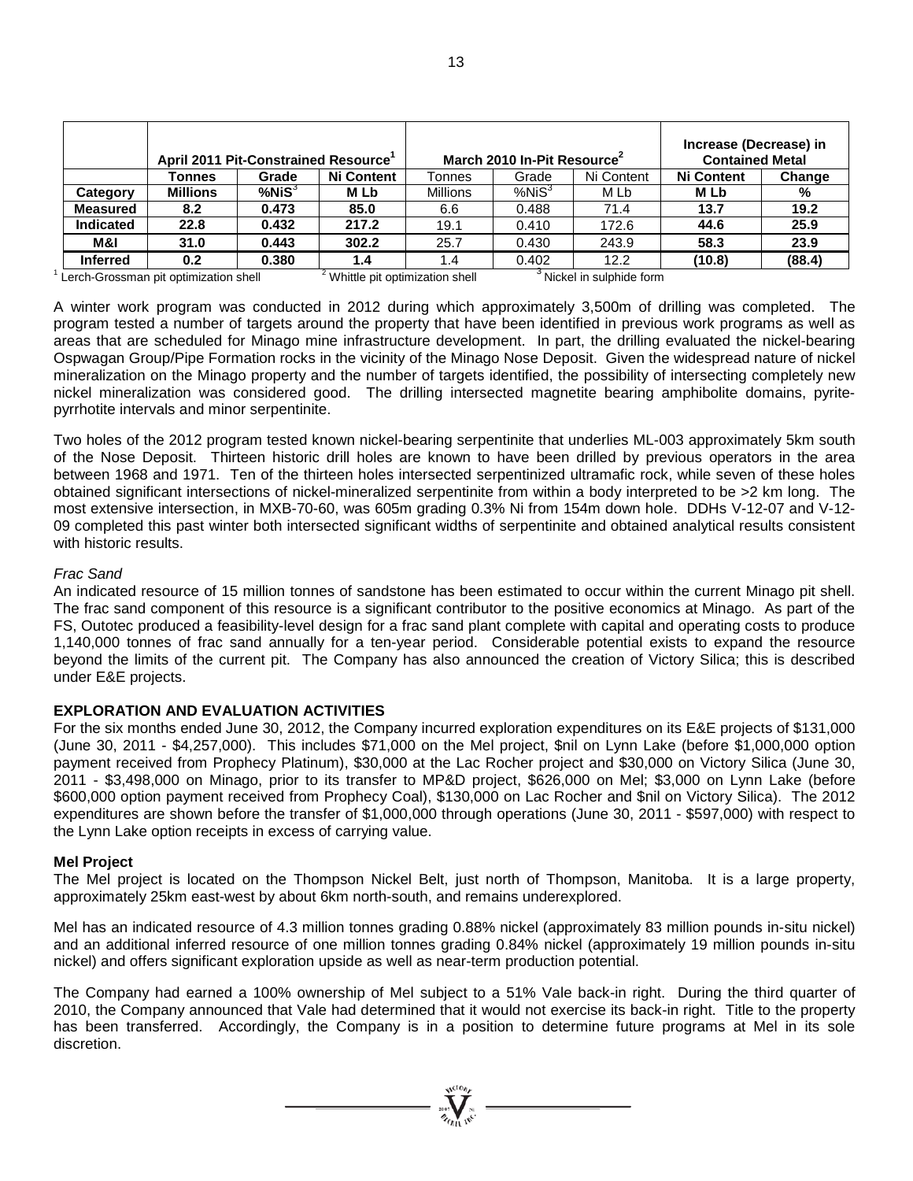| | April 2011 Pit-Constrained Resource[1] | | | March 2010 In-Pit Resource[2] | | | Increase (Decrease) in Contained Metal | |
|---|---|---|---|---|---|---|---|---|
| | **Tonnes** | **Grade** | **Ni Content** | Tonnes | Grade | Ni Content | **Ni Content** | **Change** |
| **Category** | **Millions** | **%NiS[3]** | **M Lb** | Millions | %NiS[3] | M Lb | **M Lb** | **%** |
| **Measured** | **8.2** | **0.473** | **85.0** | 6.6 | 0.488 | 71.4 | **13.7** | **19.2** |
| **Indicated** | **22.8** | **0.432** | **217.2** | 19.1 | 0.410 | 172.6 | **44.6** | **25.9** |
| **M&I** | **31.0** | **0.443** | **302.2** | 25.7 | 0.430 | 243.9 | **58.3** | **23.9** |
| **Inferred** | **0.2** | **0.380** | **1.4** | 1.4 | 0.402 | 12.2 | **(10.8)** | **(88.4)** |

[1] Lerch-Grossman pit optimization shell [2] Whittle pit optimization shell [3] Nickel in sulphide form

A winter work program was conducted in 2012 during which approximately 3,500m of drilling was completed. The program tested a number of targets around the property that have been identified in previous work programs as well as areas that are scheduled for Minago mine infrastructure development. In part, the drilling evaluated the nickel-bearing Ospwagan Group/Pipe Formation rocks in the vicinity of the Minago Nose Deposit. Given the widespread nature of nickel mineralization on the Minago property and the number of targets identified, the possibility of intersecting completely new nickel mineralization was considered good. The drilling intersected magnetite bearing amphibolite domains, pyrite-pyrrhotite intervals and minor serpentinite.

Two holes of the 2012 program tested known nickel-bearing serpentinite that underlies ML-003 approximately 5km south of the Nose Deposit. Thirteen historic drill holes are known to have been drilled by previous operators in the area between 1968 and 1971. Ten of the thirteen holes intersected serpentinized ultramafic rock, while seven of these holes obtained significant intersections of nickel-mineralized serpentinite from within a body interpreted to be >2 km long. The most extensive intersection, in MXB-70-60, was 605m grading 0.3% Ni from 154m down hole. DDHs V-12-07 and V-12-09 completed this past winter both intersected significant widths of serpentinite and obtained analytical results consistent with historic results.

*Frac Sand*

An indicated resource of 15 million tonnes of sandstone has been estimated to occur within the current Minago pit shell. The frac sand component of this resource is a significant contributor to the positive economics at Minago. As part of the FS, Outotec produced a feasibility-level design for a frac sand plant complete with capital and operating costs to produce 1,140,000 tonnes of frac sand annually for a ten-year period. Considerable potential exists to expand the resource beyond the limits of the current pit. The Company has also announced the creation of Victory Silica; this is described under E&E projects.

## EXPLORATION AND EVALUATION ACTIVITIES

For the six months ended June 30, 2012, the Company incurred exploration expenditures on its E&E projects of $131,000 (June 30, 2011 - $4,257,000). This includes $71,000 on the Mel project, $nil on Lynn Lake (before $1,000,000 option payment received from Prophecy Platinum), $30,000 at the Lac Rocher project and $30,000 on Victory Silica (June 30, 2011 - $3,498,000 on Minago, prior to its transfer to MP&D project, $626,000 on Mel; $3,000 on Lynn Lake (before $600,000 option payment received from Prophecy Coal), $130,000 on Lac Rocher and $nil on Victory Silica). The 2012 expenditures are shown before the transfer of $1,000,000 through operations (June 30, 2011 - $597,000) with respect to the Lynn Lake option receipts in excess of carrying value.

### Mel Project

The Mel project is located on the Thompson Nickel Belt, just north of Thompson, Manitoba. It is a large property, approximately 25km east-west by about 6km north-south, and remains underexplored.

Mel has an indicated resource of 4.3 million tonnes grading 0.88% nickel (approximately 83 million pounds in-situ nickel) and an additional inferred resource of one million tonnes grading 0.84% nickel (approximately 19 million pounds in-situ nickel) and offers significant exploration upside as well as near-term production potential.

The Company had earned a 100% ownership of Mel subject to a 51% Vale back-in right. During the third quarter of 2010, the Company announced that Vale had determined that it would not exercise its back-in right. Title to the property has been transferred. Accordingly, the Company is in a position to determine future programs at Mel in its sole discretion.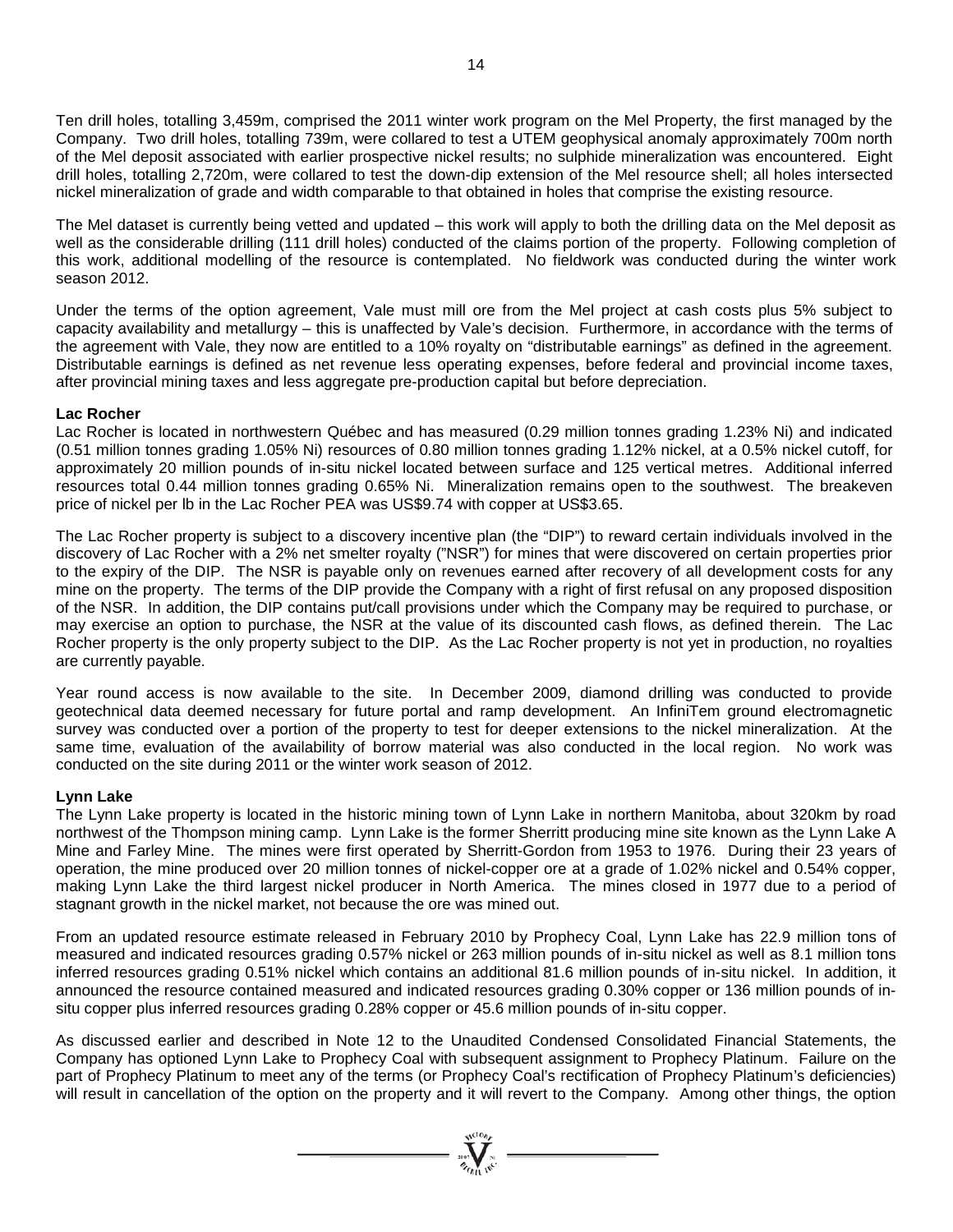Ten drill holes, totalling 3,459m, comprised the 2011 winter work program on the Mel Property, the first managed by the Company. Two drill holes, totalling 739m, were collared to test a UTEM geophysical anomaly approximately 700m north of the Mel deposit associated with earlier prospective nickel results; no sulphide mineralization was encountered. Eight drill holes, totalling 2,720m, were collared to test the down-dip extension of the Mel resource shell; all holes intersected nickel mineralization of grade and width comparable to that obtained in holes that comprise the existing resource.

The Mel dataset is currently being vetted and updated – this work will apply to both the drilling data on the Mel deposit as well as the considerable drilling (111 drill holes) conducted of the claims portion of the property. Following completion of this work, additional modelling of the resource is contemplated. No fieldwork was conducted during the winter work season 2012.

Under the terms of the option agreement, Vale must mill ore from the Mel project at cash costs plus 5% subject to capacity availability and metallurgy – this is unaffected by Vale's decision. Furthermore, in accordance with the terms of the agreement with Vale, they now are entitled to a 10% royalty on "distributable earnings" as defined in the agreement. Distributable earnings is defined as net revenue less operating expenses, before federal and provincial income taxes, after provincial mining taxes and less aggregate pre-production capital but before depreciation.

**Lac Rocher**

Lac Rocher is located in northwestern Québec and has measured (0.29 million tonnes grading 1.23% Ni) and indicated (0.51 million tonnes grading 1.05% Ni) resources of 0.80 million tonnes grading 1.12% nickel, at a 0.5% nickel cutoff, for approximately 20 million pounds of in-situ nickel located between surface and 125 vertical metres. Additional inferred resources total 0.44 million tonnes grading 0.65% Ni. Mineralization remains open to the southwest. The breakeven price of nickel per lb in the Lac Rocher PEA was US$9.74 with copper at US$3.65.

The Lac Rocher property is subject to a discovery incentive plan (the "DIP") to reward certain individuals involved in the discovery of Lac Rocher with a 2% net smelter royalty ("NSR") for mines that were discovered on certain properties prior to the expiry of the DIP. The NSR is payable only on revenues earned after recovery of all development costs for any mine on the property. The terms of the DIP provide the Company with a right of first refusal on any proposed disposition of the NSR. In addition, the DIP contains put/call provisions under which the Company may be required to purchase, or may exercise an option to purchase, the NSR at the value of its discounted cash flows, as defined therein. The Lac Rocher property is the only property subject to the DIP. As the Lac Rocher property is not yet in production, no royalties are currently payable.

Year round access is now available to the site. In December 2009, diamond drilling was conducted to provide geotechnical data deemed necessary for future portal and ramp development. An InfiniTem ground electromagnetic survey was conducted over a portion of the property to test for deeper extensions to the nickel mineralization. At the same time, evaluation of the availability of borrow material was also conducted in the local region. No work was conducted on the site during 2011 or the winter work season of 2012.

**Lynn Lake**

The Lynn Lake property is located in the historic mining town of Lynn Lake in northern Manitoba, about 320km by road northwest of the Thompson mining camp. Lynn Lake is the former Sherritt producing mine site known as the Lynn Lake A Mine and Farley Mine. The mines were first operated by Sherritt-Gordon from 1953 to 1976. During their 23 years of operation, the mine produced over 20 million tonnes of nickel-copper ore at a grade of 1.02% nickel and 0.54% copper, making Lynn Lake the third largest nickel producer in North America. The mines closed in 1977 due to a period of stagnant growth in the nickel market, not because the ore was mined out.

From an updated resource estimate released in February 2010 by Prophecy Coal, Lynn Lake has 22.9 million tons of measured and indicated resources grading 0.57% nickel or 263 million pounds of in-situ nickel as well as 8.1 million tons inferred resources grading 0.51% nickel which contains an additional 81.6 million pounds of in-situ nickel. In addition, it announced the resource contained measured and indicated resources grading 0.30% copper or 136 million pounds of in-situ copper plus inferred resources grading 0.28% copper or 45.6 million pounds of in-situ copper.

As discussed earlier and described in Note 12 to the Unaudited Condensed Consolidated Financial Statements, the Company has optioned Lynn Lake to Prophecy Coal with subsequent assignment to Prophecy Platinum. Failure on the part of Prophecy Platinum to meet any of the terms (or Prophecy Coal's rectification of Prophecy Platinum's deficiencies) will result in cancellation of the option on the property and it will revert to the Company. Among other things, the option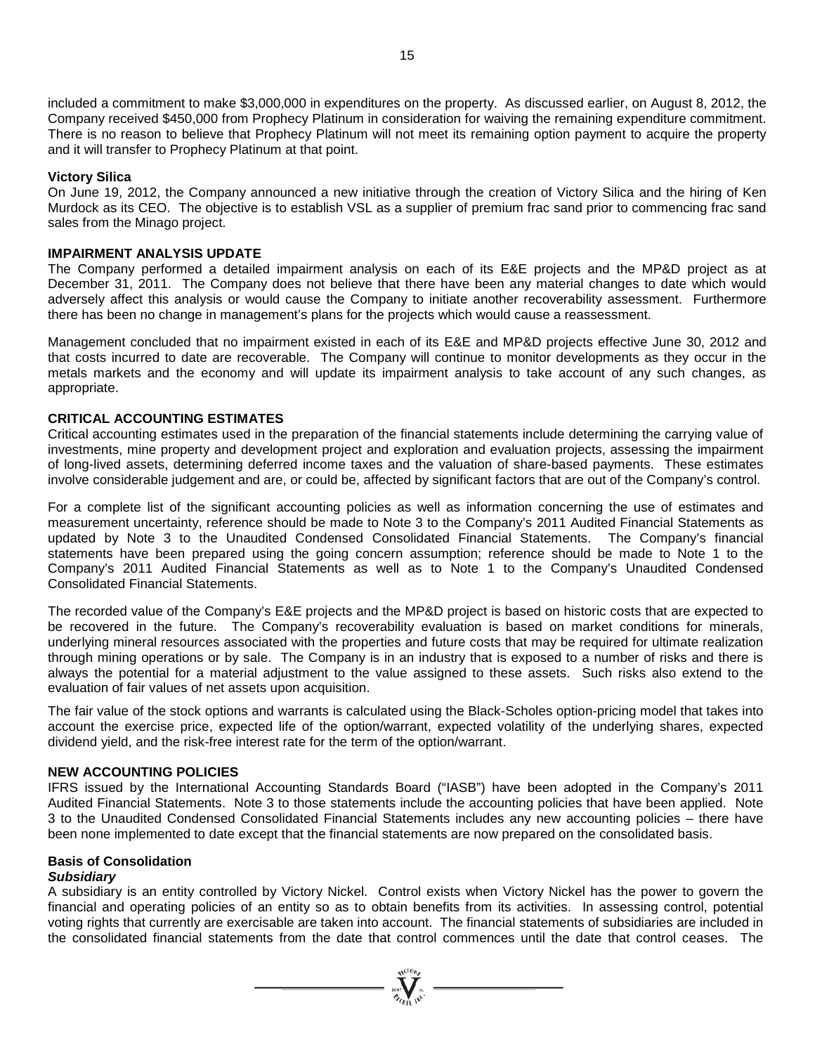included a commitment to make $3,000,000 in expenditures on the property. As discussed earlier, on August 8, 2012, the Company received $450,000 from Prophecy Platinum in consideration for waiving the remaining expenditure commitment. There is no reason to believe that Prophecy Platinum will not meet its remaining option payment to acquire the property and it will transfer to Prophecy Platinum at that point.

**Victory Silica**

On June 19, 2012, the Company announced a new initiative through the creation of Victory Silica and the hiring of Ken Murdock as its CEO. The objective is to establish VSL as a supplier of premium frac sand prior to commencing frac sand sales from the Minago project.

## IMPAIRMENT ANALYSIS UPDATE

The Company performed a detailed impairment analysis on each of its E&E projects and the MP&D project as at December 31, 2011. The Company does not believe that there have been any material changes to date which would adversely affect this analysis or would cause the Company to initiate another recoverability assessment. Furthermore there has been no change in management's plans for the projects which would cause a reassessment.

Management concluded that no impairment existed in each of its E&E and MP&D projects effective June 30, 2012 and that costs incurred to date are recoverable. The Company will continue to monitor developments as they occur in the metals markets and the economy and will update its impairment analysis to take account of any such changes, as appropriate.

## CRITICAL ACCOUNTING ESTIMATES

Critical accounting estimates used in the preparation of the financial statements include determining the carrying value of investments, mine property and development project and exploration and evaluation projects, assessing the impairment of long-lived assets, determining deferred income taxes and the valuation of share-based payments. These estimates involve considerable judgement and are, or could be, affected by significant factors that are out of the Company's control.

For a complete list of the significant accounting policies as well as information concerning the use of estimates and measurement uncertainty, reference should be made to Note 3 to the Company's 2011 Audited Financial Statements as updated by Note 3 to the Unaudited Condensed Consolidated Financial Statements. The Company's financial statements have been prepared using the going concern assumption; reference should be made to Note 1 to the Company's 2011 Audited Financial Statements as well as to Note 1 to the Company's Unaudited Condensed Consolidated Financial Statements.

The recorded value of the Company's E&E projects and the MP&D project is based on historic costs that are expected to be recovered in the future. The Company's recoverability evaluation is based on market conditions for minerals, underlying mineral resources associated with the properties and future costs that may be required for ultimate realization through mining operations or by sale. The Company is in an industry that is exposed to a number of risks and there is always the potential for a material adjustment to the value assigned to these assets. Such risks also extend to the evaluation of fair values of net assets upon acquisition.

The fair value of the stock options and warrants is calculated using the Black-Scholes option-pricing model that takes into account the exercise price, expected life of the option/warrant, expected volatility of the underlying shares, expected dividend yield, and the risk-free interest rate for the term of the option/warrant.

## NEW ACCOUNTING POLICIES

IFRS issued by the International Accounting Standards Board ("IASB") have been adopted in the Company's 2011 Audited Financial Statements. Note 3 to those statements include the accounting policies that have been applied. Note 3 to the Unaudited Condensed Consolidated Financial Statements includes any new accounting policies – there have been none implemented to date except that the financial statements are now prepared on the consolidated basis.

### Basis of Consolidation

***Subsidiary***

A subsidiary is an entity controlled by Victory Nickel. Control exists when Victory Nickel has the power to govern the financial and operating policies of an entity so as to obtain benefits from its activities. In assessing control, potential voting rights that currently are exercisable are taken into account. The financial statements of subsidiaries are included in the consolidated financial statements from the date that control commences until the date that control ceases. The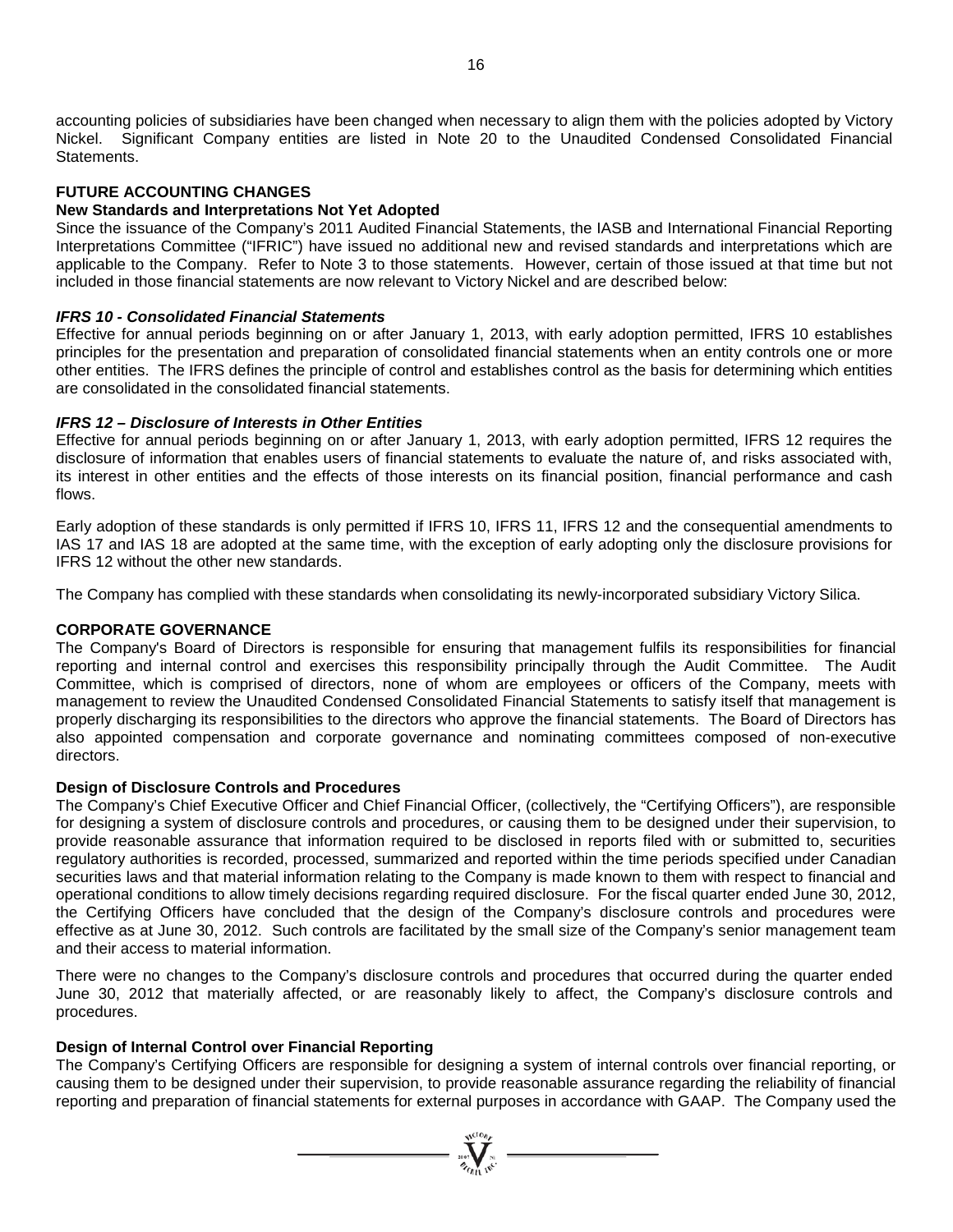accounting policies of subsidiaries have been changed when necessary to align them with the policies adopted by Victory Nickel. Significant Company entities are listed in Note 20 to the Unaudited Condensed Consolidated Financial Statements.

## FUTURE ACCOUNTING CHANGES

### New Standards and Interpretations Not Yet Adopted

Since the issuance of the Company's 2011 Audited Financial Statements, the IASB and International Financial Reporting Interpretations Committee ("IFRIC") have issued no additional new and revised standards and interpretations which are applicable to the Company. Refer to Note 3 to those statements. However, certain of those issued at that time but not included in those financial statements are now relevant to Victory Nickel and are described below:

***IFRS 10 - Consolidated Financial Statements***

Effective for annual periods beginning on or after January 1, 2013, with early adoption permitted, IFRS 10 establishes principles for the presentation and preparation of consolidated financial statements when an entity controls one or more other entities. The IFRS defines the principle of control and establishes control as the basis for determining which entities are consolidated in the consolidated financial statements.

***IFRS 12 – Disclosure of Interests in Other Entities***

Effective for annual periods beginning on or after January 1, 2013, with early adoption permitted, IFRS 12 requires the disclosure of information that enables users of financial statements to evaluate the nature of, and risks associated with, its interest in other entities and the effects of those interests on its financial position, financial performance and cash flows.

Early adoption of these standards is only permitted if IFRS 10, IFRS 11, IFRS 12 and the consequential amendments to IAS 17 and IAS 18 are adopted at the same time, with the exception of early adopting only the disclosure provisions for IFRS 12 without the other new standards.

The Company has complied with these standards when consolidating its newly-incorporated subsidiary Victory Silica.

## CORPORATE GOVERNANCE

The Company's Board of Directors is responsible for ensuring that management fulfils its responsibilities for financial reporting and internal control and exercises this responsibility principally through the Audit Committee. The Audit Committee, which is comprised of directors, none of whom are employees or officers of the Company, meets with management to review the Unaudited Condensed Consolidated Financial Statements to satisfy itself that management is properly discharging its responsibilities to the directors who approve the financial statements. The Board of Directors has also appointed compensation and corporate governance and nominating committees composed of non-executive directors.

### Design of Disclosure Controls and Procedures

The Company's Chief Executive Officer and Chief Financial Officer, (collectively, the "Certifying Officers"), are responsible for designing a system of disclosure controls and procedures, or causing them to be designed under their supervision, to provide reasonable assurance that information required to be disclosed in reports filed with or submitted to, securities regulatory authorities is recorded, processed, summarized and reported within the time periods specified under Canadian securities laws and that material information relating to the Company is made known to them with respect to financial and operational conditions to allow timely decisions regarding required disclosure. For the fiscal quarter ended June 30, 2012, the Certifying Officers have concluded that the design of the Company's disclosure controls and procedures were effective as at June 30, 2012. Such controls are facilitated by the small size of the Company's senior management team and their access to material information.

There were no changes to the Company's disclosure controls and procedures that occurred during the quarter ended June 30, 2012 that materially affected, or are reasonably likely to affect, the Company's disclosure controls and procedures.

### Design of Internal Control over Financial Reporting

The Company's Certifying Officers are responsible for designing a system of internal controls over financial reporting, or causing them to be designed under their supervision, to provide reasonable assurance regarding the reliability of financial reporting and preparation of financial statements for external purposes in accordance with GAAP. The Company used the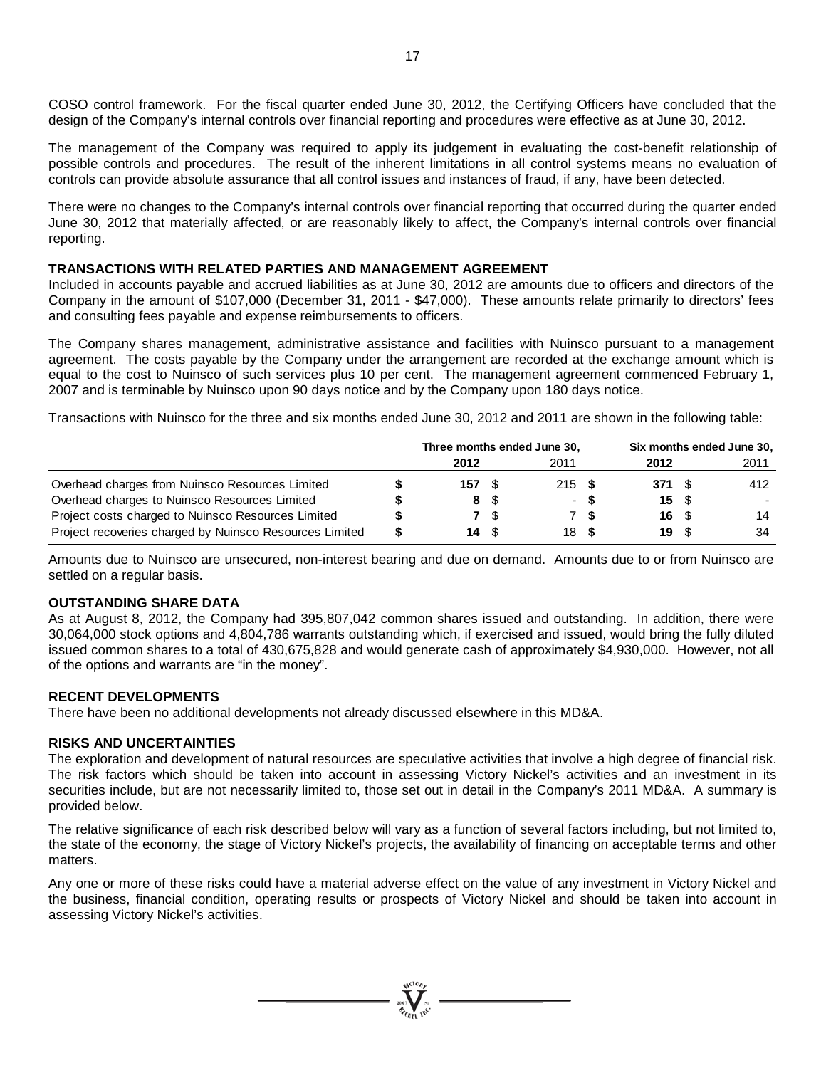COSO control framework. For the fiscal quarter ended June 30, 2012, the Certifying Officers have concluded that the design of the Company's internal controls over financial reporting and procedures were effective as at June 30, 2012.

The management of the Company was required to apply its judgement in evaluating the cost-benefit relationship of possible controls and procedures. The result of the inherent limitations in all control systems means no evaluation of controls can provide absolute assurance that all control issues and instances of fraud, if any, have been detected.

There were no changes to the Company's internal controls over financial reporting that occurred during the quarter ended June 30, 2012 that materially affected, or are reasonably likely to affect, the Company's internal controls over financial reporting.

## TRANSACTIONS WITH RELATED PARTIES AND MANAGEMENT AGREEMENT

Included in accounts payable and accrued liabilities as at June 30, 2012 are amounts due to officers and directors of the Company in the amount of $107,000 (December 31, 2011 - $47,000). These amounts relate primarily to directors' fees and consulting fees payable and expense reimbursements to officers.

The Company shares management, administrative assistance and facilities with Nuinsco pursuant to a management agreement. The costs payable by the Company under the arrangement are recorded at the exchange amount which is equal to the cost to Nuinsco of such services plus 10 per cent. The management agreement commenced February 1, 2007 and is terminable by Nuinsco upon 90 days notice and by the Company upon 180 days notice.

Transactions with Nuinsco for the three and six months ended June 30, 2012 and 2011 are shown in the following table:

| | Three months ended June 30, | | Six months ended June 30, | |
|---|---|---|---|---|
| | **2012** | 2011 | **2012** | 2011 |
| Overhead charges from Nuinsco Resources Limited | **$ 157** | $ 215 | **$ 371** | $ 412 |
| Overhead charges to Nuinsco Resources Limited | **$ 8** | $ - | **$ 15** | $ - |
| Project costs charged to Nuinsco Resources Limited | **$ 7** | $ 7 | **$ 16** | $ 14 |
| Project recoveries charged by Nuinsco Resources Limited | **$ 14** | $ 18 | **$ 19** | $ 34 |

Amounts due to Nuinsco are unsecured, non-interest bearing and due on demand. Amounts due to or from Nuinsco are settled on a regular basis.

## OUTSTANDING SHARE DATA

As at August 8, 2012, the Company had 395,807,042 common shares issued and outstanding. In addition, there were 30,064,000 stock options and 4,804,786 warrants outstanding which, if exercised and issued, would bring the fully diluted issued common shares to a total of 430,675,828 and would generate cash of approximately $4,930,000. However, not all of the options and warrants are "in the money".

## RECENT DEVELOPMENTS

There have been no additional developments not already discussed elsewhere in this MD&A.

## RISKS AND UNCERTAINTIES

The exploration and development of natural resources are speculative activities that involve a high degree of financial risk. The risk factors which should be taken into account in assessing Victory Nickel's activities and an investment in its securities include, but are not necessarily limited to, those set out in detail in the Company's 2011 MD&A. A summary is provided below.

The relative significance of each risk described below will vary as a function of several factors including, but not limited to, the state of the economy, the stage of Victory Nickel's projects, the availability of financing on acceptable terms and other matters.

Any one or more of these risks could have a material adverse effect on the value of any investment in Victory Nickel and the business, financial condition, operating results or prospects of Victory Nickel and should be taken into account in assessing Victory Nickel's activities.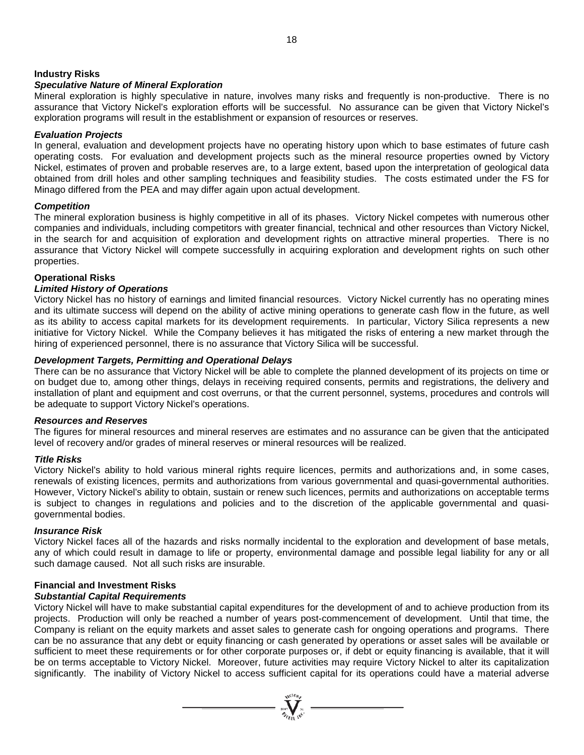## Industry Risks

### *Speculative Nature of Mineral Exploration*

Mineral exploration is highly speculative in nature, involves many risks and frequently is non-productive. There is no assurance that Victory Nickel's exploration efforts will be successful. No assurance can be given that Victory Nickel's exploration programs will result in the establishment or expansion of resources or reserves.

### *Evaluation Projects*

In general, evaluation and development projects have no operating history upon which to base estimates of future cash operating costs. For evaluation and development projects such as the mineral resource properties owned by Victory Nickel, estimates of proven and probable reserves are, to a large extent, based upon the interpretation of geological data obtained from drill holes and other sampling techniques and feasibility studies. The costs estimated under the FS for Minago differed from the PEA and may differ again upon actual development.

### *Competition*

The mineral exploration business is highly competitive in all of its phases. Victory Nickel competes with numerous other companies and individuals, including competitors with greater financial, technical and other resources than Victory Nickel, in the search for and acquisition of exploration and development rights on attractive mineral properties. There is no assurance that Victory Nickel will compete successfully in acquiring exploration and development rights on such other properties.

## Operational Risks

### *Limited History of Operations*

Victory Nickel has no history of earnings and limited financial resources. Victory Nickel currently has no operating mines and its ultimate success will depend on the ability of active mining operations to generate cash flow in the future, as well as its ability to access capital markets for its development requirements. In particular, Victory Silica represents a new initiative for Victory Nickel. While the Company believes it has mitigated the risks of entering a new market through the hiring of experienced personnel, there is no assurance that Victory Silica will be successful.

### *Development Targets, Permitting and Operational Delays*

There can be no assurance that Victory Nickel will be able to complete the planned development of its projects on time or on budget due to, among other things, delays in receiving required consents, permits and registrations, the delivery and installation of plant and equipment and cost overruns, or that the current personnel, systems, procedures and controls will be adequate to support Victory Nickel's operations.

### *Resources and Reserves*

The figures for mineral resources and mineral reserves are estimates and no assurance can be given that the anticipated level of recovery and/or grades of mineral reserves or mineral resources will be realized.

### *Title Risks*

Victory Nickel's ability to hold various mineral rights require licences, permits and authorizations and, in some cases, renewals of existing licences, permits and authorizations from various governmental and quasi-governmental authorities. However, Victory Nickel's ability to obtain, sustain or renew such licences, permits and authorizations on acceptable terms is subject to changes in regulations and policies and to the discretion of the applicable governmental and quasi-governmental bodies.

### *Insurance Risk*

Victory Nickel faces all of the hazards and risks normally incidental to the exploration and development of base metals, any of which could result in damage to life or property, environmental damage and possible legal liability for any or all such damage caused. Not all such risks are insurable.

## Financial and Investment Risks

### *Substantial Capital Requirements*

Victory Nickel will have to make substantial capital expenditures for the development of and to achieve production from its projects. Production will only be reached a number of years post-commencement of development. Until that time, the Company is reliant on the equity markets and asset sales to generate cash for ongoing operations and programs. There can be no assurance that any debt or equity financing or cash generated by operations or asset sales will be available or sufficient to meet these requirements or for other corporate purposes or, if debt or equity financing is available, that it will be on terms acceptable to Victory Nickel. Moreover, future activities may require Victory Nickel to alter its capitalization significantly. The inability of Victory Nickel to access sufficient capital for its operations could have a material adverse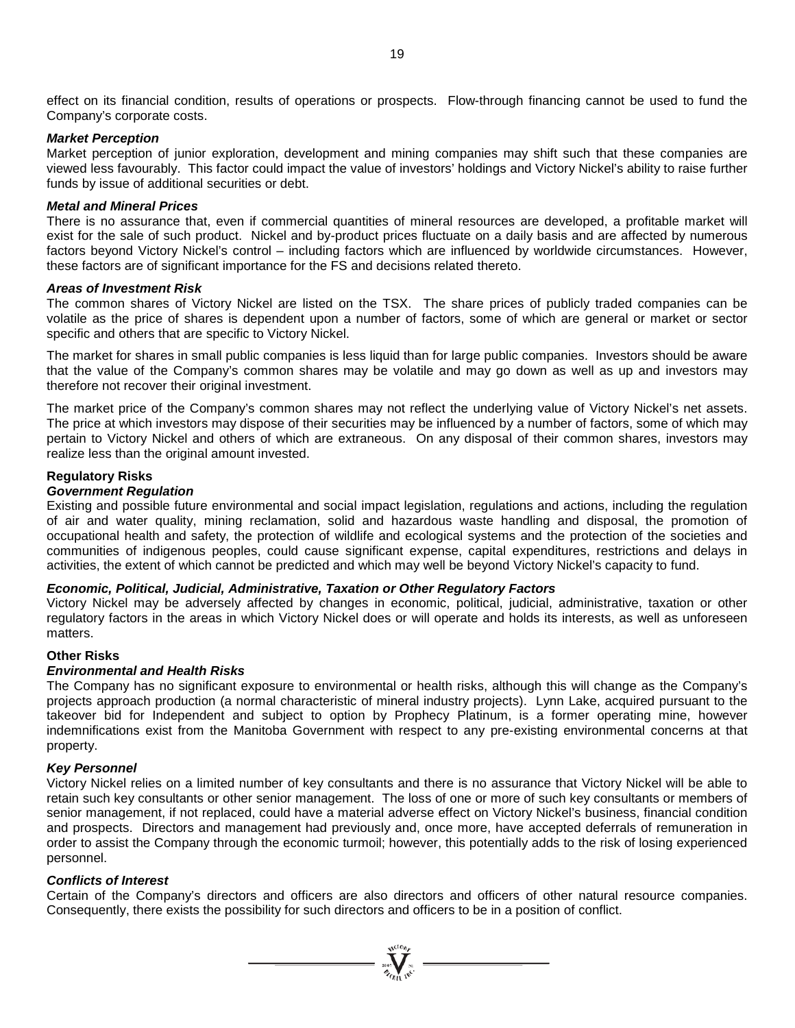effect on its financial condition, results of operations or prospects. Flow-through financing cannot be used to fund the Company's corporate costs.

***Market Perception***

Market perception of junior exploration, development and mining companies may shift such that these companies are viewed less favourably. This factor could impact the value of investors' holdings and Victory Nickel's ability to raise further funds by issue of additional securities or debt.

***Metal and Mineral Prices***

There is no assurance that, even if commercial quantities of mineral resources are developed, a profitable market will exist for the sale of such product. Nickel and by-product prices fluctuate on a daily basis and are affected by numerous factors beyond Victory Nickel's control – including factors which are influenced by worldwide circumstances. However, these factors are of significant importance for the FS and decisions related thereto.

***Areas of Investment Risk***

The common shares of Victory Nickel are listed on the TSX. The share prices of publicly traded companies can be volatile as the price of shares is dependent upon a number of factors, some of which are general or market or sector specific and others that are specific to Victory Nickel.

The market for shares in small public companies is less liquid than for large public companies. Investors should be aware that the value of the Company's common shares may be volatile and may go down as well as up and investors may therefore not recover their original investment.

The market price of the Company's common shares may not reflect the underlying value of Victory Nickel's net assets. The price at which investors may dispose of their securities may be influenced by a number of factors, some of which may pertain to Victory Nickel and others of which are extraneous. On any disposal of their common shares, investors may realize less than the original amount invested.

**Regulatory Risks**

***Government Regulation***

Existing and possible future environmental and social impact legislation, regulations and actions, including the regulation of air and water quality, mining reclamation, solid and hazardous waste handling and disposal, the promotion of occupational health and safety, the protection of wildlife and ecological systems and the protection of the societies and communities of indigenous peoples, could cause significant expense, capital expenditures, restrictions and delays in activities, the extent of which cannot be predicted and which may well be beyond Victory Nickel's capacity to fund.

***Economic, Political, Judicial, Administrative, Taxation or Other Regulatory Factors***

Victory Nickel may be adversely affected by changes in economic, political, judicial, administrative, taxation or other regulatory factors in the areas in which Victory Nickel does or will operate and holds its interests, as well as unforeseen matters.

**Other Risks**

***Environmental and Health Risks***

The Company has no significant exposure to environmental or health risks, although this will change as the Company's projects approach production (a normal characteristic of mineral industry projects). Lynn Lake, acquired pursuant to the takeover bid for Independent and subject to option by Prophecy Platinum, is a former operating mine, however indemnifications exist from the Manitoba Government with respect to any pre-existing environmental concerns at that property.

***Key Personnel***

Victory Nickel relies on a limited number of key consultants and there is no assurance that Victory Nickel will be able to retain such key consultants or other senior management. The loss of one or more of such key consultants or members of senior management, if not replaced, could have a material adverse effect on Victory Nickel's business, financial condition and prospects. Directors and management had previously and, once more, have accepted deferrals of remuneration in order to assist the Company through the economic turmoil; however, this potentially adds to the risk of losing experienced personnel.

***Conflicts of Interest***

Certain of the Company's directors and officers are also directors and officers of other natural resource companies. Consequently, there exists the possibility for such directors and officers to be in a position of conflict.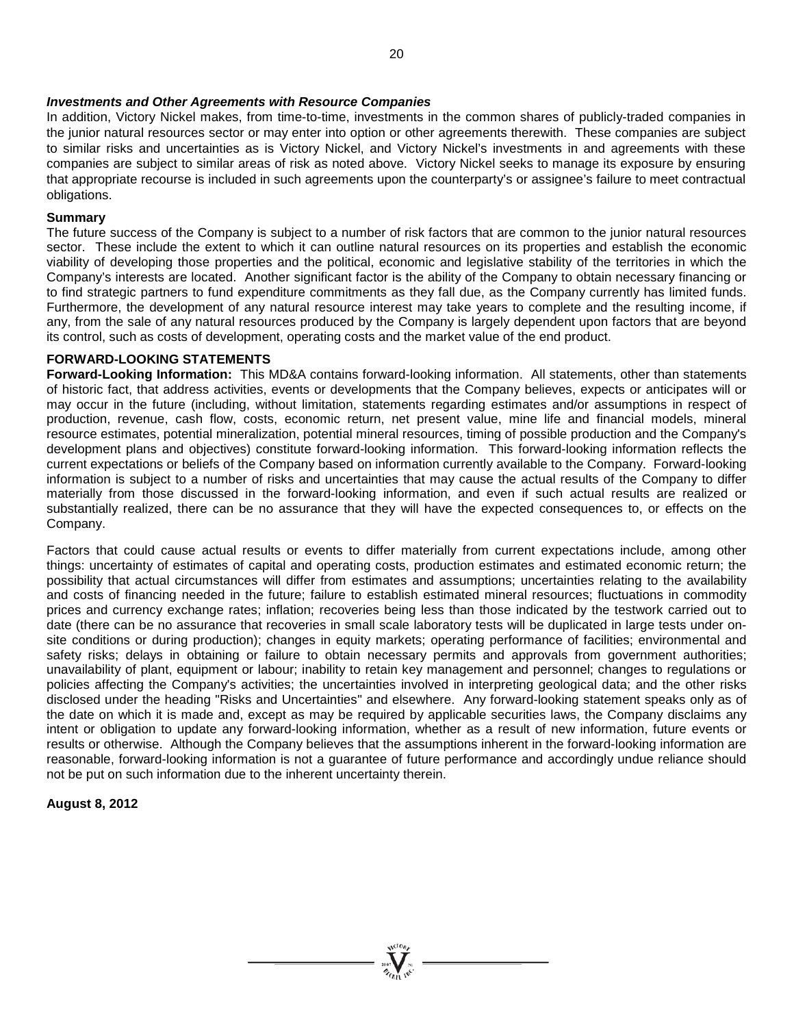***Investments and Other Agreements with Resource Companies***

In addition, Victory Nickel makes, from time-to-time, investments in the common shares of publicly-traded companies in the junior natural resources sector or may enter into option or other agreements therewith. These companies are subject to similar risks and uncertainties as is Victory Nickel, and Victory Nickel's investments in and agreements with these companies are subject to similar areas of risk as noted above. Victory Nickel seeks to manage its exposure by ensuring that appropriate recourse is included in such agreements upon the counterparty's or assignee's failure to meet contractual obligations.

**Summary**

The future success of the Company is subject to a number of risk factors that are common to the junior natural resources sector. These include the extent to which it can outline natural resources on its properties and establish the economic viability of developing those properties and the political, economic and legislative stability of the territories in which the Company's interests are located. Another significant factor is the ability of the Company to obtain necessary financing or to find strategic partners to fund expenditure commitments as they fall due, as the Company currently has limited funds. Furthermore, the development of any natural resource interest may take years to complete and the resulting income, if any, from the sale of any natural resources produced by the Company is largely dependent upon factors that are beyond its control, such as costs of development, operating costs and the market value of the end product.

## FORWARD-LOOKING STATEMENTS

**Forward-Looking Information:** This MD&A contains forward-looking information. All statements, other than statements of historic fact, that address activities, events or developments that the Company believes, expects or anticipates will or may occur in the future (including, without limitation, statements regarding estimates and/or assumptions in respect of production, revenue, cash flow, costs, economic return, net present value, mine life and financial models, mineral resource estimates, potential mineralization, potential mineral resources, timing of possible production and the Company's development plans and objectives) constitute forward-looking information. This forward-looking information reflects the current expectations or beliefs of the Company based on information currently available to the Company. Forward-looking information is subject to a number of risks and uncertainties that may cause the actual results of the Company to differ materially from those discussed in the forward-looking information, and even if such actual results are realized or substantially realized, there can be no assurance that they will have the expected consequences to, or effects on the Company.

Factors that could cause actual results or events to differ materially from current expectations include, among other things: uncertainty of estimates of capital and operating costs, production estimates and estimated economic return; the possibility that actual circumstances will differ from estimates and assumptions; uncertainties relating to the availability and costs of financing needed in the future; failure to establish estimated mineral resources; fluctuations in commodity prices and currency exchange rates; inflation; recoveries being less than those indicated by the testwork carried out to date (there can be no assurance that recoveries in small scale laboratory tests will be duplicated in large tests under on-site conditions or during production); changes in equity markets; operating performance of facilities; environmental and safety risks; delays in obtaining or failure to obtain necessary permits and approvals from government authorities; unavailability of plant, equipment or labour; inability to retain key management and personnel; changes to regulations or policies affecting the Company's activities; the uncertainties involved in interpreting geological data; and the other risks disclosed under the heading "Risks and Uncertainties" and elsewhere. Any forward-looking statement speaks only as of the date on which it is made and, except as may be required by applicable securities laws, the Company disclaims any intent or obligation to update any forward-looking information, whether as a result of new information, future events or results or otherwise. Although the Company believes that the assumptions inherent in the forward-looking information are reasonable, forward-looking information is not a guarantee of future performance and accordingly undue reliance should not be put on such information due to the inherent uncertainty therein.

**August 8, 2012**